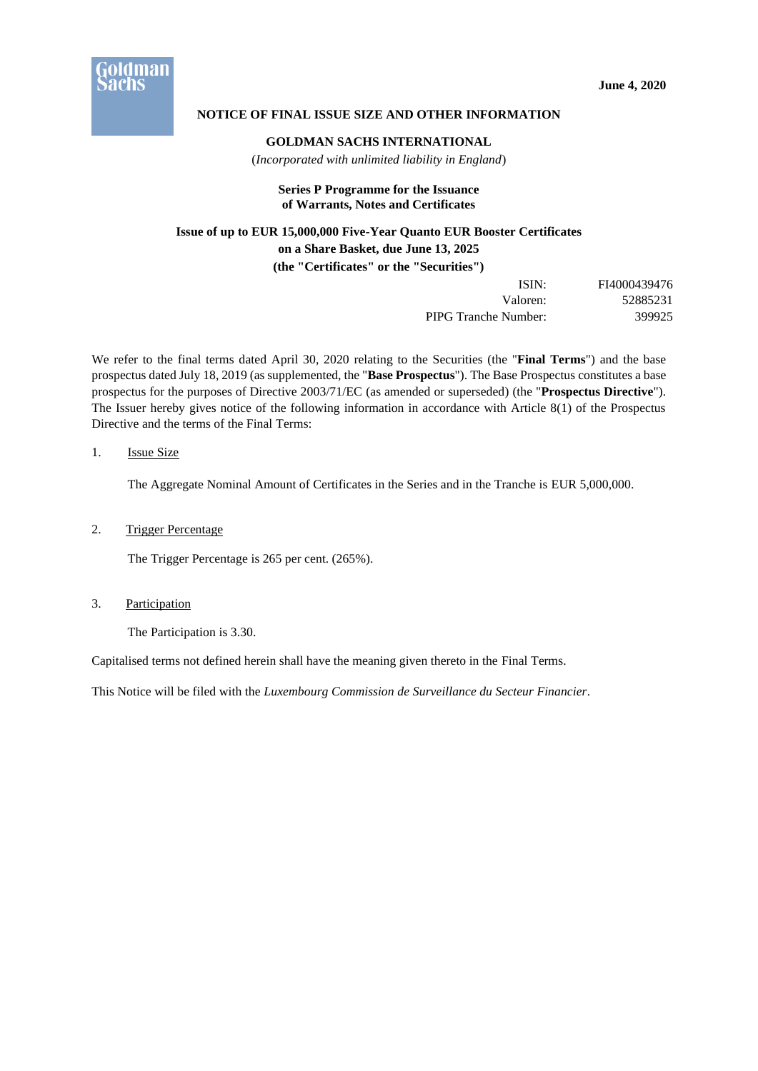June 4, 2020

**NOTICE OF FINAL ISSUE SIZE AND OTHER INFORMATION**

**GOLDMAN SACHS INTERNATIONAL**

(*Incorporated with unlimited liability in England*)

**Series P Programme for the Issuance of Warrants, Notes and Certificates**

**Issue of up to EUR 15,000,000 Five-Year Quanto EUR Booster Certificates on a Share Basket, due June 13, 2025 (the "Certificates" or the "Securities")**

| | |
|---|---|
| ISIN: | FI4000439476 |
| Valoren: | 52885231 |
| PIPG Tranche Number: | 399925 |

We refer to the final terms dated April 30, 2020 relating to the Securities (the "**Final Terms**") and the base prospectus dated July 18, 2019 (as supplemented, the "**Base Prospectus**"). The Base Prospectus constitutes a base prospectus for the purposes of Directive 2003/71/EC (as amended or superseded) (the "**Prospectus Directive**"). The Issuer hereby gives notice of the following information in accordance with Article 8(1) of the Prospectus Directive and the terms of the Final Terms:

1. Issue Size

   The Aggregate Nominal Amount of Certificates in the Series and in the Tranche is EUR 5,000,000.

2. Trigger Percentage

   The Trigger Percentage is 265 per cent. (265%).

3. Participation

   The Participation is 3.30.

Capitalised terms not defined herein shall have the meaning given thereto in the Final Terms.

This Notice will be filed with the *Luxembourg Commission de Surveillance du Secteur Financier*.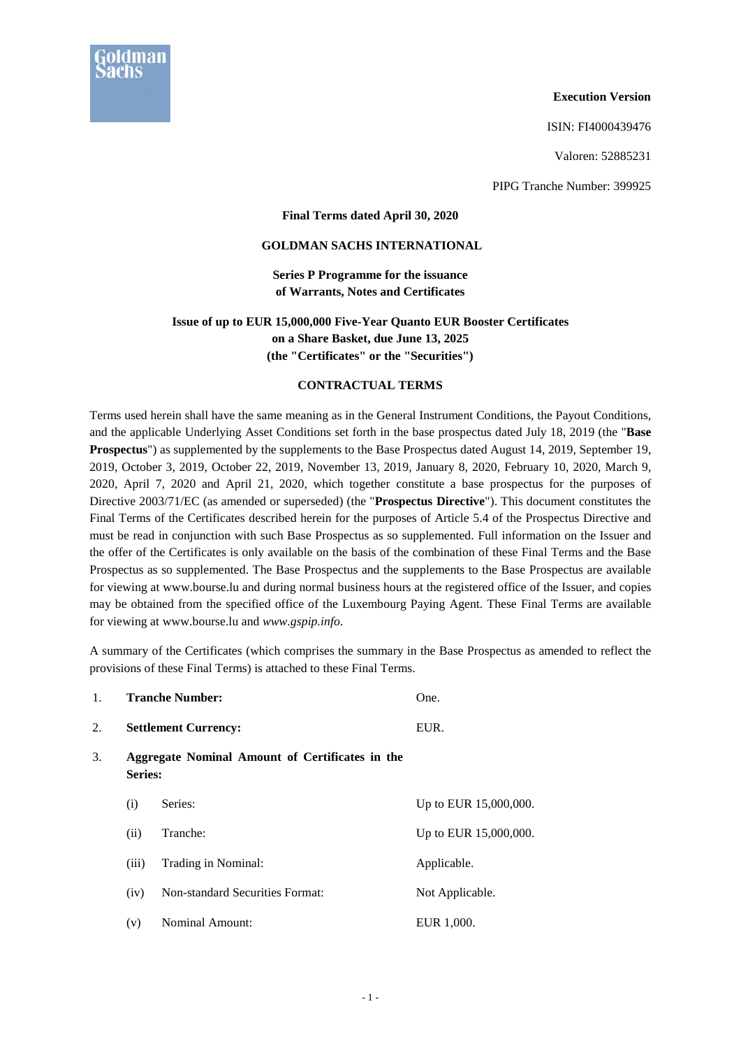**Execution Version**

ISIN: FI4000439476

Valoren: 52885231

PIPG Tranche Number: 399925

**Final Terms dated April 30, 2020**

**GOLDMAN SACHS INTERNATIONAL**

**Series P Programme for the issuance of Warrants, Notes and Certificates**

**Issue of up to EUR 15,000,000 Five-Year Quanto EUR Booster Certificates on a Share Basket, due June 13, 2025 (the "Certificates" or the "Securities")**

**CONTRACTUAL TERMS**

Terms used herein shall have the same meaning as in the General Instrument Conditions, the Payout Conditions, and the applicable Underlying Asset Conditions set forth in the base prospectus dated July 18, 2019 (the "**Base Prospectus**") as supplemented by the supplements to the Base Prospectus dated August 14, 2019, September 19, 2019, October 3, 2019, October 22, 2019, November 13, 2019, January 8, 2020, February 10, 2020, March 9, 2020, April 7, 2020 and April 21, 2020, which together constitute a base prospectus for the purposes of Directive 2003/71/EC (as amended or superseded) (the "**Prospectus Directive**"). This document constitutes the Final Terms of the Certificates described herein for the purposes of Article 5.4 of the Prospectus Directive and must be read in conjunction with such Base Prospectus as so supplemented. Full information on the Issuer and the offer of the Certificates is only available on the basis of the combination of these Final Terms and the Base Prospectus as so supplemented. The Base Prospectus and the supplements to the Base Prospectus are available for viewing at www.bourse.lu and during normal business hours at the registered office of the Issuer, and copies may be obtained from the specified office of the Luxembourg Paying Agent. These Final Terms are available for viewing at www.bourse.lu and *www.gspip.info*.

A summary of the Certificates (which comprises the summary in the Base Prospectus as amended to reflect the provisions of these Final Terms) is attached to these Final Terms.

1. **Tranche Number:** One.

2. **Settlement Currency:** EUR.

3. **Aggregate Nominal Amount of Certificates in the Series:**

   (i) Series: Up to EUR 15,000,000.

   (ii) Tranche: Up to EUR 15,000,000.

   (iii) Trading in Nominal: Applicable.

   (iv) Non-standard Securities Format: Not Applicable.

   (v) Nominal Amount: EUR 1,000.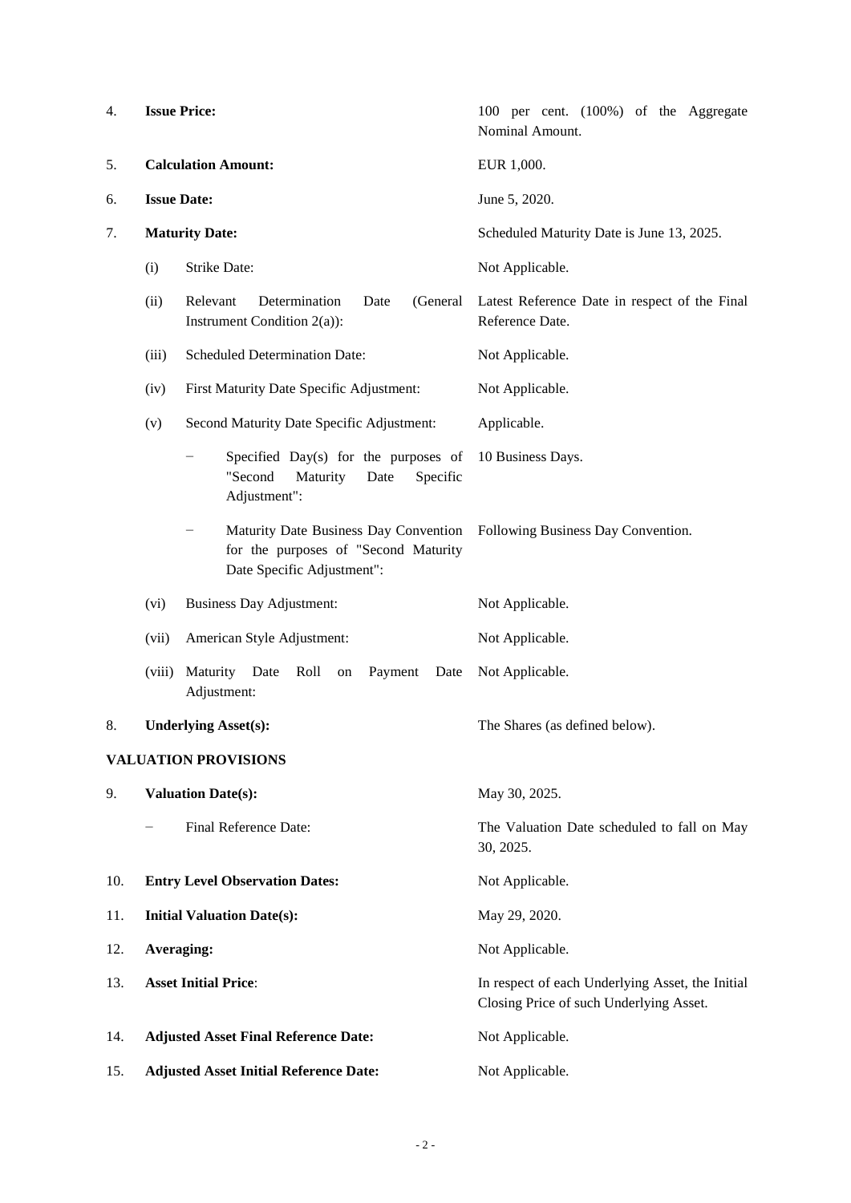| | | |
|---|---|---|
| 4. | **Issue Price:** | 100 per cent. (100%) of the Aggregate Nominal Amount. |
| 5. | **Calculation Amount:** | EUR 1,000. |
| 6. | **Issue Date:** | June 5, 2020. |
| 7. | **Maturity Date:** | Scheduled Maturity Date is June 13, 2025. |
| | (i) Strike Date: | Not Applicable. |
| | (ii) Relevant Determination Date (General Instrument Condition 2(a)): | Latest Reference Date in respect of the Final Reference Date. |
| | (iii) Scheduled Determination Date: | Not Applicable. |
| | (iv) First Maturity Date Specific Adjustment: | Not Applicable. |
| | (v) Second Maturity Date Specific Adjustment: | Applicable. |
| | − Specified Day(s) for the purposes of "Second Maturity Date Specific Adjustment": | 10 Business Days. |
| | − Maturity Date Business Day Convention for the purposes of "Second Maturity Date Specific Adjustment": | Following Business Day Convention. |
| | (vi) Business Day Adjustment: | Not Applicable. |
| | (vii) American Style Adjustment: | Not Applicable. |
| | (viii) Maturity Date Roll on Payment Date Adjustment: | Not Applicable. |
| 8. | **Underlying Asset(s):** | The Shares (as defined below). |

**VALUATION PROVISIONS**

| | | |
|---|---|---|
| 9. | **Valuation Date(s):** | May 30, 2025. |
| | − Final Reference Date: | The Valuation Date scheduled to fall on May 30, 2025. |
| 10. | **Entry Level Observation Dates:** | Not Applicable. |
| 11. | **Initial Valuation Date(s):** | May 29, 2020. |
| 12. | **Averaging:** | Not Applicable. |
| 13. | **Asset Initial Price**: | In respect of each Underlying Asset, the Initial Closing Price of such Underlying Asset. |
| 14. | **Adjusted Asset Final Reference Date:** | Not Applicable. |
| 15. | **Adjusted Asset Initial Reference Date:** | Not Applicable. |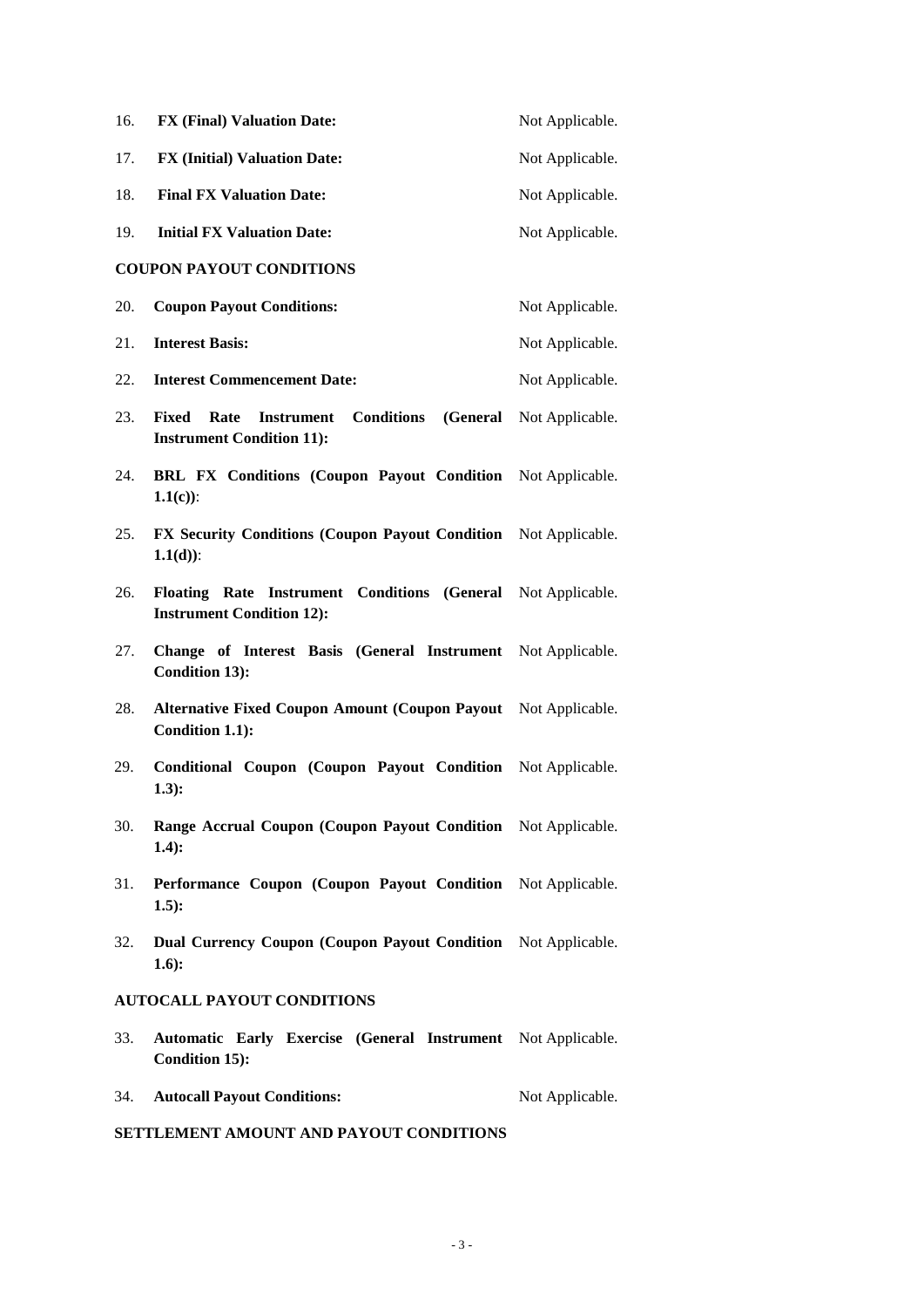| | | |
|---|---|---|
| 16. | **FX (Final) Valuation Date:** | Not Applicable. |
| 17. | **FX (Initial) Valuation Date:** | Not Applicable. |
| 18. | **Final FX Valuation Date:** | Not Applicable. |
| 19. | **Initial FX Valuation Date:** | Not Applicable. |

**COUPON PAYOUT CONDITIONS**

| | | |
|---|---|---|
| 20. | **Coupon Payout Conditions:** | Not Applicable. |
| 21. | **Interest Basis:** | Not Applicable. |
| 22. | **Interest Commencement Date:** | Not Applicable. |
| 23. | **Fixed Rate Instrument Conditions (General Instrument Condition 11):** | Not Applicable. |
| 24. | **BRL FX Conditions (Coupon Payout Condition 1.1(c))**: | Not Applicable. |
| 25. | **FX Security Conditions (Coupon Payout Condition 1.1(d))**: | Not Applicable. |
| 26. | **Floating Rate Instrument Conditions (General Instrument Condition 12):** | Not Applicable. |
| 27. | **Change of Interest Basis (General Instrument Condition 13):** | Not Applicable. |
| 28. | **Alternative Fixed Coupon Amount (Coupon Payout Condition 1.1):** | Not Applicable. |
| 29. | **Conditional Coupon (Coupon Payout Condition 1.3):** | Not Applicable. |
| 30. | **Range Accrual Coupon (Coupon Payout Condition 1.4):** | Not Applicable. |
| 31. | **Performance Coupon (Coupon Payout Condition 1.5):** | Not Applicable. |
| 32. | **Dual Currency Coupon (Coupon Payout Condition 1.6):** | Not Applicable. |

**AUTOCALL PAYOUT CONDITIONS**

| | | |
|---|---|---|
| 33. | **Automatic Early Exercise (General Instrument Condition 15):** | Not Applicable. |
| 34. | **Autocall Payout Conditions:** | Not Applicable. |

**SETTLEMENT AMOUNT AND PAYOUT CONDITIONS**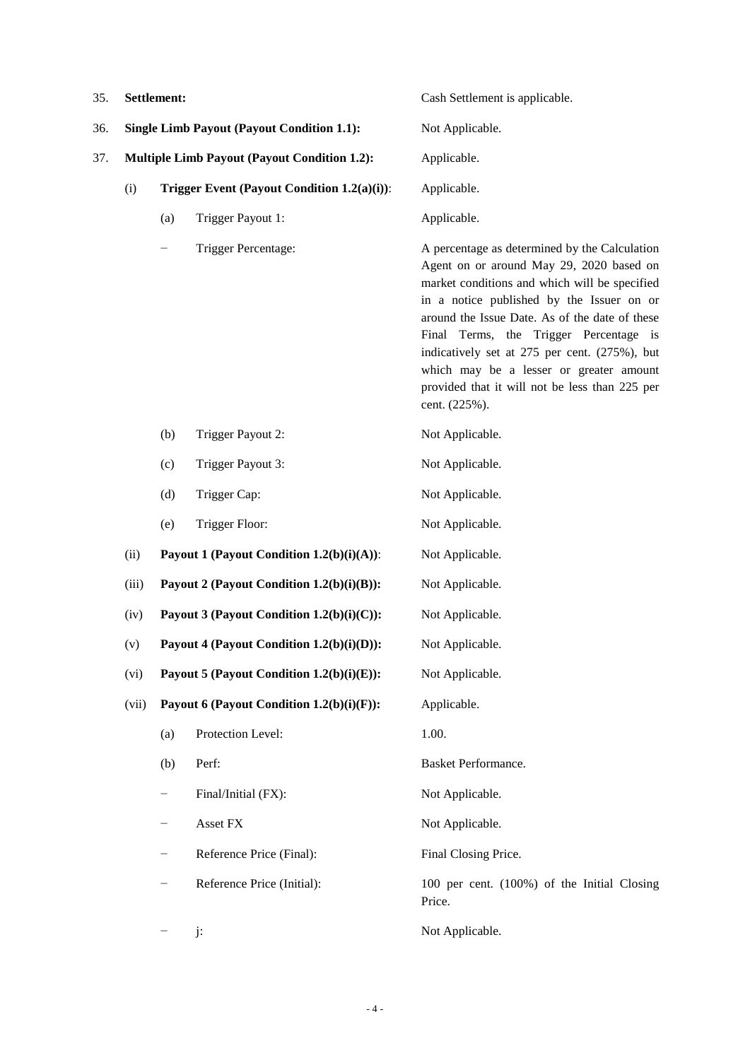| | | | | |
|---|---|---|---|---|
| 35. | **Settlement:** | | | Cash Settlement is applicable. |
| 36. | **Single Limb Payout (Payout Condition 1.1):** | | | Not Applicable. |
| 37. | **Multiple Limb Payout (Payout Condition 1.2):** | | | Applicable. |
| | (i) | **Trigger Event (Payout Condition 1.2(a)(i))**: | | Applicable. |
| | | (a) | Trigger Payout 1: | Applicable. |
| | | − | Trigger Percentage: | A percentage as determined by the Calculation Agent on or around May 29, 2020 based on market conditions and which will be specified in a notice published by the Issuer on or around the Issue Date. As of the date of these Final Terms, the Trigger Percentage is indicatively set at 275 per cent. (275%), but which may be a lesser or greater amount provided that it will not be less than 225 per cent. (225%). |
| | | (b) | Trigger Payout 2: | Not Applicable. |
| | | (c) | Trigger Payout 3: | Not Applicable. |
| | | (d) | Trigger Cap: | Not Applicable. |
| | | (e) | Trigger Floor: | Not Applicable. |
| | (ii) | **Payout 1 (Payout Condition 1.2(b)(i)(A))**: | | Not Applicable. |
| | (iii) | **Payout 2 (Payout Condition 1.2(b)(i)(B)):** | | Not Applicable. |
| | (iv) | **Payout 3 (Payout Condition 1.2(b)(i)(C)):** | | Not Applicable. |
| | (v) | **Payout 4 (Payout Condition 1.2(b)(i)(D)):** | | Not Applicable. |
| | (vi) | **Payout 5 (Payout Condition 1.2(b)(i)(E)):** | | Not Applicable. |
| | (vii) | **Payout 6 (Payout Condition 1.2(b)(i)(F)):** | | Applicable. |
| | | (a) | Protection Level: | 1.00. |
| | | (b) | Perf: | Basket Performance. |
| | | − | Final/Initial (FX): | Not Applicable. |
| | | − | Asset FX | Not Applicable. |
| | | − | Reference Price (Final): | Final Closing Price. |
| | | − | Reference Price (Initial): | 100 per cent. (100%) of the Initial Closing Price. |
| | | − | j: | Not Applicable. |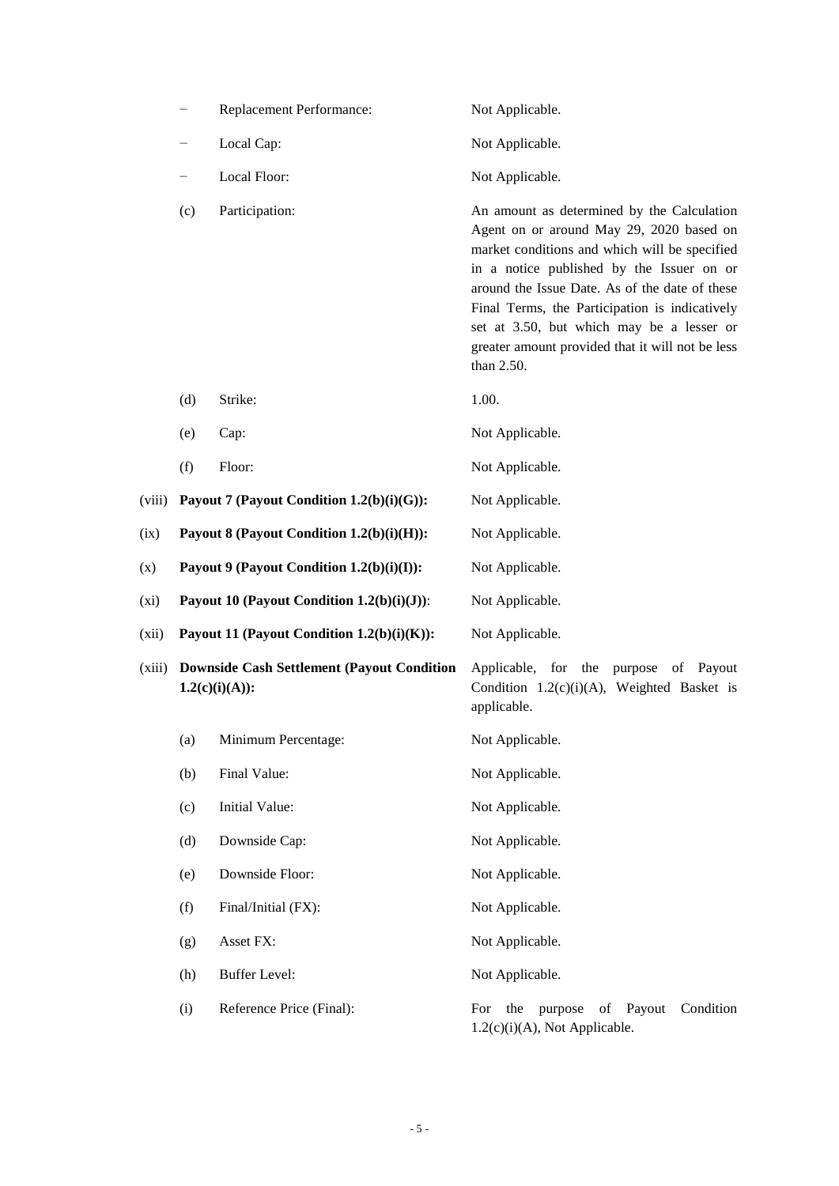| | | |
|---|---|---|
| − | Replacement Performance: | Not Applicable. |
| − | Local Cap: | Not Applicable. |
| − | Local Floor: | Not Applicable. |
| (c) | Participation: | An amount as determined by the Calculation Agent on or around May 29, 2020 based on market conditions and which will be specified in a notice published by the Issuer on or around the Issue Date. As of the date of these Final Terms, the Participation is indicatively set at 3.50, but which may be a lesser or greater amount provided that it will not be less than 2.50. |
| (d) | Strike: | 1.00. |
| (e) | Cap: | Not Applicable. |
| (f) | Floor: | Not Applicable. |
| (viii) | **Payout 7 (Payout Condition 1.2(b)(i)(G)):** | Not Applicable. |
| (ix) | **Payout 8 (Payout Condition 1.2(b)(i)(H)):** | Not Applicable. |
| (x) | **Payout 9 (Payout Condition 1.2(b)(i)(I)):** | Not Applicable. |
| (xi) | **Payout 10 (Payout Condition 1.2(b)(i)(J))**: | Not Applicable. |
| (xii) | **Payout 11 (Payout Condition 1.2(b)(i)(K)):** | Not Applicable. |
| (xiii) | **Downside Cash Settlement (Payout Condition 1.2(c)(i)(A)):** | Applicable, for the purpose of Payout Condition 1.2(c)(i)(A), Weighted Basket is applicable. |
| (a) | Minimum Percentage: | Not Applicable. |
| (b) | Final Value: | Not Applicable. |
| (c) | Initial Value: | Not Applicable. |
| (d) | Downside Cap: | Not Applicable. |
| (e) | Downside Floor: | Not Applicable. |
| (f) | Final/Initial (FX): | Not Applicable. |
| (g) | Asset FX: | Not Applicable. |
| (h) | Buffer Level: | Not Applicable. |
| (i) | Reference Price (Final): | For the purpose of Payout Condition 1.2(c)(i)(A), Not Applicable. |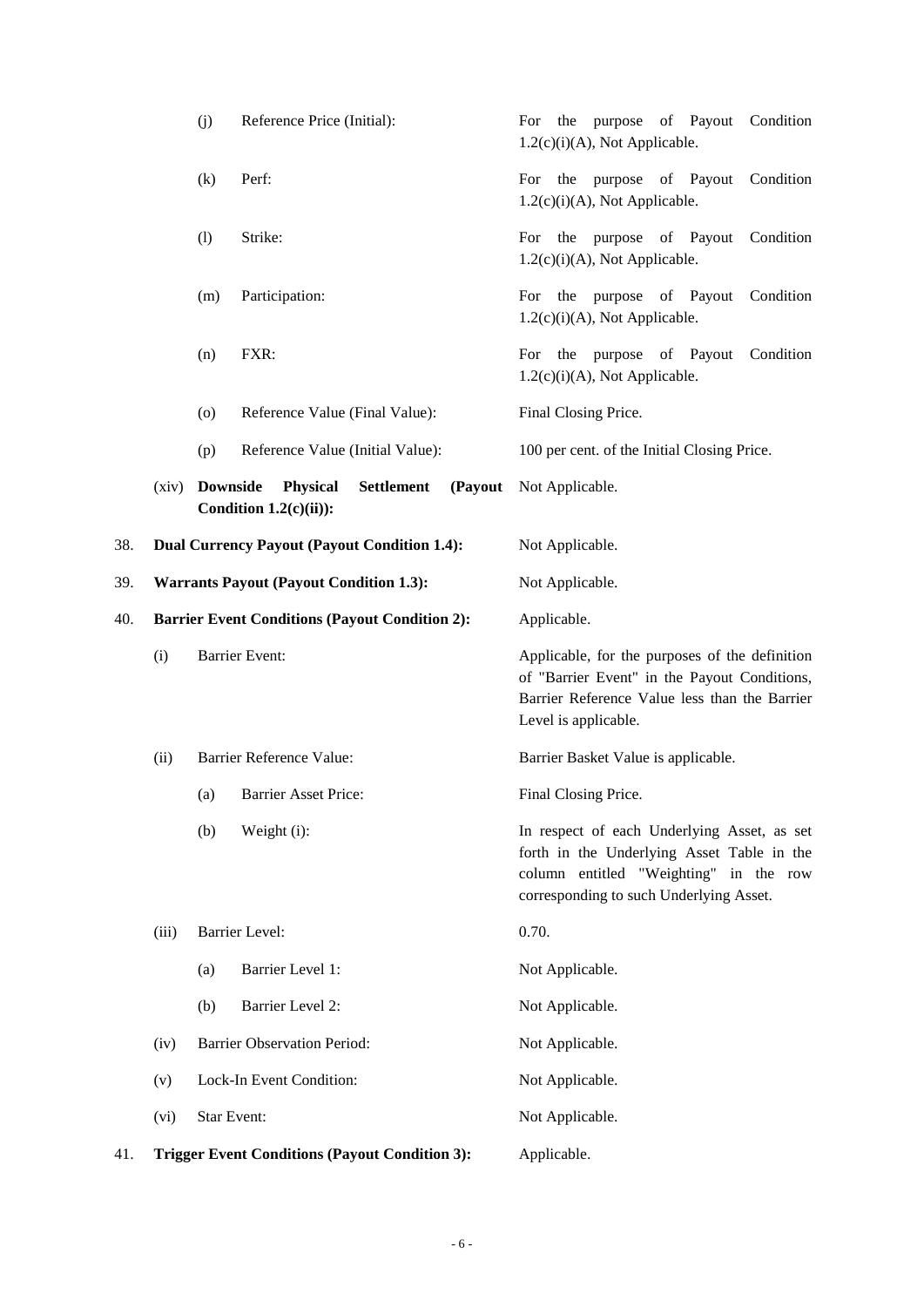| | | | |
|---|---|---|---|
| | (j) | Reference Price (Initial): | For the purpose of Payout Condition 1.2(c)(i)(A), Not Applicable. |
| | (k) | Perf: | For the purpose of Payout Condition 1.2(c)(i)(A), Not Applicable. |
| | (l) | Strike: | For the purpose of Payout Condition 1.2(c)(i)(A), Not Applicable. |
| | (m) | Participation: | For the purpose of Payout Condition 1.2(c)(i)(A), Not Applicable. |
| | (n) | FXR: | For the purpose of Payout Condition 1.2(c)(i)(A), Not Applicable. |
| | (o) | Reference Value (Final Value): | Final Closing Price. |
| | (p) | Reference Value (Initial Value): | 100 per cent. of the Initial Closing Price. |
| (xiv) | **Downside Physical Settlement (Payout Condition 1.2(c)(ii)):** | | Not Applicable. |

| | | | |
|---|---|---|---|
| 38. | **Dual Currency Payout (Payout Condition 1.4):** | | Not Applicable. |
| 39. | **Warrants Payout (Payout Condition 1.3):** | | Not Applicable. |
| 40. | **Barrier Event Conditions (Payout Condition 2):** | | Applicable. |
| | (i) | Barrier Event: | Applicable, for the purposes of the definition of "Barrier Event" in the Payout Conditions, Barrier Reference Value less than the Barrier Level is applicable. |
| | (ii) | Barrier Reference Value: | Barrier Basket Value is applicable. |
| | | (a) Barrier Asset Price: | Final Closing Price. |
| | | (b) Weight (i): | In respect of each Underlying Asset, as set forth in the Underlying Asset Table in the column entitled "Weighting" in the row corresponding to such Underlying Asset. |
| | (iii) | Barrier Level: | 0.70. |
| | | (a) Barrier Level 1: | Not Applicable. |
| | | (b) Barrier Level 2: | Not Applicable. |
| | (iv) | Barrier Observation Period: | Not Applicable. |
| | (v) | Lock-In Event Condition: | Not Applicable. |
| | (vi) | Star Event: | Not Applicable. |
| 41. | **Trigger Event Conditions (Payout Condition 3):** | | Applicable. |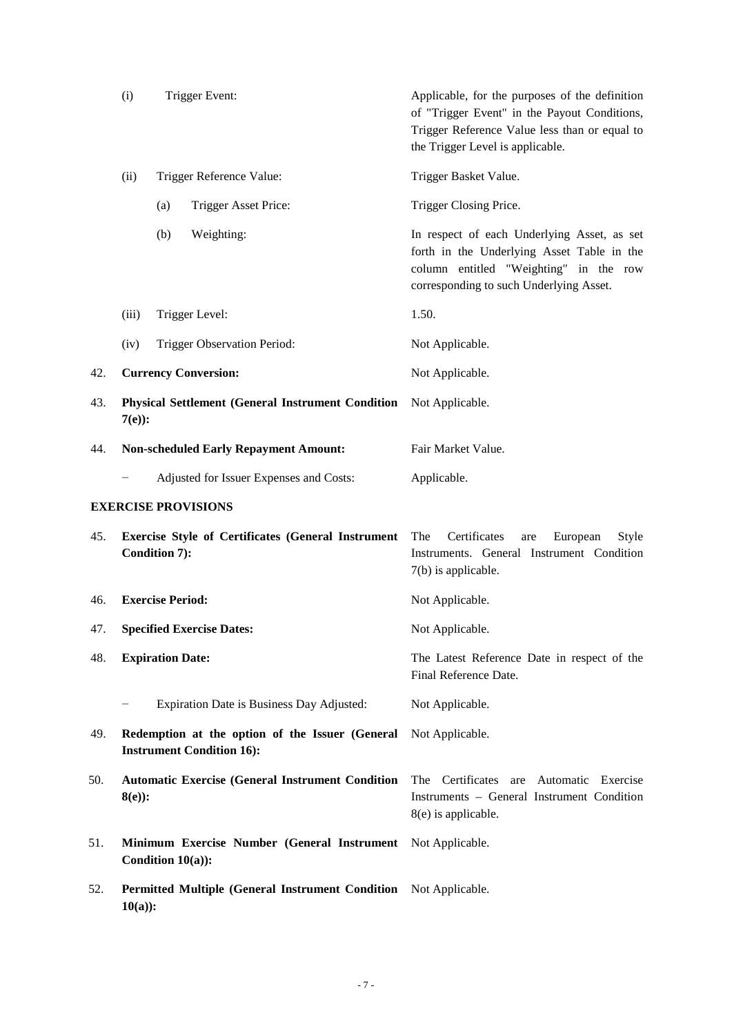| | | | |
|---|---|---|---|
| | (i) | Trigger Event: | Applicable, for the purposes of the definition of "Trigger Event" in the Payout Conditions, Trigger Reference Value less than or equal to the Trigger Level is applicable. |
| | (ii) | Trigger Reference Value: | Trigger Basket Value. |
| | | (a) Trigger Asset Price: | Trigger Closing Price. |
| | | (b) Weighting: | In respect of each Underlying Asset, as set forth in the Underlying Asset Table in the column entitled "Weighting" in the row corresponding to such Underlying Asset. |
| | (iii) | Trigger Level: | 1.50. |
| | (iv) | Trigger Observation Period: | Not Applicable. |
| 42. | **Currency Conversion:** | | Not Applicable. |
| 43. | **Physical Settlement (General Instrument Condition 7(e)):** | | Not Applicable. |
| 44. | **Non-scheduled Early Repayment Amount:** | | Fair Market Value. |
| | − | Adjusted for Issuer Expenses and Costs: | Applicable. |

**EXERCISE PROVISIONS**

| | | | |
|---|---|---|---|
| 45. | **Exercise Style of Certificates (General Instrument Condition 7):** | | The Certificates are European Style Instruments. General Instrument Condition 7(b) is applicable. |
| 46. | **Exercise Period:** | | Not Applicable. |
| 47. | **Specified Exercise Dates:** | | Not Applicable. |
| 48. | **Expiration Date:** | | The Latest Reference Date in respect of the Final Reference Date. |
| | − | Expiration Date is Business Day Adjusted: | Not Applicable. |
| 49. | **Redemption at the option of the Issuer (General Instrument Condition 16):** | | Not Applicable. |
| 50. | **Automatic Exercise (General Instrument Condition 8(e)):** | | The Certificates are Automatic Exercise Instruments – General Instrument Condition 8(e) is applicable. |
| 51. | **Minimum Exercise Number (General Instrument Condition 10(a)):** | | Not Applicable. |
| 52. | **Permitted Multiple (General Instrument Condition 10(a)):** | | Not Applicable. |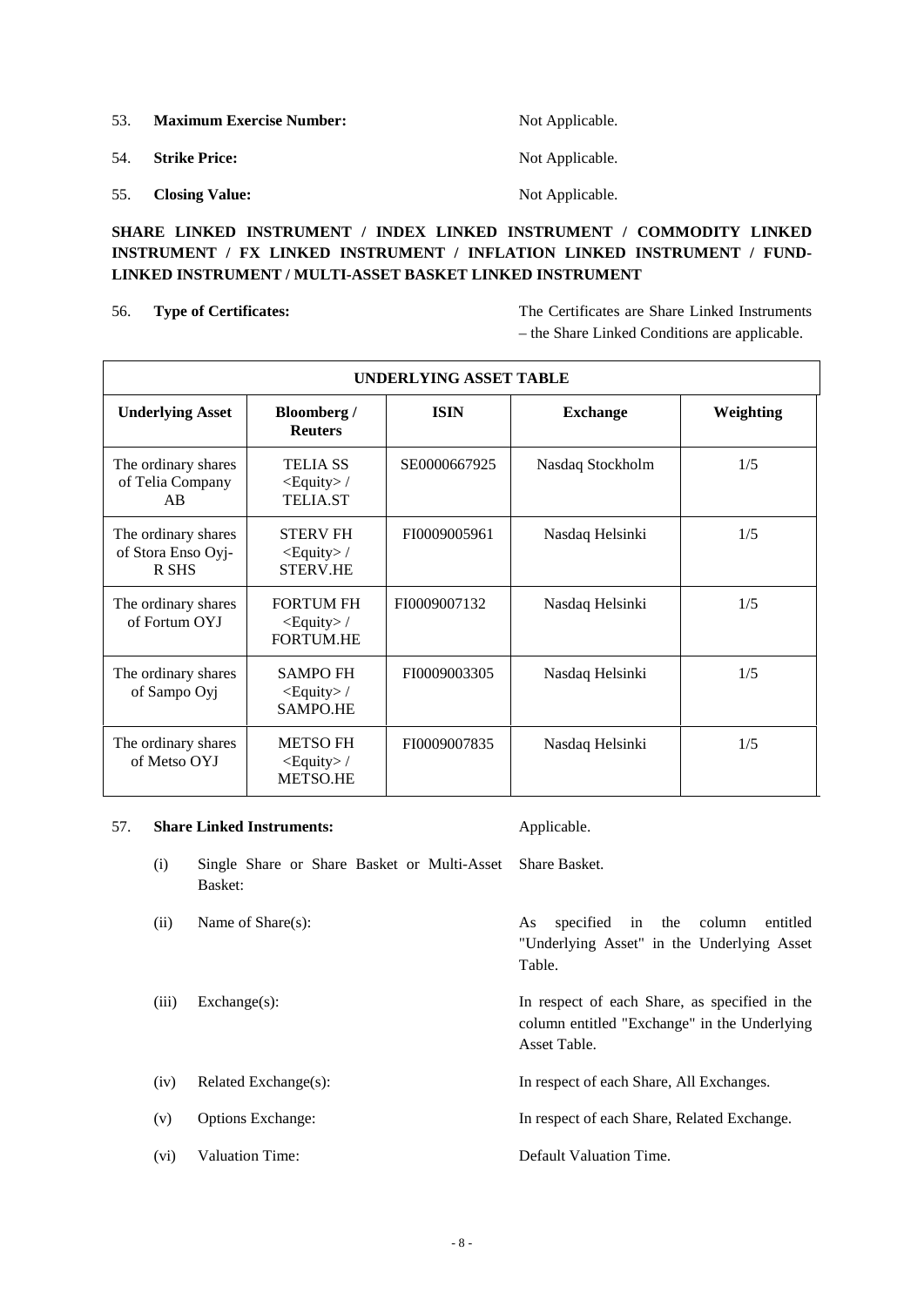53. **Maximum Exercise Number:** Not Applicable.

54. **Strike Price:** Not Applicable.

55. **Closing Value:** Not Applicable.

**SHARE LINKED INSTRUMENT / INDEX LINKED INSTRUMENT / COMMODITY LINKED INSTRUMENT / FX LINKED INSTRUMENT / INFLATION LINKED INSTRUMENT / FUND-LINKED INSTRUMENT / MULTI-ASSET BASKET LINKED INSTRUMENT**

56. **Type of Certificates:** The Certificates are Share Linked Instruments – the Share Linked Conditions are applicable.

| UNDERLYING ASSET TABLE | | | | |
|---|---|---|---|---|
| **Underlying Asset** | **Bloomberg / Reuters** | **ISIN** | **Exchange** | **Weighting** |
| The ordinary shares of Telia Company AB | TELIA SS <Equity> / TELIA.ST | SE0000667925 | Nasdaq Stockholm | 1/5 |
| The ordinary shares of Stora Enso Oyj-R SHS | STERV FH <Equity> / STERV.HE | FI0009005961 | Nasdaq Helsinki | 1/5 |
| The ordinary shares of Fortum OYJ | FORTUM FH <Equity> / FORTUM.HE | FI0009007132 | Nasdaq Helsinki | 1/5 |
| The ordinary shares of Sampo Oyj | SAMPO FH <Equity> / SAMPO.HE | FI0009003305 | Nasdaq Helsinki | 1/5 |
| The ordinary shares of Metso OYJ | METSO FH <Equity> / METSO.HE | FI0009007835 | Nasdaq Helsinki | 1/5 |

57. **Share Linked Instruments:** Applicable.

(i) Single Share or Share Basket or Multi-Asset Basket: Share Basket.

(ii) Name of Share(s): As specified in the column entitled "Underlying Asset" in the Underlying Asset Table.

(iii) Exchange(s): In respect of each Share, as specified in the column entitled "Exchange" in the Underlying Asset Table.

(iv) Related Exchange(s): In respect of each Share, All Exchanges.

(v) Options Exchange: In respect of each Share, Related Exchange.

(vi) Valuation Time: Default Valuation Time.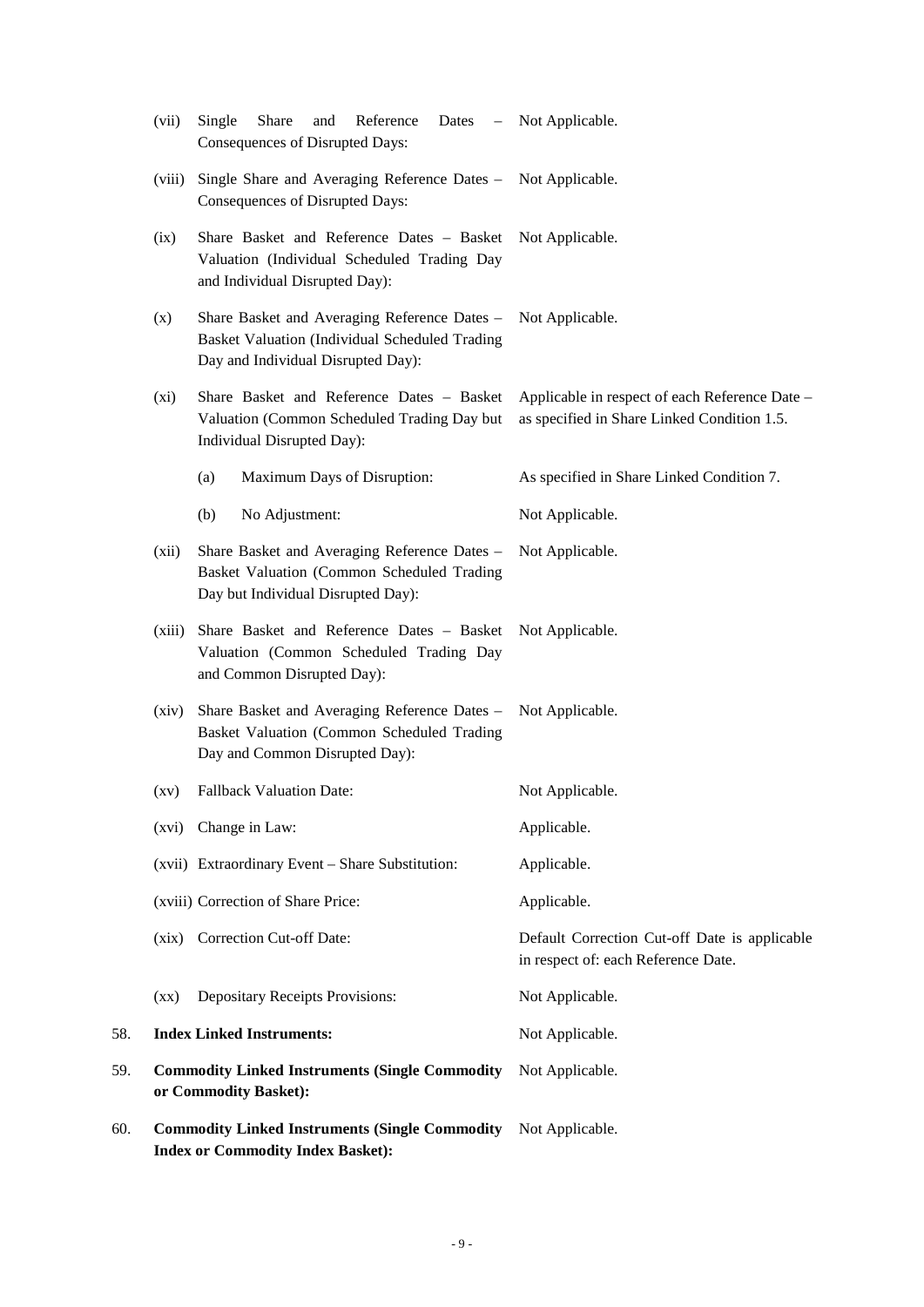| | | |
|---|---|---|
| | (vii) Single Share and Reference Dates – Consequences of Disrupted Days: | Not Applicable. |
| | (viii) Single Share and Averaging Reference Dates – Consequences of Disrupted Days: | Not Applicable. |
| | (ix) Share Basket and Reference Dates – Basket Valuation (Individual Scheduled Trading Day and Individual Disrupted Day): | Not Applicable. |
| | (x) Share Basket and Averaging Reference Dates – Basket Valuation (Individual Scheduled Trading Day and Individual Disrupted Day): | Not Applicable. |
| | (xi) Share Basket and Reference Dates – Basket Valuation (Common Scheduled Trading Day but Individual Disrupted Day): | Applicable in respect of each Reference Date – as specified in Share Linked Condition 1.5. |
| | (a) Maximum Days of Disruption: | As specified in Share Linked Condition 7. |
| | (b) No Adjustment: | Not Applicable. |
| | (xii) Share Basket and Averaging Reference Dates – Basket Valuation (Common Scheduled Trading Day but Individual Disrupted Day): | Not Applicable. |
| | (xiii) Share Basket and Reference Dates – Basket Valuation (Common Scheduled Trading Day and Common Disrupted Day): | Not Applicable. |
| | (xiv) Share Basket and Averaging Reference Dates – Basket Valuation (Common Scheduled Trading Day and Common Disrupted Day): | Not Applicable. |
| | (xv) Fallback Valuation Date: | Not Applicable. |
| | (xvi) Change in Law: | Applicable. |
| | (xvii) Extraordinary Event – Share Substitution: | Applicable. |
| | (xviii) Correction of Share Price: | Applicable. |
| | (xix) Correction Cut-off Date: | Default Correction Cut-off Date is applicable in respect of: each Reference Date. |
| | (xx) Depositary Receipts Provisions: | Not Applicable. |
| 58. | **Index Linked Instruments:** | Not Applicable. |
| 59. | **Commodity Linked Instruments (Single Commodity or Commodity Basket):** | Not Applicable. |
| 60. | **Commodity Linked Instruments (Single Commodity Index or Commodity Index Basket):** | Not Applicable. |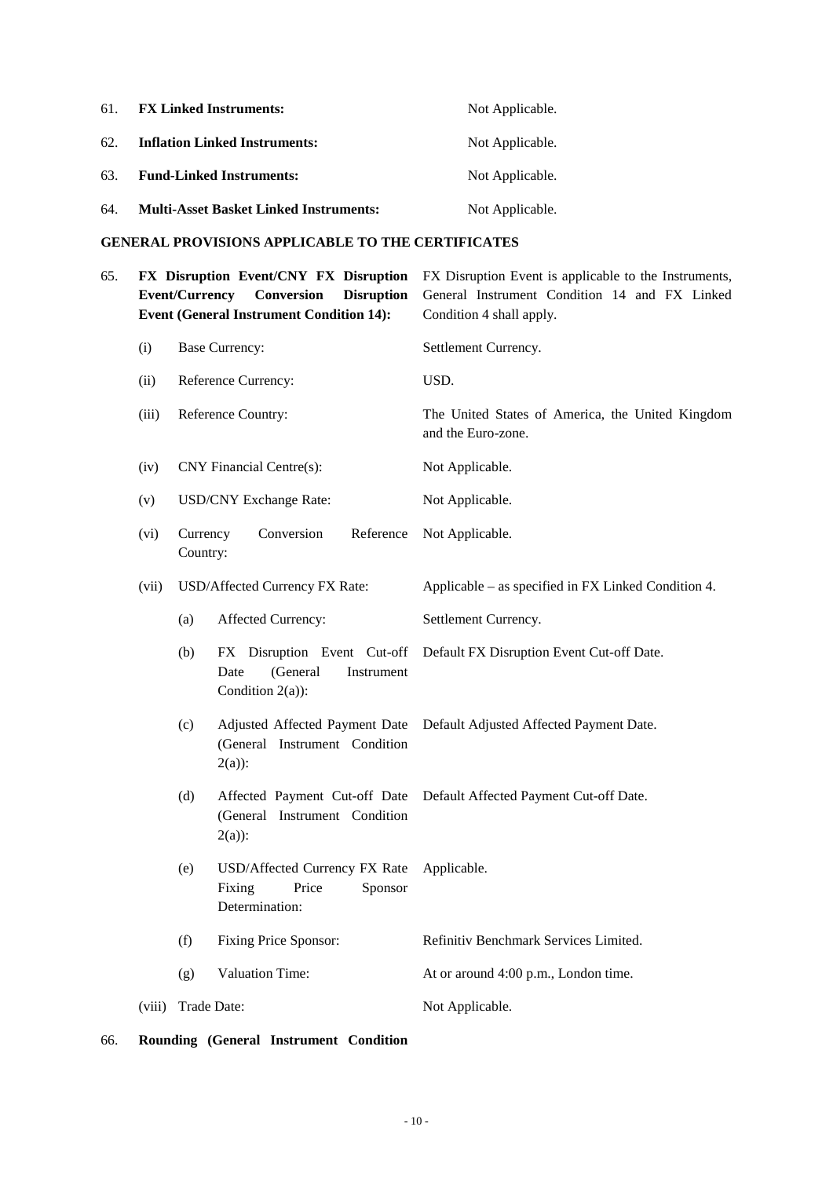| | | |
|---|---|---|
| 61. | **FX Linked Instruments:** | Not Applicable. |
| 62. | **Inflation Linked Instruments:** | Not Applicable. |
| 63. | **Fund-Linked Instruments:** | Not Applicable. |
| 64. | **Multi-Asset Basket Linked Instruments:** | Not Applicable. |

**GENERAL PROVISIONS APPLICABLE TO THE CERTIFICATES**

| | | | | |
|---|---|---|---|---|
| 65. | | | **FX Disruption Event/CNY FX Disruption Event/Currency Conversion Disruption Event (General Instrument Condition 14):** | FX Disruption Event is applicable to the Instruments, General Instrument Condition 14 and FX Linked Condition 4 shall apply. |
| | (i) | | Base Currency: | Settlement Currency. |
| | (ii) | | Reference Currency: | USD. |
| | (iii) | | Reference Country: | The United States of America, the United Kingdom and the Euro-zone. |
| | (iv) | | CNY Financial Centre(s): | Not Applicable. |
| | (v) | | USD/CNY Exchange Rate: | Not Applicable. |
| | (vi) | | Currency Conversion Reference Country: | Not Applicable. |
| | (vii) | | USD/Affected Currency FX Rate: | Applicable – as specified in FX Linked Condition 4. |
| | | (a) | Affected Currency: | Settlement Currency. |
| | | (b) | FX Disruption Event Cut-off Date (General Instrument Condition 2(a)): | Default FX Disruption Event Cut-off Date. |
| | | (c) | Adjusted Affected Payment Date (General Instrument Condition 2(a)): | Default Adjusted Affected Payment Date. |
| | | (d) | Affected Payment Cut-off Date (General Instrument Condition 2(a)): | Default Affected Payment Cut-off Date. |
| | | (e) | USD/Affected Currency FX Rate Fixing Price Sponsor Determination: | Applicable. |
| | | (f) | Fixing Price Sponsor: | Refinitiv Benchmark Services Limited. |
| | | (g) | Valuation Time: | At or around 4:00 p.m., London time. |
| | (viii) | | Trade Date: | Not Applicable. |

66. **Rounding (General Instrument Condition**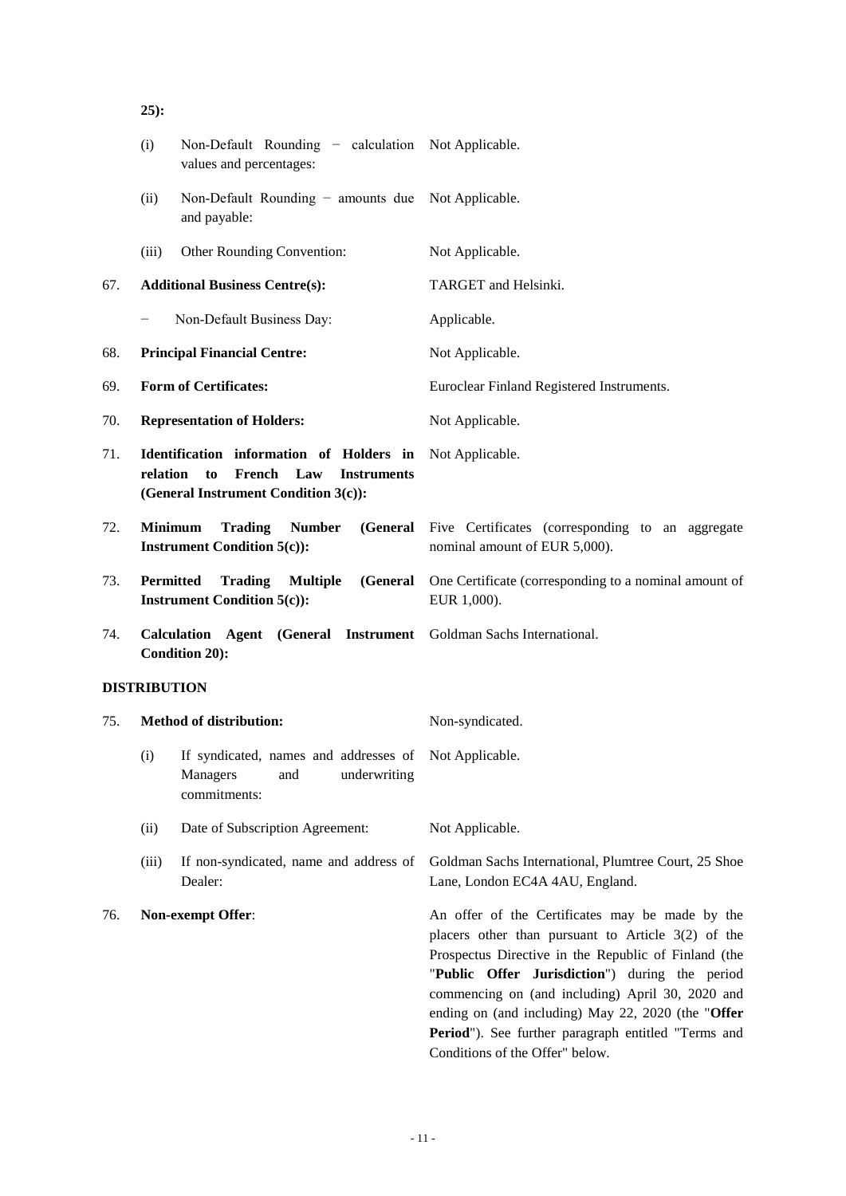25):

| | | | |
|---|---|---|---|
| | (i) | Non-Default Rounding − calculation values and percentages: | Not Applicable. |
| | (ii) | Non-Default Rounding − amounts due and payable: | Not Applicable. |
| | (iii) | Other Rounding Convention: | Not Applicable. |
| 67. | **Additional Business Centre(s):** | | TARGET and Helsinki. |
| | − | Non-Default Business Day: | Applicable. |
| 68. | **Principal Financial Centre:** | | Not Applicable. |
| 69. | **Form of Certificates:** | | Euroclear Finland Registered Instruments. |
| 70. | **Representation of Holders:** | | Not Applicable. |
| 71. | **Identification information of Holders in relation to French Law Instruments (General Instrument Condition 3(c)):** | | Not Applicable. |
| 72. | **Minimum Trading Number (General Instrument Condition 5(c)):** | | Five Certificates (corresponding to an aggregate nominal amount of EUR 5,000). |
| 73. | **Permitted Trading Multiple (General Instrument Condition 5(c)):** | | One Certificate (corresponding to a nominal amount of EUR 1,000). |
| 74. | **Calculation Agent (General Instrument Condition 20):** | | Goldman Sachs International. |

**DISTRIBUTION**

| | | | |
|---|---|---|---|
| 75. | **Method of distribution:** | | Non-syndicated. |
| | (i) | If syndicated, names and addresses of Managers and underwriting commitments: | Not Applicable. |
| | (ii) | Date of Subscription Agreement: | Not Applicable. |
| | (iii) | If non-syndicated, name and address of Dealer: | Goldman Sachs International, Plumtree Court, 25 Shoe Lane, London EC4A 4AU, England. |
| 76. | **Non-exempt Offer**: | | An offer of the Certificates may be made by the placers other than pursuant to Article 3(2) of the Prospectus Directive in the Republic of Finland (the "**Public Offer Jurisdiction**") during the period commencing on (and including) April 30, 2020 and ending on (and including) May 22, 2020 (the "**Offer Period**"). See further paragraph entitled "Terms and Conditions of the Offer" below. |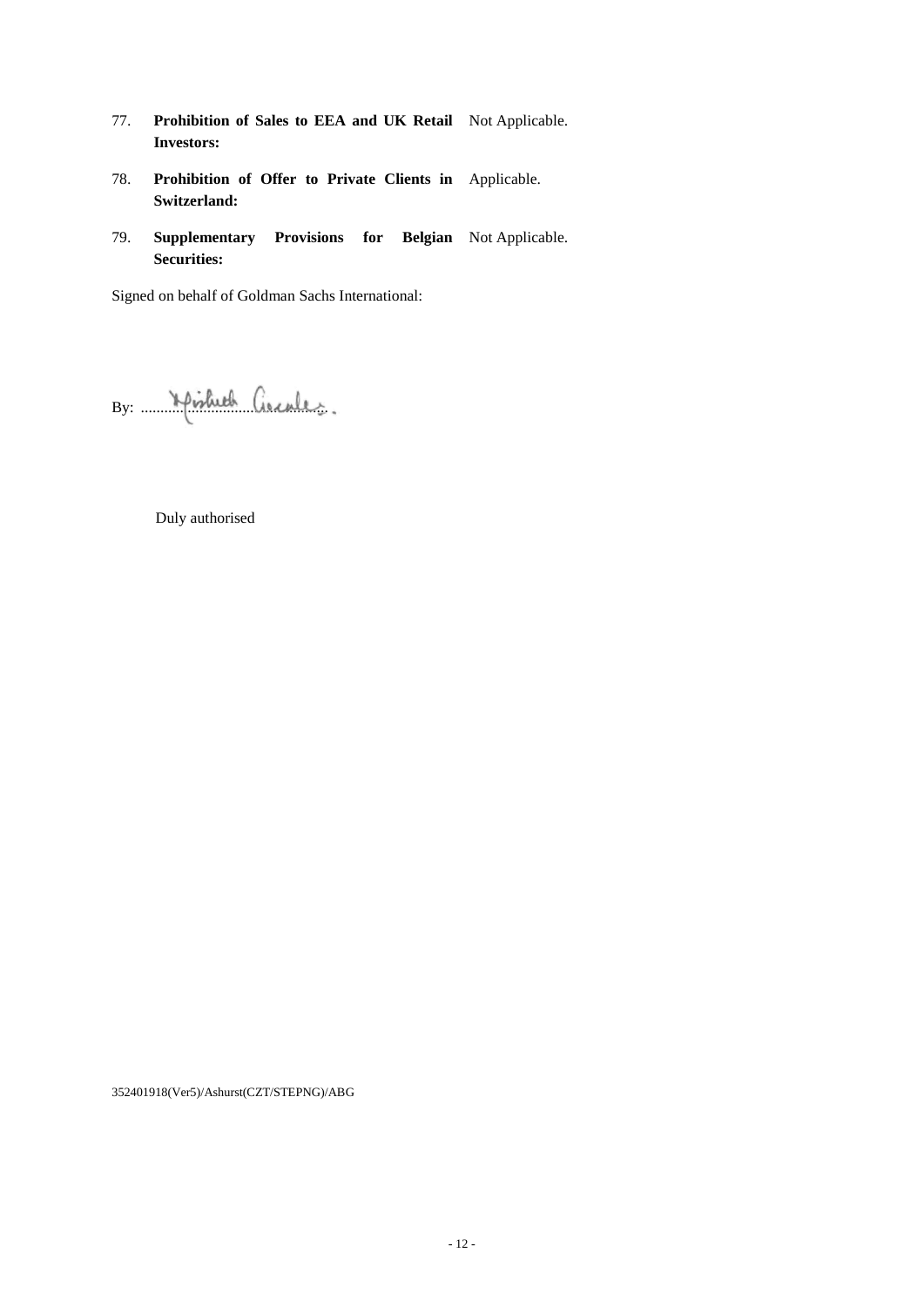77. **Prohibition of Sales to EEA and UK Retail Investors:** Not Applicable.

78. **Prohibition of Offer to Private Clients in Switzerland:** Applicable.

79. **Supplementary Provisions for Belgian Securities:** Not Applicable.

Signed on behalf of Goldman Sachs International:

By: ................................................

Duly authorised

352401918(Ver5)/Ashurst(CZT/STEPNG)/ABG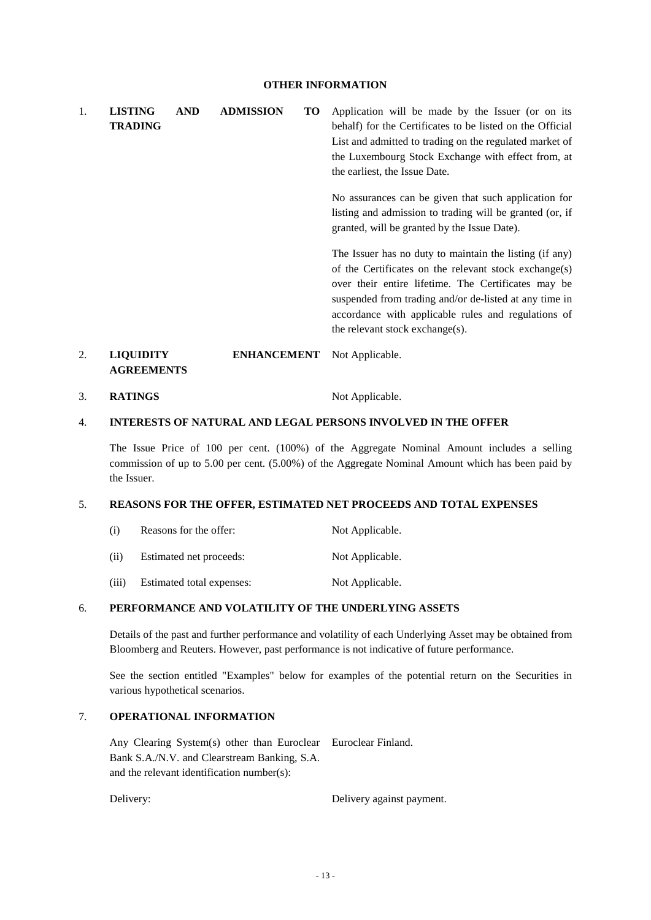## OTHER INFORMATION

1. **LISTING AND ADMISSION TO TRADING**

   Application will be made by the Issuer (or on its behalf) for the Certificates to be listed on the Official List and admitted to trading on the regulated market of the Luxembourg Stock Exchange with effect from, at the earliest, the Issue Date.

   No assurances can be given that such application for listing and admission to trading will be granted (or, if granted, will be granted by the Issue Date).

   The Issuer has no duty to maintain the listing (if any) of the Certificates on the relevant stock exchange(s) over their entire lifetime. The Certificates may be suspended from trading and/or de-listed at any time in accordance with applicable rules and regulations of the relevant stock exchange(s).

2. **LIQUIDITY ENHANCEMENT AGREEMENTS** — Not Applicable.

3. **RATINGS** — Not Applicable.

4. **INTERESTS OF NATURAL AND LEGAL PERSONS INVOLVED IN THE OFFER**

   The Issue Price of 100 per cent. (100%) of the Aggregate Nominal Amount includes a selling commission of up to 5.00 per cent. (5.00%) of the Aggregate Nominal Amount which has been paid by the Issuer.

5. **REASONS FOR THE OFFER, ESTIMATED NET PROCEEDS AND TOTAL EXPENSES**

   (i) Reasons for the offer: Not Applicable.

   (ii) Estimated net proceeds: Not Applicable.

   (iii) Estimated total expenses: Not Applicable.

6. **PERFORMANCE AND VOLATILITY OF THE UNDERLYING ASSETS**

   Details of the past and further performance and volatility of each Underlying Asset may be obtained from Bloomberg and Reuters. However, past performance is not indicative of future performance.

   See the section entitled "Examples" below for examples of the potential return on the Securities in various hypothetical scenarios.

7. **OPERATIONAL INFORMATION**

   Any Clearing System(s) other than Euroclear Bank S.A./N.V. and Clearstream Banking, S.A. and the relevant identification number(s): Euroclear Finland.

   Delivery: Delivery against payment.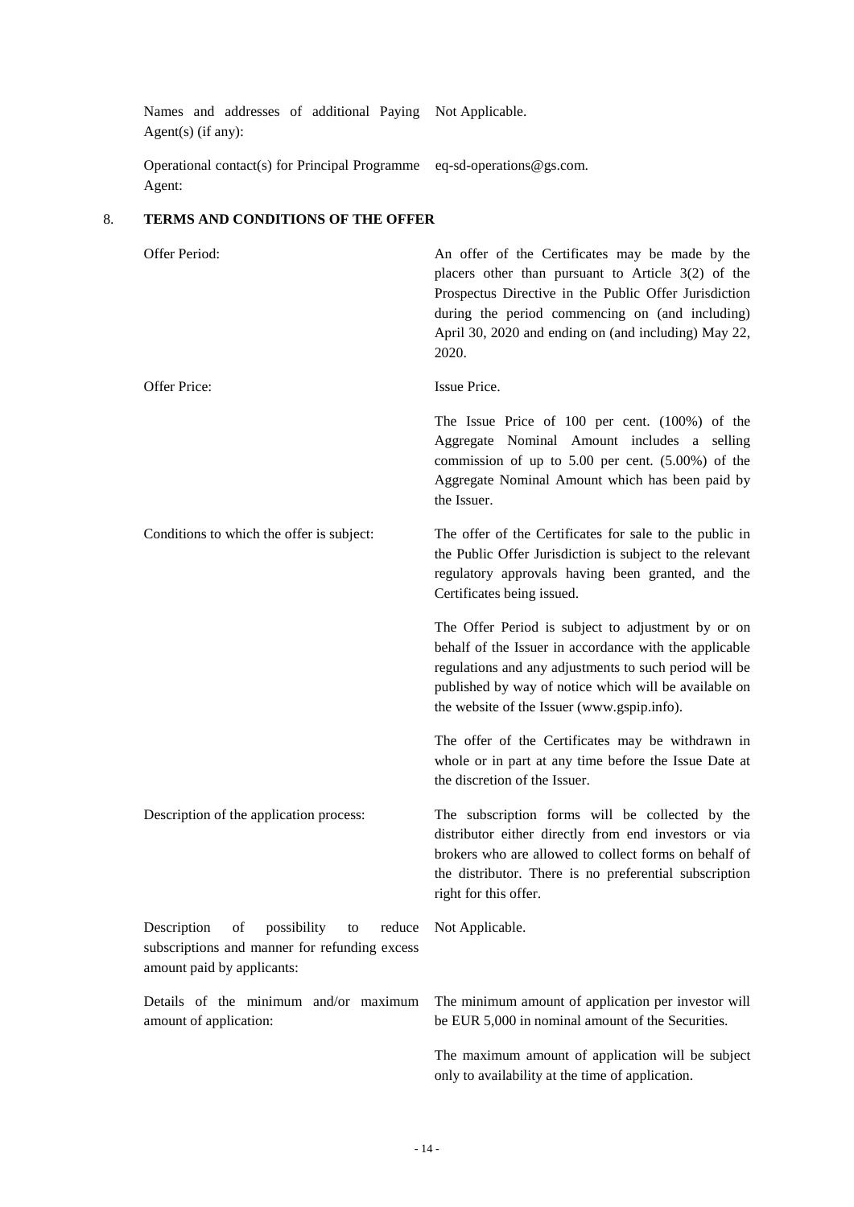| | |
|---|---|
| Names and addresses of additional Paying Agent(s) (if any): | Not Applicable. |
| Operational contact(s) for Principal Programme Agent: | eq-sd-operations@gs.com. |

8. **TERMS AND CONDITIONS OF THE OFFER**

| | |
|---|---|
| Offer Period: | An offer of the Certificates may be made by the placers other than pursuant to Article 3(2) of the Prospectus Directive in the Public Offer Jurisdiction during the period commencing on (and including) April 30, 2020 and ending on (and including) May 22, 2020. |
| Offer Price: | Issue Price.<br><br>The Issue Price of 100 per cent. (100%) of the Aggregate Nominal Amount includes a selling commission of up to 5.00 per cent. (5.00%) of the Aggregate Nominal Amount which has been paid by the Issuer. |
| Conditions to which the offer is subject: | The offer of the Certificates for sale to the public in the Public Offer Jurisdiction is subject to the relevant regulatory approvals having been granted, and the Certificates being issued.<br><br>The Offer Period is subject to adjustment by or on behalf of the Issuer in accordance with the applicable regulations and any adjustments to such period will be published by way of notice which will be available on the website of the Issuer (www.gspip.info).<br><br>The offer of the Certificates may be withdrawn in whole or in part at any time before the Issue Date at the discretion of the Issuer. |
| Description of the application process: | The subscription forms will be collected by the distributor either directly from end investors or via brokers who are allowed to collect forms on behalf of the distributor. There is no preferential subscription right for this offer. |
| Description of possibility to reduce subscriptions and manner for refunding excess amount paid by applicants: | Not Applicable. |
| Details of the minimum and/or maximum amount of application: | The minimum amount of application per investor will be EUR 5,000 in nominal amount of the Securities.<br><br>The maximum amount of application will be subject only to availability at the time of application. |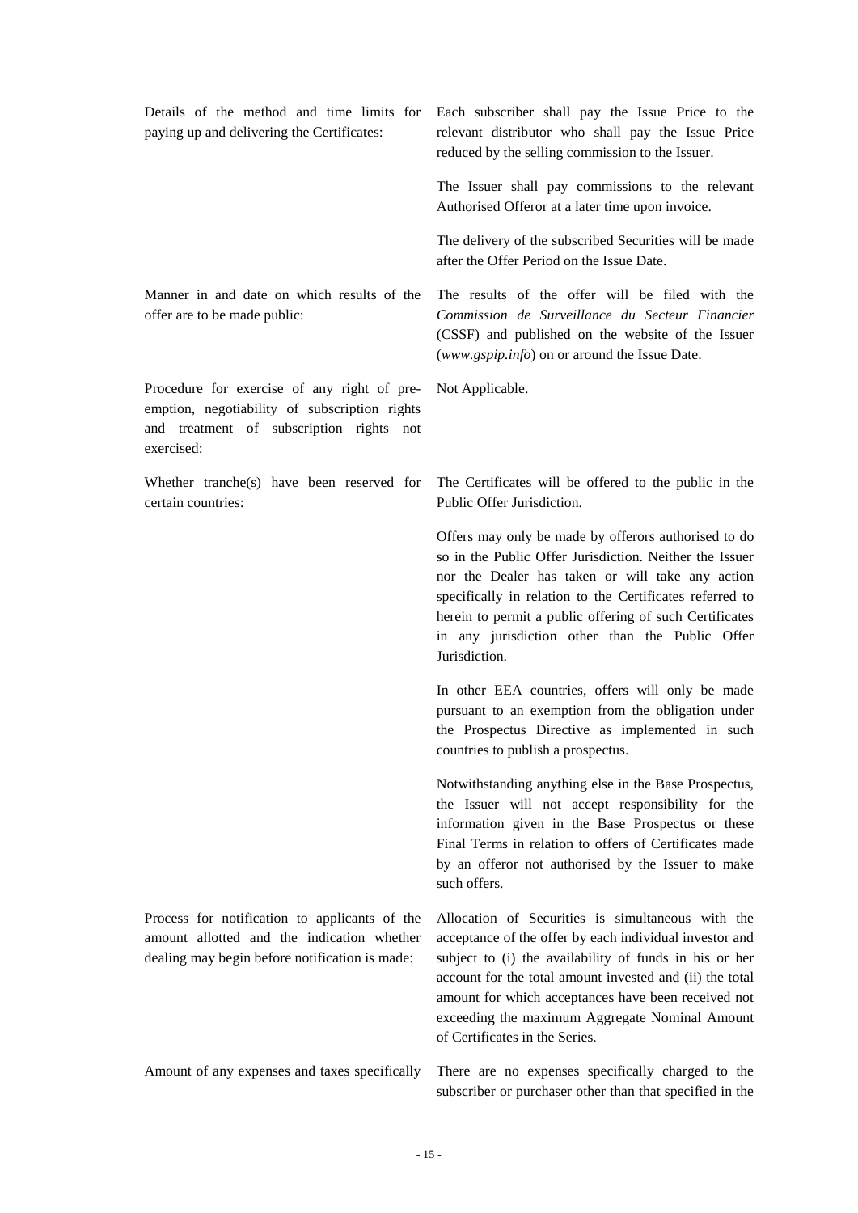| | |
|---|---|
| Details of the method and time limits for paying up and delivering the Certificates: | Each subscriber shall pay the Issue Price to the relevant distributor who shall pay the Issue Price reduced by the selling commission to the Issuer.<br><br>The Issuer shall pay commissions to the relevant Authorised Offeror at a later time upon invoice.<br><br>The delivery of the subscribed Securities will be made after the Offer Period on the Issue Date. |
| Manner in and date on which results of the offer are to be made public: | The results of the offer will be filed with the *Commission de Surveillance du Secteur Financier* (CSSF) and published on the website of the Issuer (*www.gspip.info*) on or around the Issue Date. |
| Procedure for exercise of any right of pre-emption, negotiability of subscription rights and treatment of subscription rights not exercised: | Not Applicable. |
| Whether tranche(s) have been reserved for certain countries: | The Certificates will be offered to the public in the Public Offer Jurisdiction.<br><br>Offers may only be made by offerors authorised to do so in the Public Offer Jurisdiction. Neither the Issuer nor the Dealer has taken or will take any action specifically in relation to the Certificates referred to herein to permit a public offering of such Certificates in any jurisdiction other than the Public Offer Jurisdiction.<br><br>In other EEA countries, offers will only be made pursuant to an exemption from the obligation under the Prospectus Directive as implemented in such countries to publish a prospectus.<br><br>Notwithstanding anything else in the Base Prospectus, the Issuer will not accept responsibility for the information given in the Base Prospectus or these Final Terms in relation to offers of Certificates made by an offeror not authorised by the Issuer to make such offers. |
| Process for notification to applicants of the amount allotted and the indication whether dealing may begin before notification is made: | Allocation of Securities is simultaneous with the acceptance of the offer by each individual investor and subject to (i) the availability of funds in his or her account for the total amount invested and (ii) the total amount for which acceptances have been received not exceeding the maximum Aggregate Nominal Amount of Certificates in the Series. |
| Amount of any expenses and taxes specifically | There are no expenses specifically charged to the subscriber or purchaser other than that specified in the |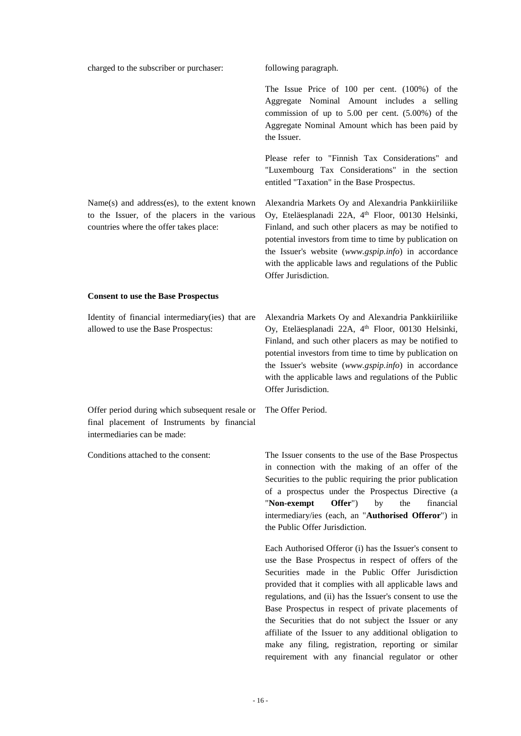| | |
|---|---|
| charged to the subscriber or purchaser: | following paragraph.<br><br>The Issue Price of 100 per cent. (100%) of the Aggregate Nominal Amount includes a selling commission of up to 5.00 per cent. (5.00%) of the Aggregate Nominal Amount which has been paid by the Issuer.<br><br>Please refer to "Finnish Tax Considerations" and "Luxembourg Tax Considerations" in the section entitled "Taxation" in the Base Prospectus. |
| Name(s) and address(es), to the extent known to the Issuer, of the placers in the various countries where the offer takes place: | Alexandria Markets Oy and Alexandria Pankkiiriliike Oy, Eteläesplanadi 22A, 4th Floor, 00130 Helsinki, Finland, and such other placers as may be notified to potential investors from time to time by publication on the Issuer's website (*www.gspip.info*) in accordance with the applicable laws and regulations of the Public Offer Jurisdiction. |

**Consent to use the Base Prospectus**

| | |
|---|---|
| Identity of financial intermediary(ies) that are allowed to use the Base Prospectus: | Alexandria Markets Oy and Alexandria Pankkiiriliike Oy, Eteläesplanadi 22A, 4th Floor, 00130 Helsinki, Finland, and such other placers as may be notified to potential investors from time to time by publication on the Issuer's website (*www.gspip.info*) in accordance with the applicable laws and regulations of the Public Offer Jurisdiction. |
| Offer period during which subsequent resale or final placement of Instruments by financial intermediaries can be made: | The Offer Period. |
| Conditions attached to the consent: | The Issuer consents to the use of the Base Prospectus in connection with the making of an offer of the Securities to the public requiring the prior publication of a prospectus under the Prospectus Directive (a "**Non-exempt Offer**") by the financial intermediary/ies (each, an "**Authorised Offeror**") in the Public Offer Jurisdiction.<br><br>Each Authorised Offeror (i) has the Issuer's consent to use the Base Prospectus in respect of offers of the Securities made in the Public Offer Jurisdiction provided that it complies with all applicable laws and regulations, and (ii) has the Issuer's consent to use the Base Prospectus in respect of private placements of the Securities that do not subject the Issuer or any affiliate of the Issuer to any additional obligation to make any filing, registration, reporting or similar requirement with any financial regulator or other |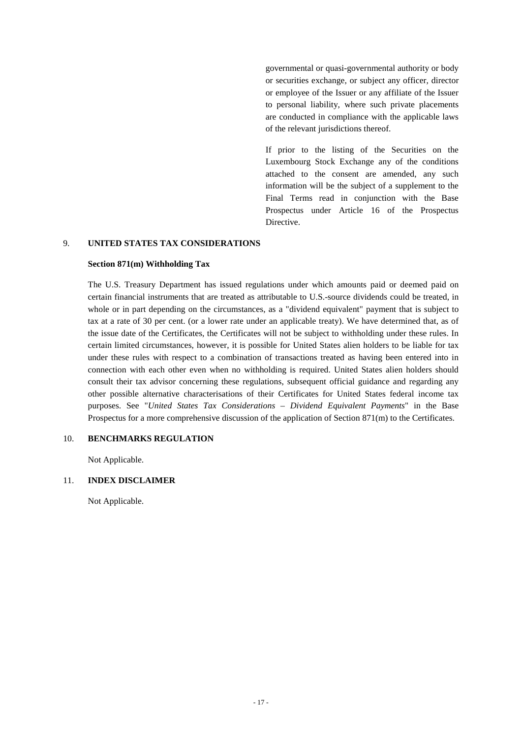governmental or quasi-governmental authority or body or securities exchange, or subject any officer, director or employee of the Issuer or any affiliate of the Issuer to personal liability, where such private placements are conducted in compliance with the applicable laws of the relevant jurisdictions thereof.

If prior to the listing of the Securities on the Luxembourg Stock Exchange any of the conditions attached to the consent are amended, any such information will be the subject of a supplement to the Final Terms read in conjunction with the Base Prospectus under Article 16 of the Prospectus Directive.

## 9. UNITED STATES TAX CONSIDERATIONS

**Section 871(m) Withholding Tax**

The U.S. Treasury Department has issued regulations under which amounts paid or deemed paid on certain financial instruments that are treated as attributable to U.S.-source dividends could be treated, in whole or in part depending on the circumstances, as a "dividend equivalent" payment that is subject to tax at a rate of 30 per cent. (or a lower rate under an applicable treaty). We have determined that, as of the issue date of the Certificates, the Certificates will not be subject to withholding under these rules. In certain limited circumstances, however, it is possible for United States alien holders to be liable for tax under these rules with respect to a combination of transactions treated as having been entered into in connection with each other even when no withholding is required. United States alien holders should consult their tax advisor concerning these regulations, subsequent official guidance and regarding any other possible alternative characterisations of their Certificates for United States federal income tax purposes. See "*United States Tax Considerations – Dividend Equivalent Payments*" in the Base Prospectus for a more comprehensive discussion of the application of Section 871(m) to the Certificates.

## 10. BENCHMARKS REGULATION

Not Applicable.

## 11. INDEX DISCLAIMER

Not Applicable.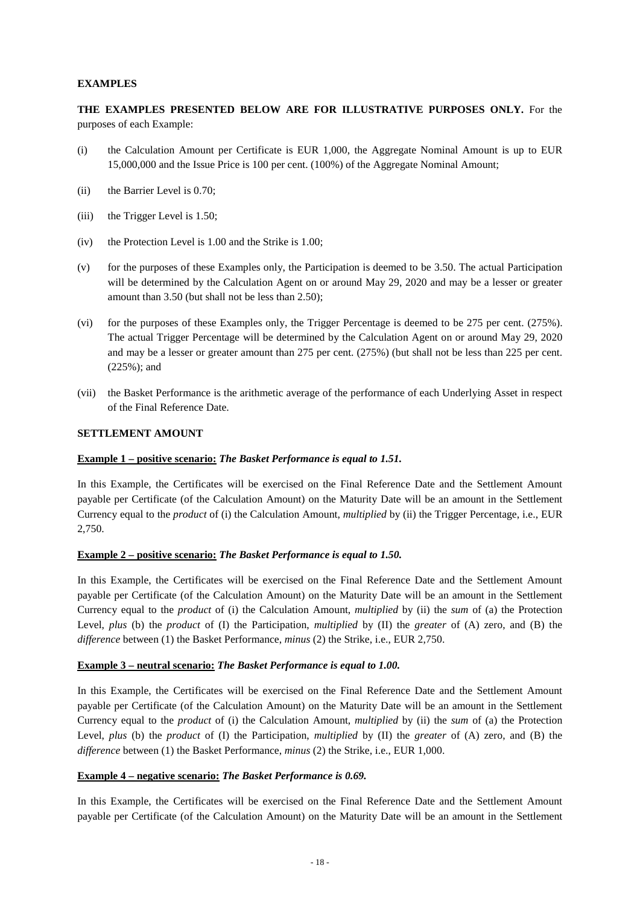**EXAMPLES**

**THE EXAMPLES PRESENTED BELOW ARE FOR ILLUSTRATIVE PURPOSES ONLY.** For the purposes of each Example:

(i) the Calculation Amount per Certificate is EUR 1,000, the Aggregate Nominal Amount is up to EUR 15,000,000 and the Issue Price is 100 per cent. (100%) of the Aggregate Nominal Amount;

(ii) the Barrier Level is 0.70;

(iii) the Trigger Level is 1.50;

(iv) the Protection Level is 1.00 and the Strike is 1.00;

(v) for the purposes of these Examples only, the Participation is deemed to be 3.50. The actual Participation will be determined by the Calculation Agent on or around May 29, 2020 and may be a lesser or greater amount than 3.50 (but shall not be less than 2.50);

(vi) for the purposes of these Examples only, the Trigger Percentage is deemed to be 275 per cent. (275%). The actual Trigger Percentage will be determined by the Calculation Agent on or around May 29, 2020 and may be a lesser or greater amount than 275 per cent. (275%) (but shall not be less than 225 per cent. (225%); and

(vii) the Basket Performance is the arithmetic average of the performance of each Underlying Asset in respect of the Final Reference Date.

**SETTLEMENT AMOUNT**

**Example 1 – positive scenario:** ***The Basket Performance is equal to 1.51.***

In this Example, the Certificates will be exercised on the Final Reference Date and the Settlement Amount payable per Certificate (of the Calculation Amount) on the Maturity Date will be an amount in the Settlement Currency equal to the *product* of (i) the Calculation Amount, *multiplied* by (ii) the Trigger Percentage, i.e., EUR 2,750.

**Example 2 – positive scenario:** ***The Basket Performance is equal to 1.50.***

In this Example, the Certificates will be exercised on the Final Reference Date and the Settlement Amount payable per Certificate (of the Calculation Amount) on the Maturity Date will be an amount in the Settlement Currency equal to the *product* of (i) the Calculation Amount, *multiplied* by (ii) the *sum* of (a) the Protection Level, *plus* (b) the *product* of (I) the Participation, *multiplied* by (II) the *greater* of (A) zero, and (B) the *difference* between (1) the Basket Performance, *minus* (2) the Strike, i.e., EUR 2,750.

**Example 3 – neutral scenario:** ***The Basket Performance is equal to 1.00.***

In this Example, the Certificates will be exercised on the Final Reference Date and the Settlement Amount payable per Certificate (of the Calculation Amount) on the Maturity Date will be an amount in the Settlement Currency equal to the *product* of (i) the Calculation Amount, *multiplied* by (ii) the *sum* of (a) the Protection Level, *plus* (b) the *product* of (I) the Participation, *multiplied* by (II) the *greater* of (A) zero, and (B) the *difference* between (1) the Basket Performance, *minus* (2) the Strike, i.e., EUR 1,000.

**Example 4 – negative scenario:** ***The Basket Performance is 0.69.***

In this Example, the Certificates will be exercised on the Final Reference Date and the Settlement Amount payable per Certificate (of the Calculation Amount) on the Maturity Date will be an amount in the Settlement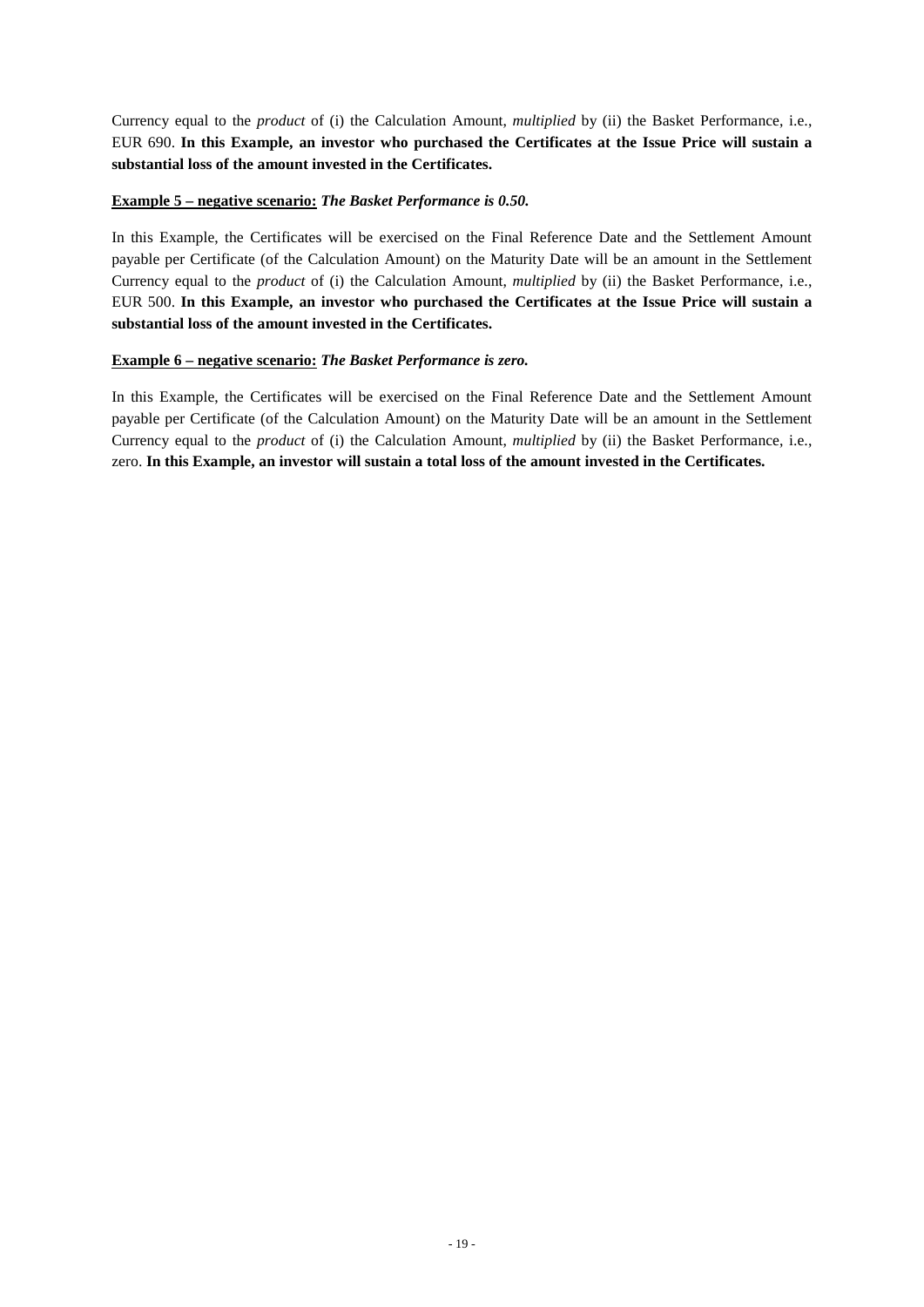Currency equal to the *product* of (i) the Calculation Amount, *multiplied* by (ii) the Basket Performance, i.e., EUR 690. **In this Example, an investor who purchased the Certificates at the Issue Price will sustain a substantial loss of the amount invested in the Certificates.**

**Example 5 – negative scenario:** ***The Basket Performance is 0.50.***

In this Example, the Certificates will be exercised on the Final Reference Date and the Settlement Amount payable per Certificate (of the Calculation Amount) on the Maturity Date will be an amount in the Settlement Currency equal to the *product* of (i) the Calculation Amount, *multiplied* by (ii) the Basket Performance, i.e., EUR 500. **In this Example, an investor who purchased the Certificates at the Issue Price will sustain a substantial loss of the amount invested in the Certificates.**

**Example 6 – negative scenario:** ***The Basket Performance is zero.***

In this Example, the Certificates will be exercised on the Final Reference Date and the Settlement Amount payable per Certificate (of the Calculation Amount) on the Maturity Date will be an amount in the Settlement Currency equal to the *product* of (i) the Calculation Amount, *multiplied* by (ii) the Basket Performance, i.e., zero. **In this Example, an investor will sustain a total loss of the amount invested in the Certificates.**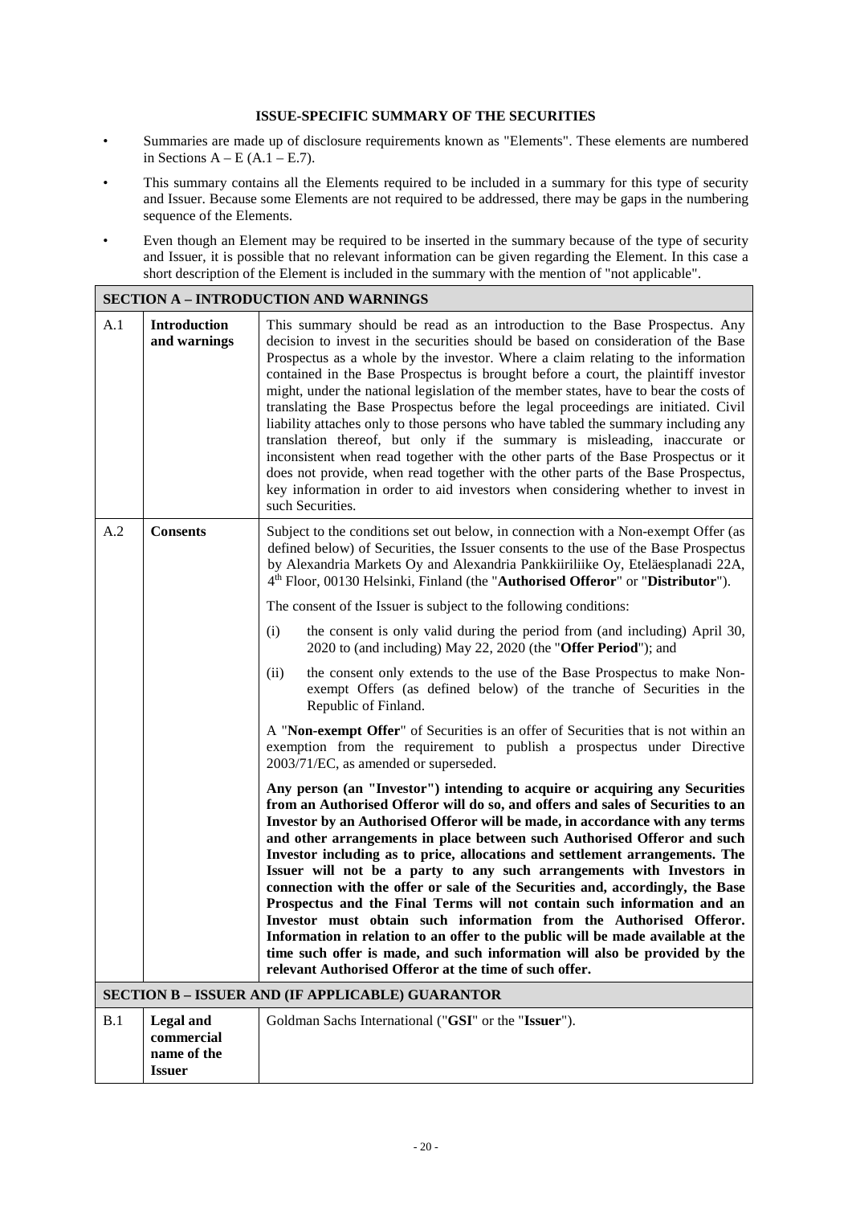**ISSUE-SPECIFIC SUMMARY OF THE SECURITIES**

- Summaries are made up of disclosure requirements known as "Elements". These elements are numbered in Sections A – E (A.1 – E.7).
- This summary contains all the Elements required to be included in a summary for this type of security and Issuer. Because some Elements are not required to be addressed, there may be gaps in the numbering sequence of the Elements.
- Even though an Element may be required to be inserted in the summary because of the type of security and Issuer, it is possible that no relevant information can be given regarding the Element. In this case a short description of the Element is included in the summary with the mention of "not applicable".

| | | |
|---|---|---|
| **SECTION A – INTRODUCTION AND WARNINGS** | | |
| A.1 | **Introduction and warnings** | This summary should be read as an introduction to the Base Prospectus. Any decision to invest in the securities should be based on consideration of the Base Prospectus as a whole by the investor. Where a claim relating to the information contained in the Base Prospectus is brought before a court, the plaintiff investor might, under the national legislation of the member states, have to bear the costs of translating the Base Prospectus before the legal proceedings are initiated. Civil liability attaches only to those persons who have tabled the summary including any translation thereof, but only if the summary is misleading, inaccurate or inconsistent when read together with the other parts of the Base Prospectus or it does not provide, when read together with the other parts of the Base Prospectus, key information in order to aid investors when considering whether to invest in such Securities. |
| A.2 | **Consents** | Subject to the conditions set out below, in connection with a Non-exempt Offer (as defined below) of Securities, the Issuer consents to the use of the Base Prospectus by Alexandria Markets Oy and Alexandria Pankkiiriliike Oy, Eteläesplanadi 22A, 4th Floor, 00130 Helsinki, Finland (the "**Authorised Offeror**" or "**Distributor**").<br><br>The consent of the Issuer is subject to the following conditions:<br><br>(i) the consent is only valid during the period from (and including) April 30, 2020 to (and including) May 22, 2020 (the "**Offer Period**"); and<br><br>(ii) the consent only extends to the use of the Base Prospectus to make Non-exempt Offers (as defined below) of the tranche of Securities in the Republic of Finland.<br><br>A "**Non-exempt Offer**" of Securities is an offer of Securities that is not within an exemption from the requirement to publish a prospectus under Directive 2003/71/EC, as amended or superseded.<br><br>**Any person (an "Investor") intending to acquire or acquiring any Securities from an Authorised Offeror will do so, and offers and sales of Securities to an Investor by an Authorised Offeror will be made, in accordance with any terms and other arrangements in place between such Authorised Offeror and such Investor including as to price, allocations and settlement arrangements. The Issuer will not be a party to any such arrangements with Investors in connection with the offer or sale of the Securities and, accordingly, the Base Prospectus and the Final Terms will not contain such information and an Investor must obtain such information from the Authorised Offeror. Information in relation to an offer to the public will be made available at the time such offer is made, and such information will also be provided by the relevant Authorised Offeror at the time of such offer.** |
| **SECTION B – ISSUER AND (IF APPLICABLE) GUARANTOR** | | |
| B.1 | **Legal and commercial name of the Issuer** | Goldman Sachs International ("**GSI**" or the "**Issuer**"). |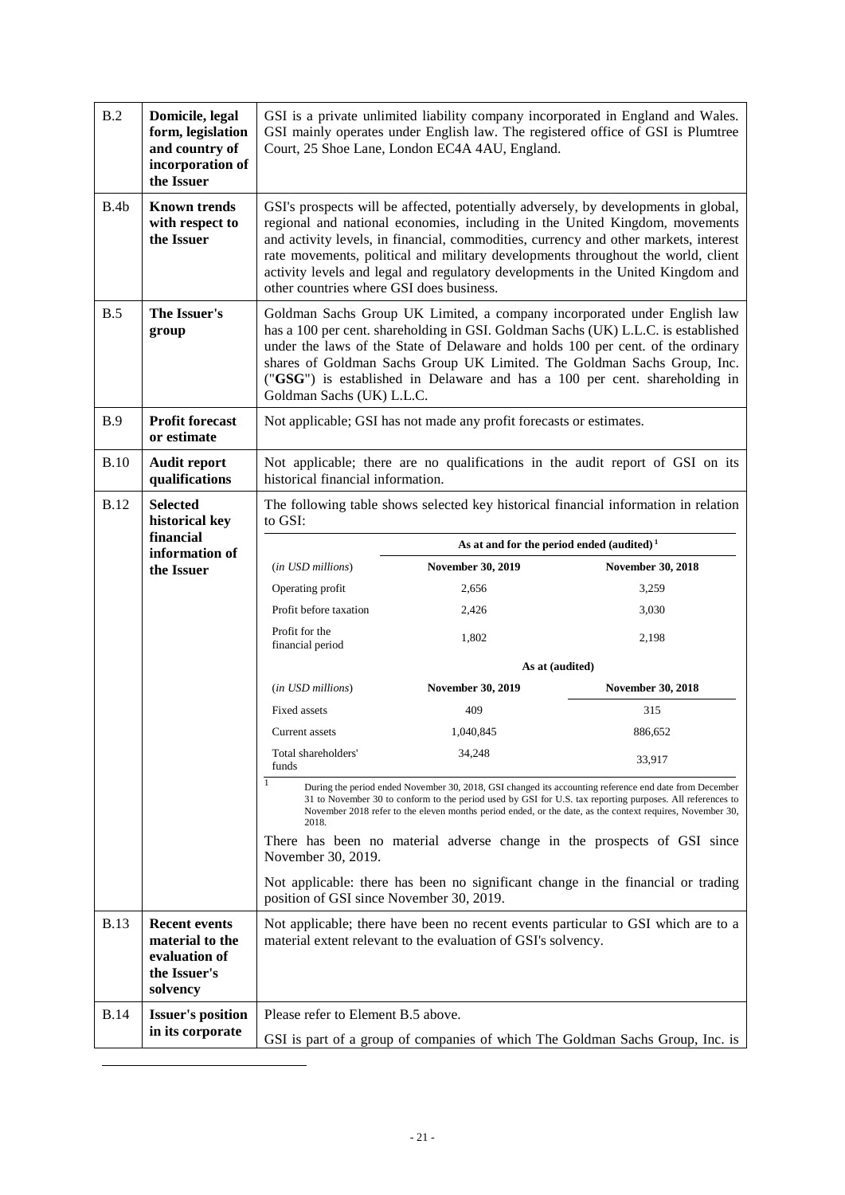| | | |
|---|---|---|
| B.2 | **Domicile, legal form, legislation and country of incorporation of the Issuer** | GSI is a private unlimited liability company incorporated in England and Wales. GSI mainly operates under English law. The registered office of GSI is Plumtree Court, 25 Shoe Lane, London EC4A 4AU, England. |
| B.4b | **Known trends with respect to the Issuer** | GSI's prospects will be affected, potentially adversely, by developments in global, regional and national economies, including in the United Kingdom, movements and activity levels, in financial, commodities, currency and other markets, interest rate movements, political and military developments throughout the world, client activity levels and legal and regulatory developments in the United Kingdom and other countries where GSI does business. |
| B.5 | **The Issuer's group** | Goldman Sachs Group UK Limited, a company incorporated under English law has a 100 per cent. shareholding in GSI. Goldman Sachs (UK) L.L.C. is established under the laws of the State of Delaware and holds 100 per cent. of the ordinary shares of Goldman Sachs Group UK Limited. The Goldman Sachs Group, Inc. ("**GSG**") is established in Delaware and has a 100 per cent. shareholding in Goldman Sachs (UK) L.L.C. |
| B.9 | **Profit forecast or estimate** | Not applicable; GSI has not made any profit forecasts or estimates. |
| B.10 | **Audit report qualifications** | Not applicable; there are no qualifications in the audit report of GSI on its historical financial information. |
| B.12 | **Selected historical key financial information of the Issuer** | The following table shows selected key historical financial information in relation to GSI: |

| | As at and for the period ended (audited) [1] | |
|---|---|---|
| *(in USD millions)* | **November 30, 2019** | **November 30, 2018** |
| Operating profit | 2,656 | 3,259 |
| Profit before taxation | 2,426 | 3,030 |
| Profit for the financial period | 1,802 | 2,198 |
| | **As at (audited)** | |
| *(in USD millions)* | **November 30, 2019** | **November 30, 2018** |
| Fixed assets | 409 | 315 |
| Current assets | 1,040,845 | 886,652 |
| Total shareholders' funds | 34,248 | 33,917 |

[1] During the period ended November 30, 2018, GSI changed its accounting reference end date from December 31 to November 30 to conform to the period used by GSI for U.S. tax reporting purposes. All references to November 2018 refer to the eleven months period ended, or the date, as the context requires, November 30, 2018.

There has been no material adverse change in the prospects of GSI since November 30, 2019.

Not applicable: there has been no significant change in the financial or trading position of GSI since November 30, 2019.

| | | |
|---|---|---|
| B.13 | **Recent events material to the evaluation of the Issuer's solvency** | Not applicable; there have been no recent events particular to GSI which are to a material extent relevant to the evaluation of GSI's solvency. |
| B.14 | **Issuer's position in its corporate** | Please refer to Element B.5 above. GSI is part of a group of companies of which The Goldman Sachs Group, Inc. is |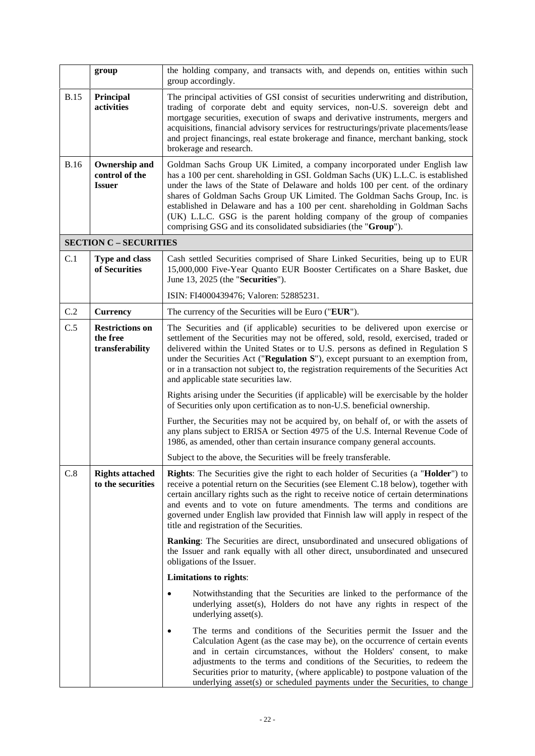| | | |
|---|---|---|
| | **group** | the holding company, and transacts with, and depends on, entities within such group accordingly. |
| B.15 | **Principal activities** | The principal activities of GSI consist of securities underwriting and distribution, trading of corporate debt and equity services, non-U.S. sovereign debt and mortgage securities, execution of swaps and derivative instruments, mergers and acquisitions, financial advisory services for restructurings/private placements/lease and project financings, real estate brokerage and finance, merchant banking, stock brokerage and research. |
| B.16 | **Ownership and control of the Issuer** | Goldman Sachs Group UK Limited, a company incorporated under English law has a 100 per cent. shareholding in GSI. Goldman Sachs (UK) L.L.C. is established under the laws of the State of Delaware and holds 100 per cent. of the ordinary shares of Goldman Sachs Group UK Limited. The Goldman Sachs Group, Inc. is established in Delaware and has a 100 per cent. shareholding in Goldman Sachs (UK) L.L.C. GSG is the parent holding company of the group of companies comprising GSG and its consolidated subsidiaries (the "**Group**"). |
| **SECTION C – SECURITIES** | | |
| C.1 | **Type and class of Securities** | Cash settled Securities comprised of Share Linked Securities, being up to EUR 15,000,000 Five-Year Quanto EUR Booster Certificates on a Share Basket, due June 13, 2025 (the "**Securities**").<br><br>ISIN: FI4000439476; Valoren: 52885231. |
| C.2 | **Currency** | The currency of the Securities will be Euro ("**EUR**"). |
| C.5 | **Restrictions on the free transferability** | The Securities and (if applicable) securities to be delivered upon exercise or settlement of the Securities may not be offered, sold, resold, exercised, traded or delivered within the United States or to U.S. persons as defined in Regulation S under the Securities Act ("**Regulation S**"), except pursuant to an exemption from, or in a transaction not subject to, the registration requirements of the Securities Act and applicable state securities law.<br><br>Rights arising under the Securities (if applicable) will be exercisable by the holder of Securities only upon certification as to non-U.S. beneficial ownership.<br><br>Further, the Securities may not be acquired by, on behalf of, or with the assets of any plans subject to ERISA or Section 4975 of the U.S. Internal Revenue Code of 1986, as amended, other than certain insurance company general accounts.<br><br>Subject to the above, the Securities will be freely transferable. |
| C.8 | **Rights attached to the securities** | **Rights**: The Securities give the right to each holder of Securities (a "**Holder**") to receive a potential return on the Securities (see Element C.18 below), together with certain ancillary rights such as the right to receive notice of certain determinations and events and to vote on future amendments. The terms and conditions are governed under English law provided that Finnish law will apply in respect of the title and registration of the Securities.<br><br>**Ranking**: The Securities are direct, unsubordinated and unsecured obligations of the Issuer and rank equally with all other direct, unsubordinated and unsecured obligations of the Issuer.<br><br>**Limitations to rights**:<br><br>• Notwithstanding that the Securities are linked to the performance of the underlying asset(s), Holders do not have any rights in respect of the underlying asset(s).<br><br>• The terms and conditions of the Securities permit the Issuer and the Calculation Agent (as the case may be), on the occurrence of certain events and in certain circumstances, without the Holders' consent, to make adjustments to the terms and conditions of the Securities, to redeem the Securities prior to maturity, (where applicable) to postpone valuation of the underlying asset(s) or scheduled payments under the Securities, to change |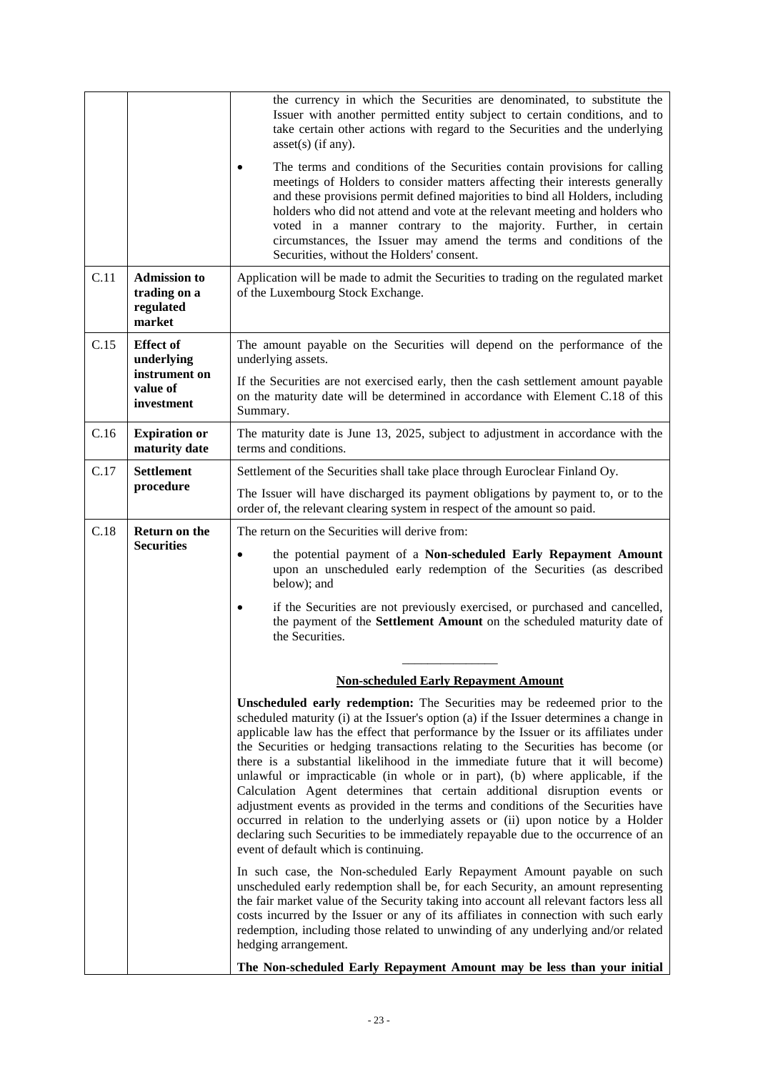| | | |
|---|---|---|
| | | the currency in which the Securities are denominated, to substitute the Issuer with another permitted entity subject to certain conditions, and to take certain other actions with regard to the Securities and the underlying asset(s) (if any).<br><br>• The terms and conditions of the Securities contain provisions for calling meetings of Holders to consider matters affecting their interests generally and these provisions permit defined majorities to bind all Holders, including holders who did not attend and vote at the relevant meeting and holders who voted in a manner contrary to the majority. Further, in certain circumstances, the Issuer may amend the terms and conditions of the Securities, without the Holders' consent. |
| C.11 | **Admission to trading on a regulated market** | Application will be made to admit the Securities to trading on the regulated market of the Luxembourg Stock Exchange. |
| C.15 | **Effect of underlying instrument on value of investment** | The amount payable on the Securities will depend on the performance of the underlying assets.<br><br>If the Securities are not exercised early, then the cash settlement amount payable on the maturity date will be determined in accordance with Element C.18 of this Summary. |
| C.16 | **Expiration or maturity date** | The maturity date is June 13, 2025, subject to adjustment in accordance with the terms and conditions. |
| C.17 | **Settlement procedure** | Settlement of the Securities shall take place through Euroclear Finland Oy.<br><br>The Issuer will have discharged its payment obligations by payment to, or to the order of, the relevant clearing system in respect of the amount so paid. |
| C.18 | **Return on the Securities** | The return on the Securities will derive from:<br><br>• the potential payment of a **Non-scheduled Early Repayment Amount** upon an unscheduled early redemption of the Securities (as described below); and<br><br>• if the Securities are not previously exercised, or purchased and cancelled, the payment of the **Settlement Amount** on the scheduled maturity date of the Securities.<br><br>\_\_\_\_\_\_\_\_\_\_\_\_\_\_\_<br><br>**Non-scheduled Early Repayment Amount**<br><br>**Unscheduled early redemption:** The Securities may be redeemed prior to the scheduled maturity (i) at the Issuer's option (a) if the Issuer determines a change in applicable law has the effect that performance by the Issuer or its affiliates under the Securities or hedging transactions relating to the Securities has become (or there is a substantial likelihood in the immediate future that it will become) unlawful or impracticable (in whole or in part), (b) where applicable, if the Calculation Agent determines that certain additional disruption events or adjustment events as provided in the terms and conditions of the Securities have occurred in relation to the underlying assets or (ii) upon notice by a Holder declaring such Securities to be immediately repayable due to the occurrence of an event of default which is continuing.<br><br>In such case, the Non-scheduled Early Repayment Amount payable on such unscheduled early redemption shall be, for each Security, an amount representing the fair market value of the Security taking into account all relevant factors less all costs incurred by the Issuer or any of its affiliates in connection with such early redemption, including those related to unwinding of any underlying and/or related hedging arrangement.<br><br>**The Non-scheduled Early Repayment Amount may be less than your initial** |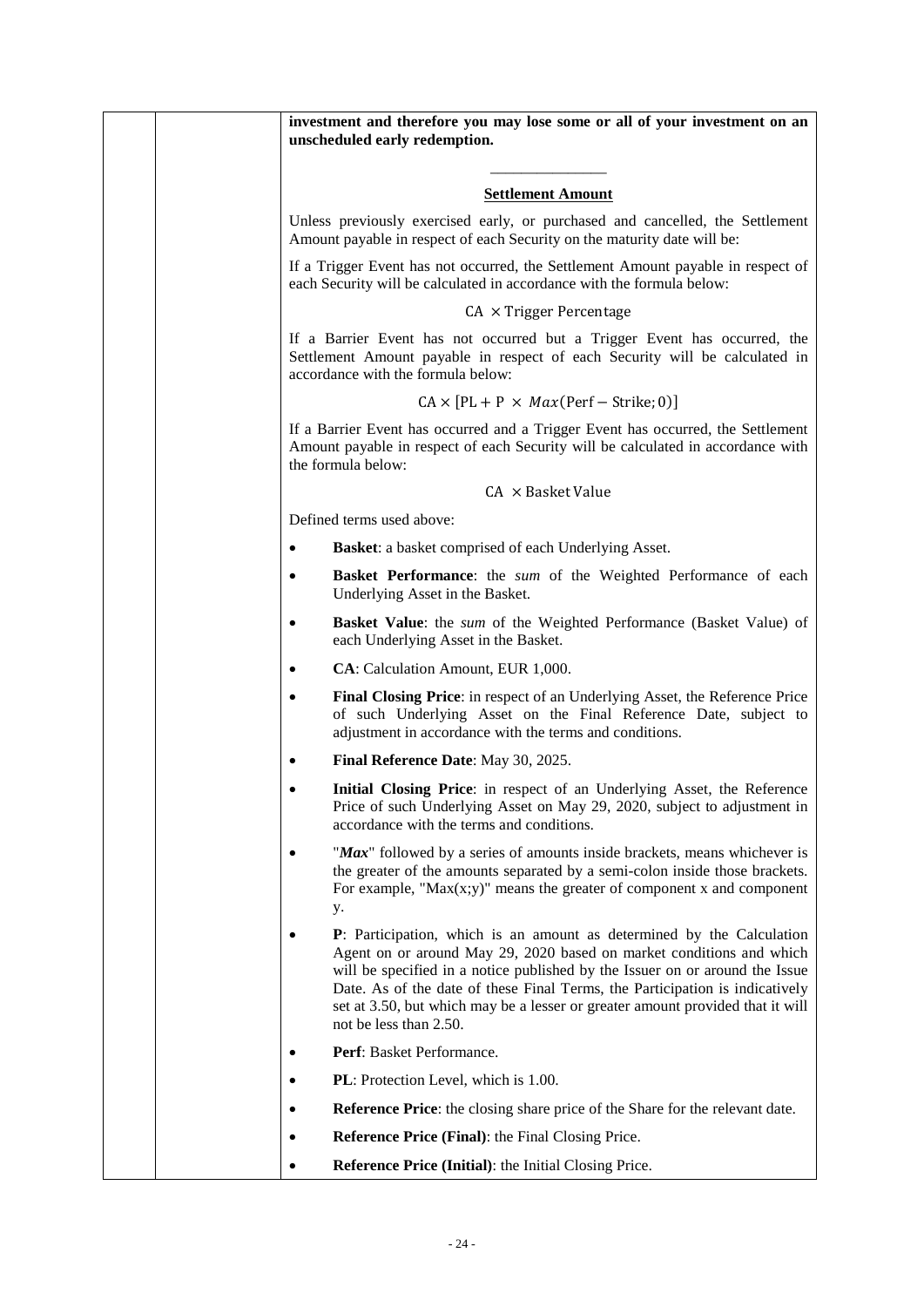**investment and therefore you may lose some or all of your investment on an unscheduled early redemption.**

______________

**Settlement Amount**

Unless previously exercised early, or purchased and cancelled, the Settlement Amount payable in respect of each Security on the maturity date will be:

If a Trigger Event has not occurred, the Settlement Amount payable in respect of each Security will be calculated in accordance with the formula below:

$$\text{CA} \times \text{Trigger Percentage}$$

If a Barrier Event has not occurred but a Trigger Event has occurred, the Settlement Amount payable in respect of each Security will be calculated in accordance with the formula below:

$$\text{CA} \times [\text{PL} + \text{P} \times Max(\text{Perf} - \text{Strike}; 0)]$$

If a Barrier Event has occurred and a Trigger Event has occurred, the Settlement Amount payable in respect of each Security will be calculated in accordance with the formula below:

$$\text{CA} \times \text{Basket Value}$$

Defined terms used above:

- **Basket**: a basket comprised of each Underlying Asset.
- **Basket Performance**: the *sum* of the Weighted Performance of each Underlying Asset in the Basket.
- **Basket Value**: the *sum* of the Weighted Performance (Basket Value) of each Underlying Asset in the Basket.
- **CA**: Calculation Amount, EUR 1,000.
- **Final Closing Price**: in respect of an Underlying Asset, the Reference Price of such Underlying Asset on the Final Reference Date, subject to adjustment in accordance with the terms and conditions.
- **Final Reference Date**: May 30, 2025.
- **Initial Closing Price**: in respect of an Underlying Asset, the Reference Price of such Underlying Asset on May 29, 2020, subject to adjustment in accordance with the terms and conditions.
- "***Max***" followed by a series of amounts inside brackets, means whichever is the greater of the amounts separated by a semi-colon inside those brackets. For example, "Max(x;y)" means the greater of component x and component y.
- **P**: Participation, which is an amount as determined by the Calculation Agent on or around May 29, 2020 based on market conditions and which will be specified in a notice published by the Issuer on or around the Issue Date. As of the date of these Final Terms, the Participation is indicatively set at 3.50, but which may be a lesser or greater amount provided that it will not be less than 2.50.
- **Perf**: Basket Performance.
- **PL**: Protection Level, which is 1.00.
- **Reference Price**: the closing share price of the Share for the relevant date.
- **Reference Price (Final)**: the Final Closing Price.
- **Reference Price (Initial)**: the Initial Closing Price.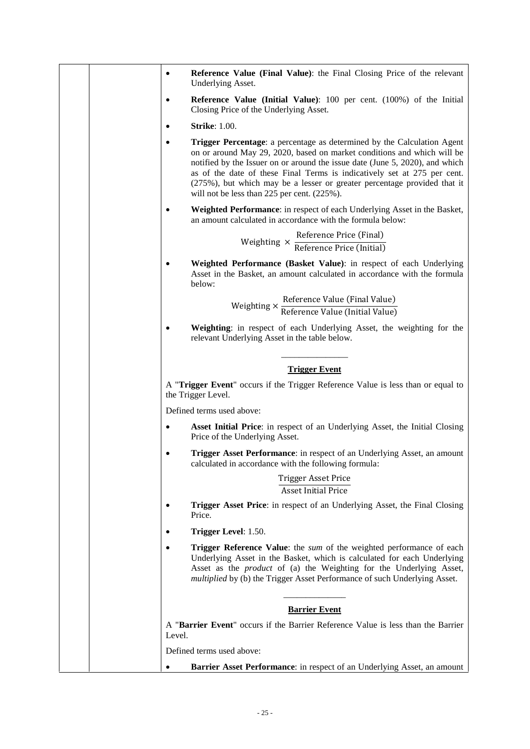- **Reference Value (Final Value)**: the Final Closing Price of the relevant Underlying Asset.
- **Reference Value (Initial Value)**: 100 per cent. (100%) of the Initial Closing Price of the Underlying Asset.
- **Strike**: 1.00.
- **Trigger Percentage**: a percentage as determined by the Calculation Agent on or around May 29, 2020, based on market conditions and which will be notified by the Issuer on or around the issue date (June 5, 2020), and which as of the date of these Final Terms is indicatively set at 275 per cent. (275%), but which may be a lesser or greater percentage provided that it will not be less than 225 per cent. (225%).
- **Weighted Performance**: in respect of each Underlying Asset in the Basket, an amount calculated in accordance with the formula below:

$$\text{Weighting} \times \frac{\text{Reference Price (Final)}}{\text{Reference Price (Initial)}}$$

- **Weighted Performance (Basket Value)**: in respect of each Underlying Asset in the Basket, an amount calculated in accordance with the formula below:

$$\text{Weighting} \times \frac{\text{Reference Value (Final Value)}}{\text{Reference Value (Initial Value)}}$$

- **Weighting**: in respect of each Underlying Asset, the weighting for the relevant Underlying Asset in the table below.

---

**Trigger Event**

A "**Trigger Event**" occurs if the Trigger Reference Value is less than or equal to the Trigger Level.

Defined terms used above:

- **Asset Initial Price**: in respect of an Underlying Asset, the Initial Closing Price of the Underlying Asset.
- **Trigger Asset Performance**: in respect of an Underlying Asset, an amount calculated in accordance with the following formula:

$$\frac{\text{Trigger Asset Price}}{\text{Asset Initial Price}}$$

- **Trigger Asset Price**: in respect of an Underlying Asset, the Final Closing Price.
- **Trigger Level**: 1.50.
- **Trigger Reference Value**: the *sum* of the weighted performance of each Underlying Asset in the Basket, which is calculated for each Underlying Asset as the *product* of (a) the Weighting for the Underlying Asset, *multiplied* by (b) the Trigger Asset Performance of such Underlying Asset.

---

**Barrier Event**

A "**Barrier Event**" occurs if the Barrier Reference Value is less than the Barrier Level.

Defined terms used above:

- **Barrier Asset Performance**: in respect of an Underlying Asset, an amount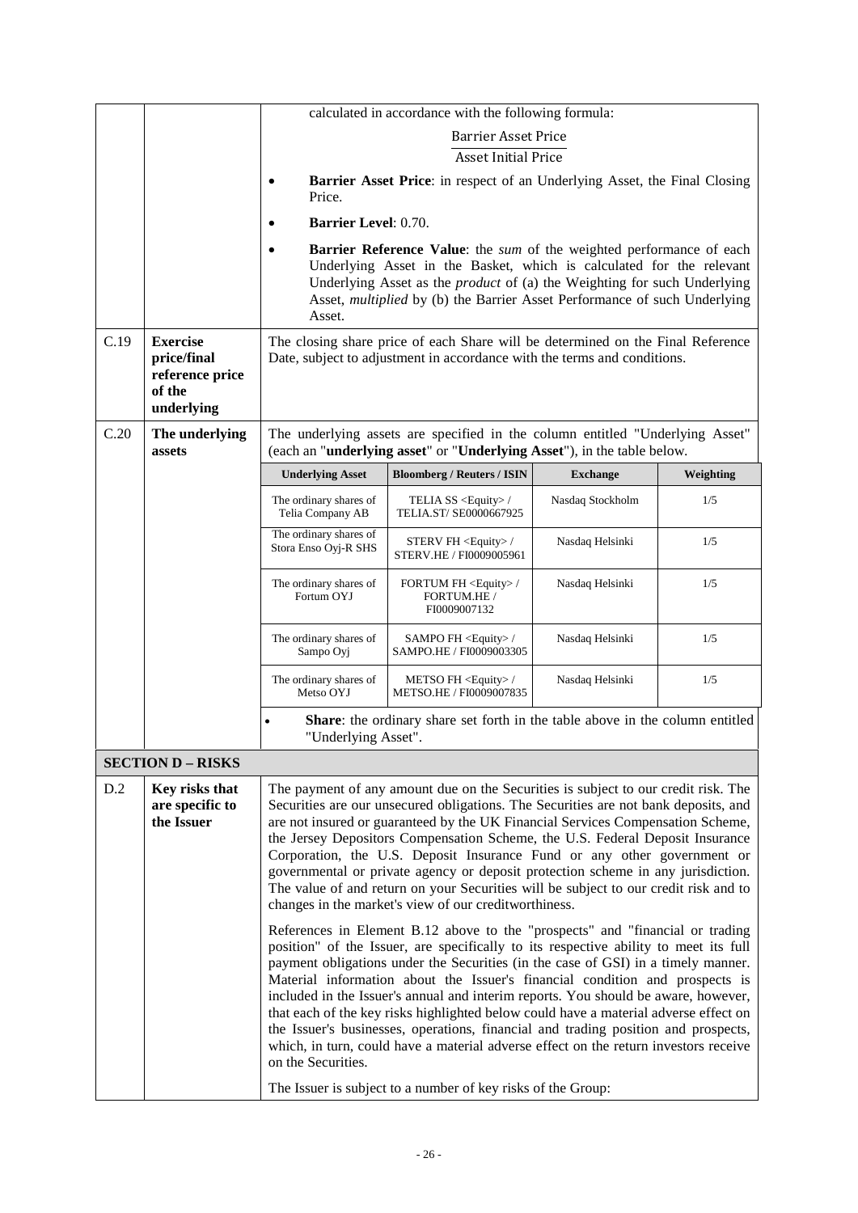| | | |
|---|---|---|
| | | calculated in accordance with the following formula:<br><br>$$\frac{\text{Barrier Asset Price}}{\text{Asset Initial Price}}$$<br><br>• **Barrier Asset Price**: in respect of an Underlying Asset, the Final Closing Price.<br><br>• **Barrier Level**: 0.70.<br><br>• **Barrier Reference Value**: the *sum* of the weighted performance of each Underlying Asset in the Basket, which is calculated for the relevant Underlying Asset as the *product* of (a) the Weighting for such Underlying Asset, *multiplied* by (b) the Barrier Asset Performance of such Underlying Asset. |
| C.19 | **Exercise price/final reference price of the underlying** | The closing share price of each Share will be determined on the Final Reference Date, subject to adjustment in accordance with the terms and conditions. |
| C.20 | **The underlying assets** | The underlying assets are specified in the column entitled "Underlying Asset" (each an "**underlying asset**" or "**Underlying Asset**"), in the table below. |

| Underlying Asset | Bloomberg / Reuters / ISIN | Exchange | Weighting |
|---|---|---|---|
| The ordinary shares of Telia Company AB | TELIA SS <Equity> / TELIA.ST/ SE0000667925 | Nasdaq Stockholm | 1/5 |
| The ordinary shares of Stora Enso Oyj-R SHS | STERV FH <Equity> / STERV.HE / FI0009005961 | Nasdaq Helsinki | 1/5 |
| The ordinary shares of Fortum OYJ | FORTUM FH <Equity> / FORTUM.HE / FI0009007132 | Nasdaq Helsinki | 1/5 |
| The ordinary shares of Sampo Oyj | SAMPO FH <Equity> / SAMPO.HE / FI0009003305 | Nasdaq Helsinki | 1/5 |
| The ordinary shares of Metso OYJ | METSO FH <Equity> / METSO.HE / FI0009007835 | Nasdaq Helsinki | 1/5 |

• **Share**: the ordinary share set forth in the table above in the column entitled "Underlying Asset".

## SECTION D – RISKS

| | | |
|---|---|---|
| D.2 | **Key risks that are specific to the Issuer** | The payment of any amount due on the Securities is subject to our credit risk. The Securities are our unsecured obligations. The Securities are not bank deposits, and are not insured or guaranteed by the UK Financial Services Compensation Scheme, the Jersey Depositors Compensation Scheme, the U.S. Federal Deposit Insurance Corporation, the U.S. Deposit Insurance Fund or any other government or governmental or private agency or deposit protection scheme in any jurisdiction. The value of and return on your Securities will be subject to our credit risk and to changes in the market's view of our creditworthiness.<br><br>References in Element B.12 above to the "prospects" and "financial or trading position" of the Issuer, are specifically to its respective ability to meet its full payment obligations under the Securities (in the case of GSI) in a timely manner. Material information about the Issuer's financial condition and prospects is included in the Issuer's annual and interim reports. You should be aware, however, that each of the key risks highlighted below could have a material adverse effect on the Issuer's businesses, operations, financial and trading position and prospects, which, in turn, could have a material adverse effect on the return investors receive on the Securities.<br><br>The Issuer is subject to a number of key risks of the Group: |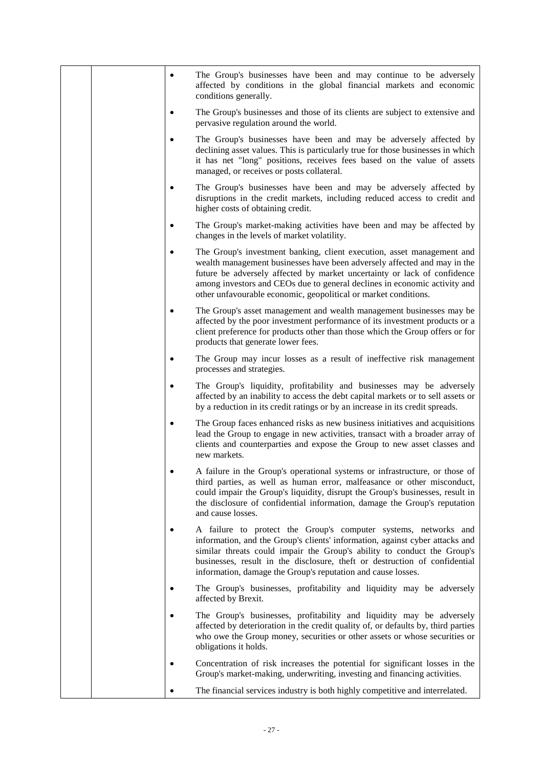- The Group's businesses have been and may continue to be adversely affected by conditions in the global financial markets and economic conditions generally.
- The Group's businesses and those of its clients are subject to extensive and pervasive regulation around the world.
- The Group's businesses have been and may be adversely affected by declining asset values. This is particularly true for those businesses in which it has net "long" positions, receives fees based on the value of assets managed, or receives or posts collateral.
- The Group's businesses have been and may be adversely affected by disruptions in the credit markets, including reduced access to credit and higher costs of obtaining credit.
- The Group's market-making activities have been and may be affected by changes in the levels of market volatility.
- The Group's investment banking, client execution, asset management and wealth management businesses have been adversely affected and may in the future be adversely affected by market uncertainty or lack of confidence among investors and CEOs due to general declines in economic activity and other unfavourable economic, geopolitical or market conditions.
- The Group's asset management and wealth management businesses may be affected by the poor investment performance of its investment products or a client preference for products other than those which the Group offers or for products that generate lower fees.
- The Group may incur losses as a result of ineffective risk management processes and strategies.
- The Group's liquidity, profitability and businesses may be adversely affected by an inability to access the debt capital markets or to sell assets or by a reduction in its credit ratings or by an increase in its credit spreads.
- The Group faces enhanced risks as new business initiatives and acquisitions lead the Group to engage in new activities, transact with a broader array of clients and counterparties and expose the Group to new asset classes and new markets.
- A failure in the Group's operational systems or infrastructure, or those of third parties, as well as human error, malfeasance or other misconduct, could impair the Group's liquidity, disrupt the Group's businesses, result in the disclosure of confidential information, damage the Group's reputation and cause losses.
- A failure to protect the Group's computer systems, networks and information, and the Group's clients' information, against cyber attacks and similar threats could impair the Group's ability to conduct the Group's businesses, result in the disclosure, theft or destruction of confidential information, damage the Group's reputation and cause losses.
- The Group's businesses, profitability and liquidity may be adversely affected by Brexit.
- The Group's businesses, profitability and liquidity may be adversely affected by deterioration in the credit quality of, or defaults by, third parties who owe the Group money, securities or other assets or whose securities or obligations it holds.
- Concentration of risk increases the potential for significant losses in the Group's market-making, underwriting, investing and financing activities.
- The financial services industry is both highly competitive and interrelated.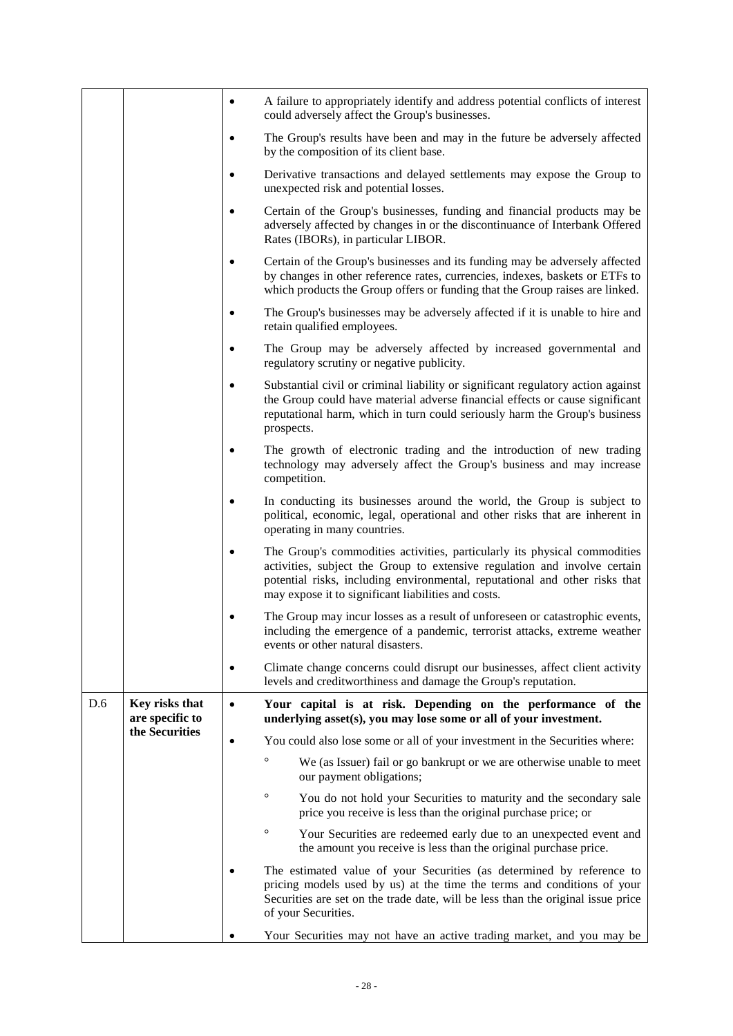| | | |
|---|---|---|
| | | • A failure to appropriately identify and address potential conflicts of interest could adversely affect the Group's businesses.<br>• The Group's results have been and may in the future be adversely affected by the composition of its client base.<br>• Derivative transactions and delayed settlements may expose the Group to unexpected risk and potential losses.<br>• Certain of the Group's businesses, funding and financial products may be adversely affected by changes in or the discontinuance of Interbank Offered Rates (IBORs), in particular LIBOR.<br>• Certain of the Group's businesses and its funding may be adversely affected by changes in other reference rates, currencies, indexes, baskets or ETFs to which products the Group offers or funding that the Group raises are linked.<br>• The Group's businesses may be adversely affected if it is unable to hire and retain qualified employees.<br>• The Group may be adversely affected by increased governmental and regulatory scrutiny or negative publicity.<br>• Substantial civil or criminal liability or significant regulatory action against the Group could have material adverse financial effects or cause significant reputational harm, which in turn could seriously harm the Group's business prospects.<br>• The growth of electronic trading and the introduction of new trading technology may adversely affect the Group's business and may increase competition.<br>• In conducting its businesses around the world, the Group is subject to political, economic, legal, operational and other risks that are inherent in operating in many countries.<br>• The Group's commodities activities, particularly its physical commodities activities, subject the Group to extensive regulation and involve certain potential risks, including environmental, reputational and other risks that may expose it to significant liabilities and costs.<br>• The Group may incur losses as a result of unforeseen or catastrophic events, including the emergence of a pandemic, terrorist attacks, extreme weather events or other natural disasters.<br>• Climate change concerns could disrupt our businesses, affect client activity levels and creditworthiness and damage the Group's reputation. |
| D.6 | **Key risks that are specific to the Securities** | • **Your capital is at risk. Depending on the performance of the underlying asset(s), you may lose some or all of your investment.**<br>• You could also lose some or all of your investment in the Securities where:<br>° We (as Issuer) fail or go bankrupt or we are otherwise unable to meet our payment obligations;<br>° You do not hold your Securities to maturity and the secondary sale price you receive is less than the original purchase price; or<br>° Your Securities are redeemed early due to an unexpected event and the amount you receive is less than the original purchase price.<br>• The estimated value of your Securities (as determined by reference to pricing models used by us) at the time the terms and conditions of your Securities are set on the trade date, will be less than the original issue price of your Securities.<br>• Your Securities may not have an active trading market, and you may be |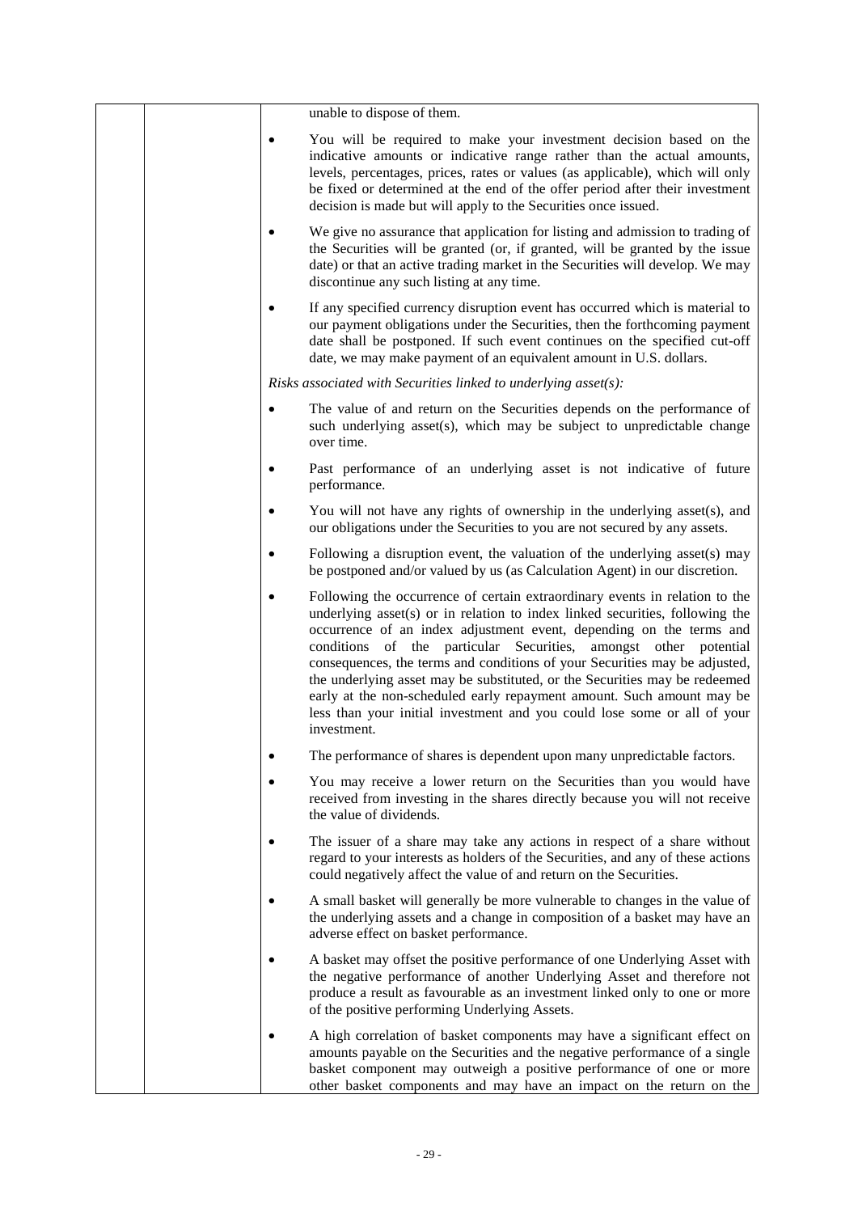unable to dispose of them.

- You will be required to make your investment decision based on the indicative amounts or indicative range rather than the actual amounts, levels, percentages, prices, rates or values (as applicable), which will only be fixed or determined at the end of the offer period after their investment decision is made but will apply to the Securities once issued.
- We give no assurance that application for listing and admission to trading of the Securities will be granted (or, if granted, will be granted by the issue date) or that an active trading market in the Securities will develop. We may discontinue any such listing at any time.
- If any specified currency disruption event has occurred which is material to our payment obligations under the Securities, then the forthcoming payment date shall be postponed. If such event continues on the specified cut-off date, we may make payment of an equivalent amount in U.S. dollars.

*Risks associated with Securities linked to underlying asset(s):*

- The value of and return on the Securities depends on the performance of such underlying asset(s), which may be subject to unpredictable change over time.
- Past performance of an underlying asset is not indicative of future performance.
- You will not have any rights of ownership in the underlying asset(s), and our obligations under the Securities to you are not secured by any assets.
- Following a disruption event, the valuation of the underlying asset(s) may be postponed and/or valued by us (as Calculation Agent) in our discretion.
- Following the occurrence of certain extraordinary events in relation to the underlying asset(s) or in relation to index linked securities, following the occurrence of an index adjustment event, depending on the terms and conditions of the particular Securities, amongst other potential consequences, the terms and conditions of your Securities may be adjusted, the underlying asset may be substituted, or the Securities may be redeemed early at the non-scheduled early repayment amount. Such amount may be less than your initial investment and you could lose some or all of your investment.
- The performance of shares is dependent upon many unpredictable factors.
- You may receive a lower return on the Securities than you would have received from investing in the shares directly because you will not receive the value of dividends.
- The issuer of a share may take any actions in respect of a share without regard to your interests as holders of the Securities, and any of these actions could negatively affect the value of and return on the Securities.
- A small basket will generally be more vulnerable to changes in the value of the underlying assets and a change in composition of a basket may have an adverse effect on basket performance.
- A basket may offset the positive performance of one Underlying Asset with the negative performance of another Underlying Asset and therefore not produce a result as favourable as an investment linked only to one or more of the positive performing Underlying Assets.
- A high correlation of basket components may have a significant effect on amounts payable on the Securities and the negative performance of a single basket component may outweigh a positive performance of one or more other basket components and may have an impact on the return on the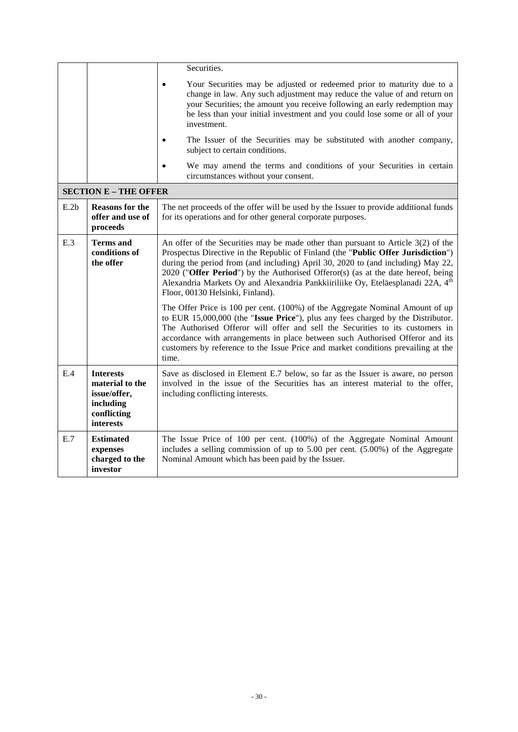| | | |
|---|---|---|
| | | Securities.<br>• Your Securities may be adjusted or redeemed prior to maturity due to a change in law. Any such adjustment may reduce the value of and return on your Securities; the amount you receive following an early redemption may be less than your initial investment and you could lose some or all of your investment.<br>• The Issuer of the Securities may be substituted with another company, subject to certain conditions.<br>• We may amend the terms and conditions of your Securities in certain circumstances without your consent. |
| **SECTION E – THE OFFER** | | |
| E.2b | **Reasons for the offer and use of proceeds** | The net proceeds of the offer will be used by the Issuer to provide additional funds for its operations and for other general corporate purposes. |
| E.3 | **Terms and conditions of the offer** | An offer of the Securities may be made other than pursuant to Article 3(2) of the Prospectus Directive in the Republic of Finland (the "**Public Offer Jurisdiction**") during the period from (and including) April 30, 2020 to (and including) May 22, 2020 ("**Offer Period**") by the Authorised Offeror(s) (as at the date hereof, being Alexandria Markets Oy and Alexandria Pankkiiriliike Oy, Eteläesplanadi 22A, 4th Floor, 00130 Helsinki, Finland).<br><br>The Offer Price is 100 per cent. (100%) of the Aggregate Nominal Amount of up to EUR 15,000,000 (the "**Issue Price**"), plus any fees charged by the Distributor. The Authorised Offeror will offer and sell the Securities to its customers in accordance with arrangements in place between such Authorised Offeror and its customers by reference to the Issue Price and market conditions prevailing at the time. |
| E.4 | **Interests material to the issue/offer, including conflicting interests** | Save as disclosed in Element E.7 below, so far as the Issuer is aware, no person involved in the issue of the Securities has an interest material to the offer, including conflicting interests. |
| E.7 | **Estimated expenses charged to the investor** | The Issue Price of 100 per cent. (100%) of the Aggregate Nominal Amount includes a selling commission of up to 5.00 per cent. (5.00%) of the Aggregate Nominal Amount which has been paid by the Issuer. |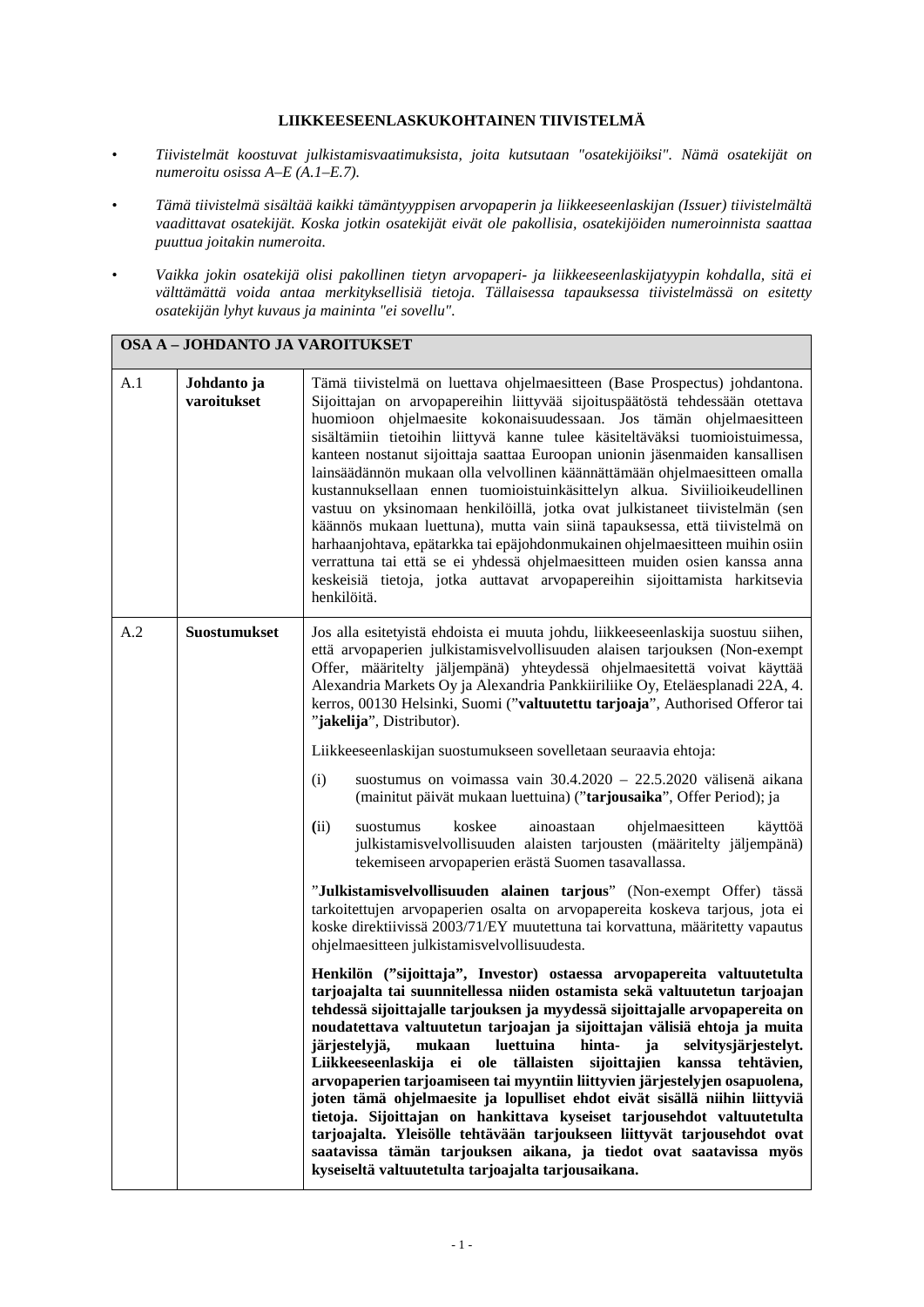**LIIKKEESEENLASKUKOHTAINEN TIIVISTELMÄ**

- *Tiivistelmät koostuvat julkistamisvaatimuksista, joita kutsutaan "osatekijöiksi". Nämä osatekijät on numeroitu osissa A–E (A.1–E.7).*
- *Tämä tiivistelmä sisältää kaikki tämäntyyppisen arvopaperin ja liikkeeseenlaskijan (Issuer) tiivistelmältä vaadittavat osatekijät. Koska jotkin osatekijät eivät ole pakollisia, osatekijöiden numeroinnista saattaa puuttua joitakin numeroita.*
- *Vaikka jokin osatekijä olisi pakollinen tietyn arvopaperi- ja liikkeeseenlaskijatyypin kohdalla, sitä ei välttämättä voida antaa merkityksellisiä tietoja. Tällaisessa tapauksessa tiivistelmässä on esitetty osatekijän lyhyt kuvaus ja maininta "ei sovellu".*

| **OSA A – JOHDANTO JA VAROITUKSET** | | |
|---|---|---|
| A.1 | **Johdanto ja varoitukset** | Tämä tiivistelmä on luettava ohjelmaesitteen (Base Prospectus) johdantona. Sijoittajan on arvopapereihin liittyvää sijoituspäätöstä tehdessään otettava huomioon ohjelmaesite kokonaisuudessaan. Jos tämän ohjelmaesitteen sisältämiin tietoihin liittyvä kanne tulee käsiteltäväksi tuomioistuimessa, kanteen nostanut sijoittaja saattaa Euroopan unionin jäsenmaiden kansallisen lainsäädännön mukaan olla velvollinen käännättämään ohjelmaesitteen omalla kustannuksellaan ennen tuomioistuinkäsittelyn alkua. Siviilioikeudellinen vastuu on yksinomaan henkilöillä, jotka ovat julkistaneet tiivistelmän (sen käännös mukaan luettuna), mutta vain siinä tapauksessa, että tiivistelmä on harhaanjohtava, epätarkka tai epäjohdonmukainen ohjelmaesitteen muihin osiin verrattuna tai että se ei yhdessä ohjelmaesitteen muiden osien kanssa anna keskeisiä tietoja, jotka auttavat arvopapereihin sijoittamista harkitsevia henkilöitä. |
| A.2 | **Suostumukset** | Jos alla esitetyistä ehdoista ei muuta johdu, liikkeeseenlaskija suostuu siihen, että arvopaperien julkistamisvelvollisuuden alaisen tarjouksen (Non-exempt Offer, määritelty jäljempänä) yhteydessä ohjelmaesitettä voivat käyttää Alexandria Markets Oy ja Alexandria Pankkiiriliike Oy, Eteläesplanadi 22A, 4. kerros, 00130 Helsinki, Suomi (”**valtuutettu tarjoaja**”, Authorised Offeror tai ”**jakelija**”, Distributor).<br><br>Liikkeeseenlaskijan suostumukseen sovelletaan seuraavia ehtoja:<br><br>(i) suostumus on voimassa vain 30.4.2020 – 22.5.2020 välisenä aikana (mainitut päivät mukaan luettuina) (”**tarjousaika**”, Offer Period); ja<br><br>(ii) suostumus koskee ainoastaan ohjelmaesitteen käyttöä julkistamisvelvollisuuden alaisten tarjousten (määritelty jäljempänä) tekemiseen arvopaperien erästä Suomen tasavallassa.<br><br>”**Julkistamisvelvollisuuden alainen tarjous**” (Non-exempt Offer) tässä tarkoitettujen arvopaperien osalta on arvopapereita koskeva tarjous, jota ei koske direktiivissä 2003/71/EY muutettuna tai korvattuna, määritetty vapautus ohjelmaesitteen julkistamisvelvollisuudesta.<br><br>**Henkilön (”sijoittaja”, Investor) ostaessa arvopapereita valtuutetulta tarjoajalta tai suunnitellessa niiden ostamista sekä valtuutetun tarjoajan tehdessä sijoittajalle tarjouksen ja myydessä sijoittajalle arvopapereita on noudatettava valtuutetun tarjoajan ja sijoittajan välisiä ehtoja ja muita järjestelyjä, mukaan luettuina hinta- ja selvitysjärjestelyt. Liikkeeseenlaskija ei ole tällaisten sijoittajien kanssa tehtävien, arvopaperien tarjoamiseen tai myyntiin liittyvien järjestelyjen osapuolena, joten tämä ohjelmaesite ja lopulliset ehdot eivät sisällä niihin liittyviä tietoja. Sijoittajan on hankittava kyseiset tarjousehdot valtuutetulta tarjoajalta. Yleisölle tehtävään tarjoukseen liittyvät tarjousehdot ovat saatavissa tämän tarjouksen aikana, ja tiedot ovat saatavissa myös kyseiseltä valtuutetulta tarjoajalta tarjousaikana.** |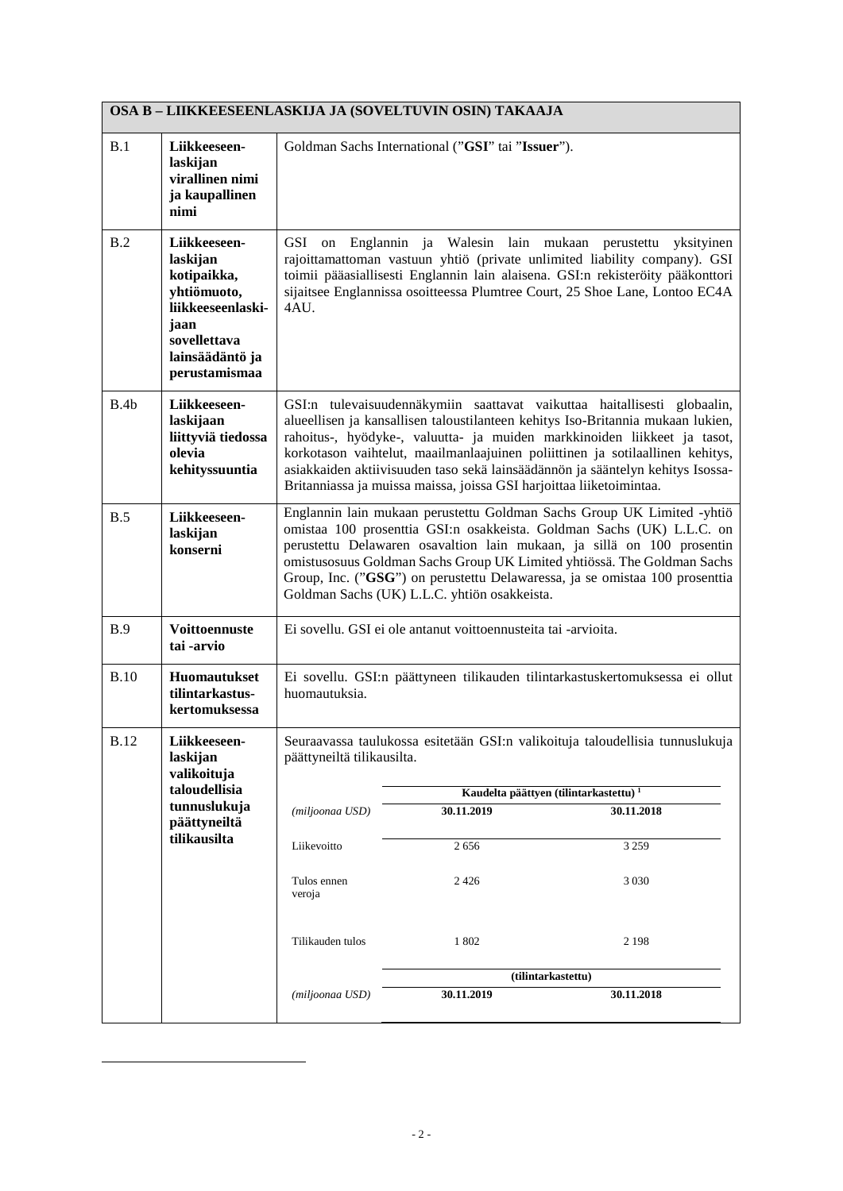| OSA B – LIIKKEESEENLASKIJA JA (SOVELTUVIN OSIN) TAKAAJA | | |
|---|---|---|
| B.1 | **Liikkeeseen-laskijan virallinen nimi ja kaupallinen nimi** | Goldman Sachs International (”**GSI**” tai ”**Issuer**”). |
| B.2 | **Liikkeeseen-laskijan kotipaikka, yhtiömuoto, liikkeeseenlaski-jaan sovellettava lainsäädäntö ja perustamismaa** | GSI on Englannin ja Walesin lain mukaan perustettu yksityinen rajoittamattoman vastuun yhtiö (private unlimited liability company). GSI toimii pääasiallisesti Englannin lain alaisena. GSI:n rekisteröity pääkonttori sijaitsee Englannissa osoitteessa Plumtree Court, 25 Shoe Lane, Lontoo EC4A 4AU. |
| B.4b | **Liikkeeseen-laskijaan liittyviä tiedossa olevia kehityssuuntia** | GSI:n tulevaisuudennäkymiin saattavat vaikuttaa haitallisesti globaalin, alueellisen ja kansallisen taloustilanteen kehitys Iso-Britannia mukaan lukien, rahoitus-, hyödyke-, valuutta- ja muiden markkinoiden liikkeet ja tasot, korkotason vaihtelut, maailmanlaajuinen poliittinen ja sotilaallinen kehitys, asiakkaiden aktiivisuuden taso sekä lainsäädännön ja sääntelyn kehitys Isossa-Britanniassa ja muissa maissa, joissa GSI harjoittaa liiketoimintaa. |
| B.5 | **Liikkeeseen-laskijan konserni** | Englannin lain mukaan perustettu Goldman Sachs Group UK Limited -yhtiö omistaa 100 prosenttia GSI:n osakkeista. Goldman Sachs (UK) L.L.C. on perustettu Delawaren osavaltion lain mukaan, ja sillä on 100 prosentin omistusosuus Goldman Sachs Group UK Limited yhtiössä. The Goldman Sachs Group, Inc. (”**GSG**”) on perustettu Delawaressa, ja se omistaa 100 prosenttia Goldman Sachs (UK) L.L.C. yhtiön osakkeista. |
| B.9 | **Voittoennuste tai -arvio** | Ei sovellu. GSI ei ole antanut voittoennusteita tai -arvioita. |
| B.10 | **Huomautukset tilintarkastus-kertomuksessa** | Ei sovellu. GSI:n päättyneen tilikauden tilintarkastuskertomuksessa ei ollut huomautuksia. |
| B.12 | **Liikkeeseen-laskijan valikoituja taloudellisia tunnuslukuja päättyneiltä tilikausilta** | Seuraavassa taulukossa esitetään GSI:n valikoituja taloudellisia tunnuslukuja päättyneiltä tilikausilta. |

| | Kaudelta päättyen (tilintarkastettu) [1] | |
|---|---|---|
| *(miljoonaa USD)* | **30.11.2019** | **30.11.2018** |
| Liikevoitto | 2 656 | 3 259 |
| Tulos ennen veroja | 2 426 | 3 030 |
| Tilikauden tulos | 1 802 | 2 198 |
| | **(tilintarkastettu)** | |
| *(miljoonaa USD)* | **30.11.2019** | **30.11.2018** |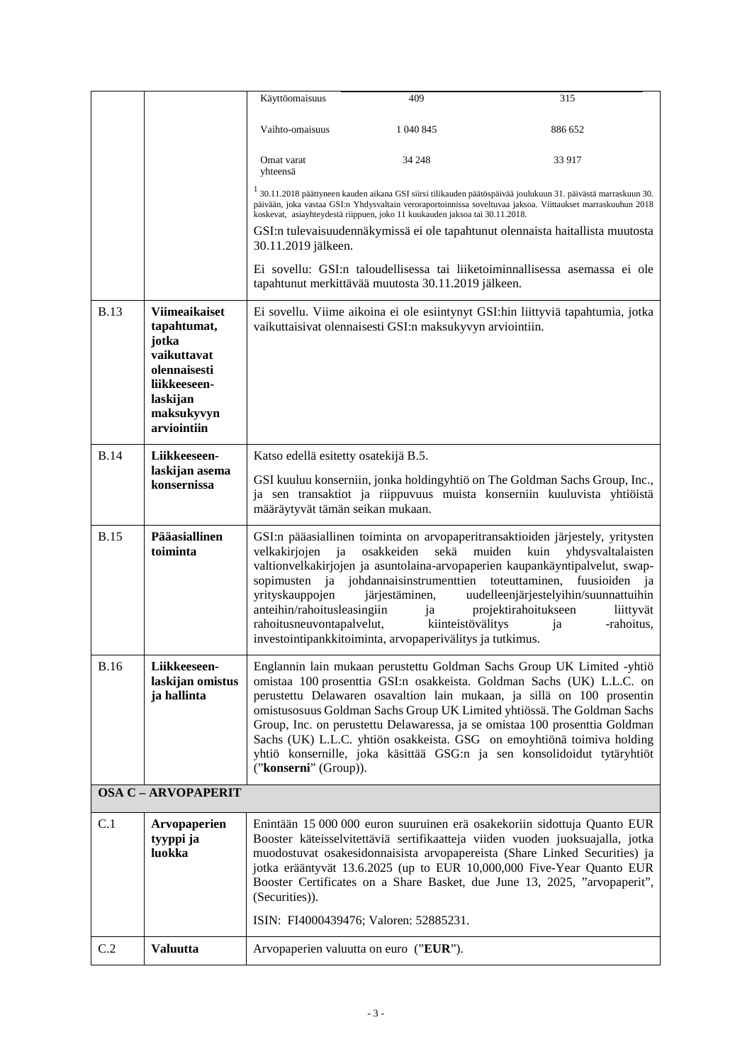| | | |
|---|---|---|
| | | Käyttöomaisuus 409 315<br><br>Vaihto-omaisuus 1 040 845 886 652<br><br>Omat varat yhteensä 34 248 33 917<br><br>[1] 30.11.2018 päättyneen kauden aikana GSI siirsi tilikauden päätöspäivää joulukuun 31. päivästä marraskuun 30. päivään, joka vastaa GSI:n Yhdysvaltain veroraportoinnissa soveltuvaa jaksoa. Viittaukset marraskuuhun 2018 koskevat, asiayhteydestä riippuen, joko 11 kuukauden jaksoa tai 30.11.2018.<br><br>GSI:n tulevaisuudennäkymissä ei ole tapahtunut olennaista haitallista muutosta 30.11.2019 jälkeen.<br><br>Ei sovellu: GSI:n taloudellisessa tai liiketoiminnallisessa asemassa ei ole tapahtunut merkittävää muutosta 30.11.2019 jälkeen. |
| B.13 | **Viimeaikaiset tapahtumat, jotka vaikuttavat olennaisesti liikkeeseen-laskijan maksukyvyn arviointiin** | Ei sovellu. Viime aikoina ei ole esiintynyt GSI:hin liittyviä tapahtumia, jotka vaikuttaisivat olennaisesti GSI:n maksukyvyn arviointiin. |
| B.14 | **Liikkeeseen-laskijan asema konsernissa** | Katso edellä esitetty osatekijä B.5.<br><br>GSI kuuluu konserniin, jonka holdingyhtiö on The Goldman Sachs Group, Inc., ja sen transaktiot ja riippuvuus muista konserniin kuuluvista yhtiöistä määräytyvät tämän seikan mukaan. |
| B.15 | **Pääasiallinen toiminta** | GSI:n pääasiallinen toiminta on arvopaperitransaktioiden järjestely, yritysten velkakirjojen ja osakkeiden sekä muiden kuin yhdysvaltalaisten valtionvelkakirjojen ja asuntolaina-arvopaperien kaupankäyntipalvelut, swap-sopimusten ja johdannaisinstrumenttien toteuttaminen, fuusioiden ja yrityskauppojen järjestäminen, uudelleenjärjestelyihin/suunnattuihin anteihin/rahoitusleasingiin ja projektirahoitukseen liittyvät rahoitusneuvontapalvelut, kiinteistövälitys ja -rahoitus, investointipankkitoiminta, arvopaperivälitys ja tutkimus. |
| B.16 | **Liikkeeseen-laskijan omistus ja hallinta** | Englannin lain mukaan perustettu Goldman Sachs Group UK Limited -yhtiö omistaa 100 prosenttia GSI:n osakkeista. Goldman Sachs (UK) L.L.C. on perustettu Delawaren osavaltion lain mukaan, ja sillä on 100 prosentin omistusosuus Goldman Sachs Group UK Limited yhtiössä. The Goldman Sachs Group, Inc. on perustettu Delawaressa, ja se omistaa 100 prosenttia Goldman Sachs (UK) L.L.C. yhtiön osakkeista. GSG on emoyhtiönä toimiva holding yhtiö konsernille, joka käsittää GSG:n ja sen konsolidoidut tytäryhtiöt ("**konserni**" (Group)). |
| **OSA C – ARVOPAPERIT** | | |
| C.1 | **Arvopaperien tyyppi ja luokka** | Enintään 15 000 000 euron suuruinen erä osakekoriin sidottuja Quanto EUR Booster käteisselvitettäviä sertifikaatteja viiden vuoden juoksuajalla, jotka muodostuvat osakesidonnaisista arvopapereista (Share Linked Securities) ja jotka erääntyvät 13.6.2025 (up to EUR 10,000,000 Five-Year Quanto EUR Booster Certificates on a Share Basket, due June 13, 2025, "arvopaperit", (Securities)).<br><br>ISIN: FI4000439476; Valoren: 52885231. |
| C.2 | **Valuutta** | Arvopaperien valuutta on euro ("**EUR**"). |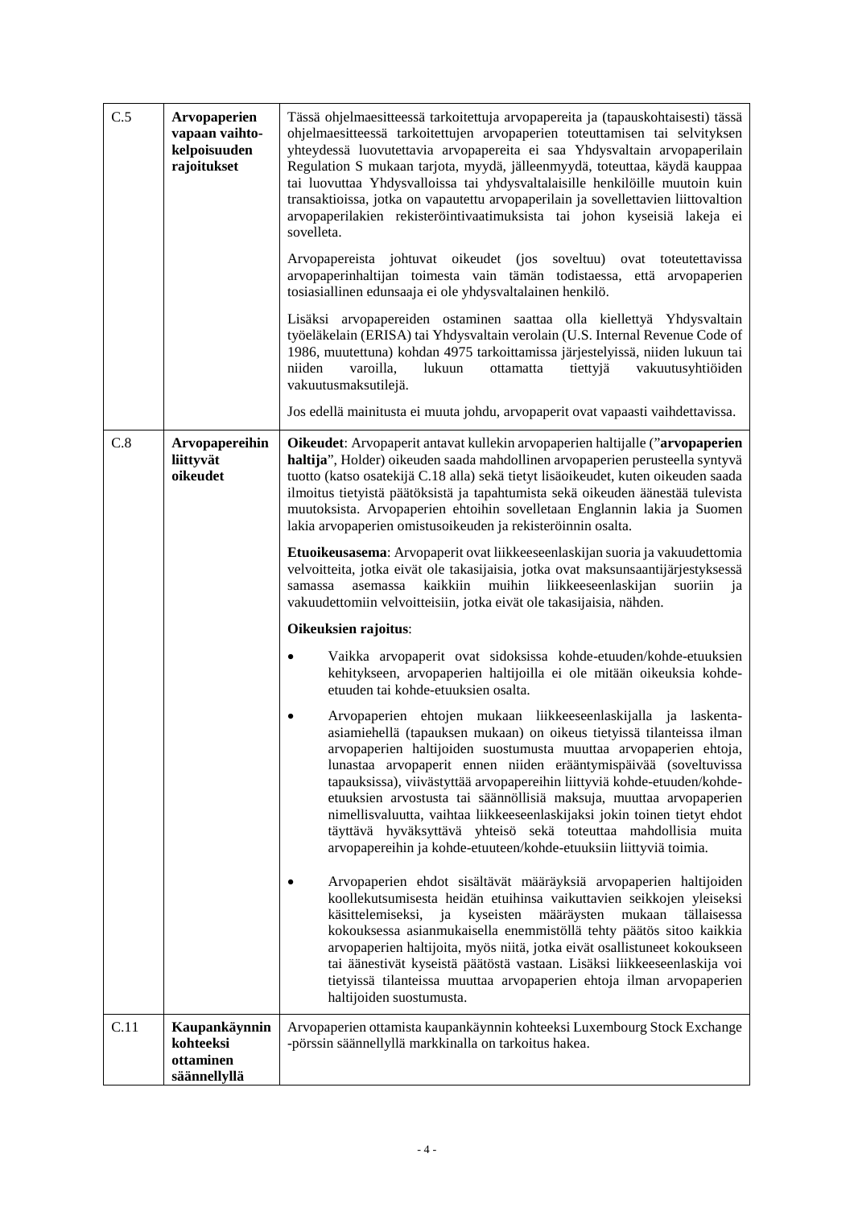| | | |
|---|---|---|
| C.5 | **Arvopaperien vapaan vaihto-kelpoisuuden rajoitukset** | Tässä ohjelmaesitteessä tarkoitettuja arvopapereita ja (tapauskohtaisesti) tässä ohjelmaesitteessä tarkoitettujen arvopaperien toteuttamisen tai selvityksen yhteydessä luovutettavia arvopapereita ei saa Yhdysvaltain arvopaperilain Regulation S mukaan tarjota, myydä, jälleenmyydä, toteuttaa, käydä kauppaa tai luovuttaa Yhdysvalloissa tai yhdysvaltalaisille henkilöille muutoin kuin transaktioissa, jotka on vapautettu arvopaperilain ja sovellettavien liittovaltion arvopaperilakien rekisteröintivaatimuksista tai johon kyseisiä lakeja ei sovelleta.<br><br>Arvopapereista johtuvat oikeudet (jos soveltuu) ovat toteutettavissa arvopaperinhaltijan toimesta vain tämän todistaessa, että arvopaperien tosiasiallinen edunsaaja ei ole yhdysvaltalainen henkilö.<br><br>Lisäksi arvopapereiden ostaminen saattaa olla kiellettyä Yhdysvaltain työeläkelain (ERISA) tai Yhdysvaltain verolain (U.S. Internal Revenue Code of 1986, muutettuna) kohdan 4975 tarkoittamissa järjestelyissä, niiden lukuun tai niiden varoilla, lukuun ottamatta tiettyjä vakuutusyhtiöiden vakuutusmaksutilejä.<br><br>Jos edellä mainitusta ei muuta johdu, arvopaperit ovat vapaasti vaihdettavissa. |
| C.8 | **Arvopapereihin liittyvät oikeudet** | **Oikeudet**: Arvopaperit antavat kullekin arvopaperien haltijalle ("**arvopaperien haltija**", Holder) oikeuden saada mahdollinen arvopaperien perusteella syntyvä tuotto (katso osatekijä C.18 alla) sekä tietyt lisäoikeudet, kuten oikeuden saada ilmoitus tietyistä päätöksistä ja tapahtumista sekä oikeuden äänestää tulevista muutoksista. Arvopaperien ehtoihin sovelletaan Englannin lakia ja Suomen lakia arvopaperien omistusoikeuden ja rekisteröinnin osalta.<br><br>**Etuoikeusasema**: Arvopaperit ovat liikkeeseenlaskijan suoria ja vakuudettomia velvoitteita, jotka eivät ole takasijaisia, jotka ovat maksunsaantijärjestyksessä samassa asemassa kaikkiin muihin liikkeeseenlaskijan suoriin ja vakuudettomiin velvoitteisiin, jotka eivät ole takasijaisia, nähden.<br><br>**Oikeuksien rajoitus**:<br><br>• Vaikka arvopaperit ovat sidoksissa kohde-etuuden/kohde-etuuksien kehitykseen, arvopaperien haltijoilla ei ole mitään oikeuksia kohde-etuuden tai kohde-etuuksien osalta.<br><br>• Arvopaperien ehtojen mukaan liikkeeseenlaskijalla ja laskenta-asiamiehellä (tapauksen mukaan) on oikeus tietyissä tilanteissa ilman arvopaperien haltijoiden suostumusta muuttaa arvopaperien ehtoja, lunastaa arvopaperit ennen niiden erääntymispäivää (soveltuvissa tapauksissa), viivästyttää arvopapereihin liittyviä kohde-etuuden/kohde-etuuksien arvostusta tai säännöllisiä maksuja, muuttaa arvopaperien nimellisvaluutta, vaihtaa liikkeeseenlaskijaksi jokin toinen tietyt ehdot täyttävä hyväksyttävä yhteisö sekä toteuttaa mahdollisia muita arvopapereihin ja kohde-etuuteen/kohde-etuuksiin liittyviä toimia.<br><br>• Arvopaperien ehdot sisältävät määräyksiä arvopaperien haltijoiden koollekutsumisesta heidän etuihinsa vaikuttavien seikkojen yleiseksi käsittelemiseksi, ja kyseisten määräysten mukaan tällaisessa kokouksessa asianmukaisella enemmistöllä tehty päätös sitoo kaikkia arvopaperien haltijoita, myös niitä, jotka eivät osallistuneet kokoukseen tai äänestivät kyseistä päätöstä vastaan. Lisäksi liikkeeseenlaskija voi tietyissä tilanteissa muuttaa arvopaperien ehtoja ilman arvopaperien haltijoiden suostumusta. |
| C.11 | **Kaupankäynnin kohteeksi ottaminen säännellyllä** | Arvopaperien ottamista kaupankäynnin kohteeksi Luxembourg Stock Exchange -pörssin säännellyllä markkinalla on tarkoitus hakea. |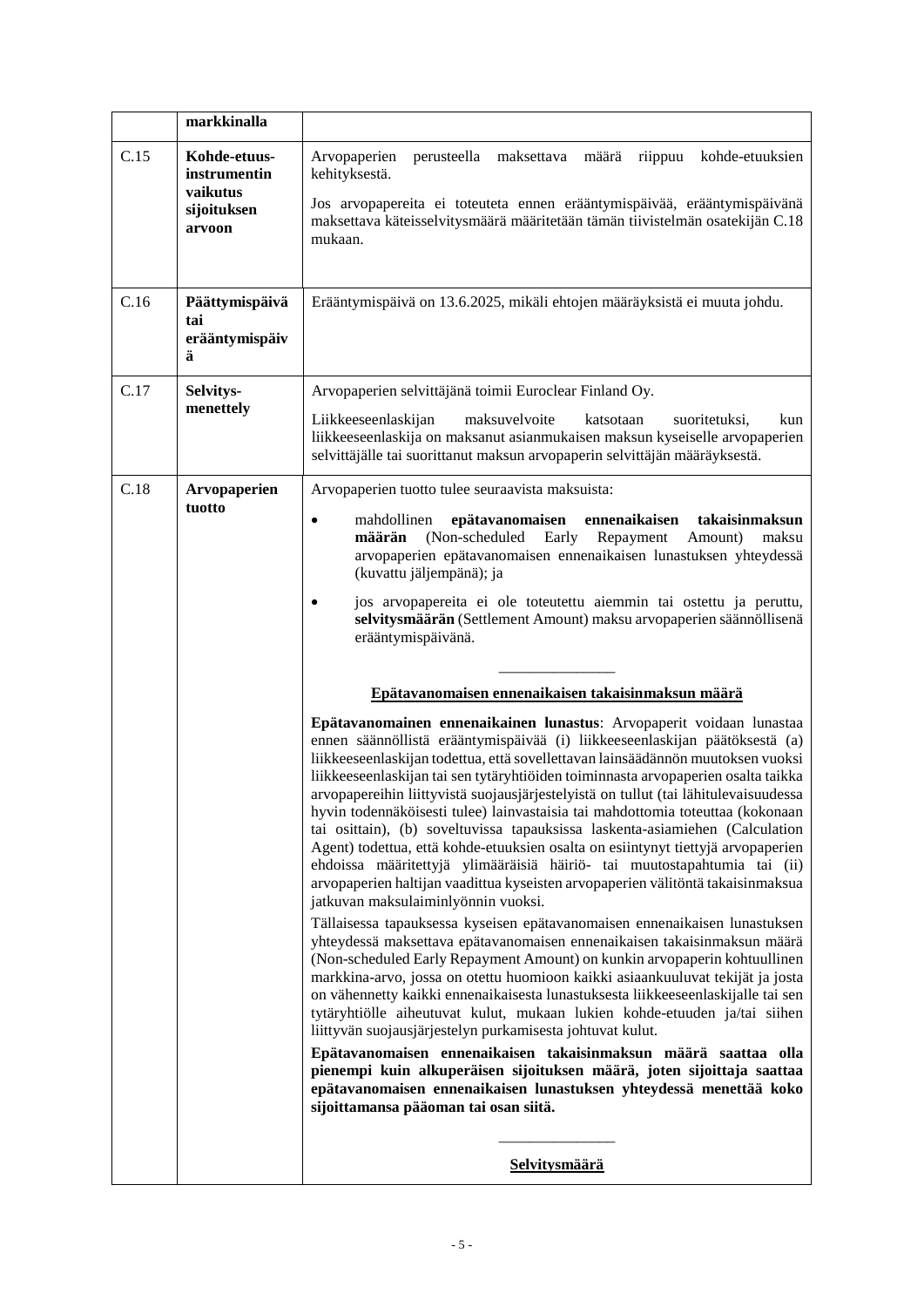| | | |
|---|---|---|
| | **markkinalla** | |
| C.15 | **Kohde-etuus-instrumentin vaikutus sijoituksen arvoon** | Arvopaperien perusteella maksettava määrä riippuu kohde-etuuksien kehityksestä.<br><br>Jos arvopapereita ei toteuteta ennen erääntymispäivää, erääntymispäivänä maksettava käteisselvitysmäärä määritetään tämän tiivistelmän osatekijän C.18 mukaan. |
| C.16 | **Päättymispäivä tai erääntymispäivä** | Erääntymispäivä on 13.6.2025, mikäli ehtojen määräyksistä ei muuta johdu. |
| C.17 | **Selvitys-menettely** | Arvopaperien selvittäjänä toimii Euroclear Finland Oy.<br><br>Liikkeeseenlaskijan maksuvelvoite katsotaan suoritetuksi, kun liikkeeseenlaskija on maksanut asianmukaisen maksun kyseiselle arvopaperien selvittäjälle tai suorittanut maksun arvopaperin selvittäjän määräyksestä. |
| C.18 | **Arvopaperien tuotto** | Arvopaperien tuotto tulee seuraavista maksuista:<br><br>• mahdollinen **epätavanomaisen ennenaikaisen takaisinmaksun määrän** (Non-scheduled Early Repayment Amount) maksu arvopaperien epätavanomaisen ennenaikaisen lunastuksen yhteydessä (kuvattu jäljempänä); ja<br><br>• jos arvopapereita ei ole toteutettu aiemmin tai ostettu ja peruttu, **selvitysmäärän** (Settlement Amount) maksu arvopaperien säännöllisenä erääntymispäivänä.<br><br>_______________<br><br>**<u>Epätavanomaisen ennenaikaisen takaisinmaksun määrä</u>**<br><br>**Epätavanomainen ennenaikainen lunastus**: Arvopaperit voidaan lunastaa ennen säännöllistä erääntymispäivää (i) liikkeeseenlaskijan päätöksestä (a) liikkeeseenlaskijan todettua, että sovellettavan lainsäädännön muutoksen vuoksi liikkeeseenlaskijan tai sen tytäryhtiöiden toiminnassa arvopaperien osalta taikka arvopapereihin liittyvistä suojausjärjestelyistä on tullut (tai lähitulevaisuudessa hyvin todennäköisesti tulee) lainvastaisia tai mahdottomia toteuttaa (kokonaan tai osittain), (b) soveltuvissa tapauksissa laskenta-asiamiehen (Calculation Agent) todettua, että kohde-etuuksien osalta on esiintynyt tiettyjä arvopaperien ehdoissa määritettyjä ylimääräisiä häiriö- tai muutostapahtumia tai (ii) arvopaperien haltijan vaadittua kyseisten arvopaperien välitöntä takaisinmaksua jatkuvan maksulaiminlyönnin vuoksi.<br><br>Tällaisessa tapauksessa kyseisen epätavanomaisen ennenaikaisen lunastuksen yhteydessä maksettava epätavanomaisen ennenaikaisen takaisinmaksun määrä (Non-scheduled Early Repayment Amount) on kunkin arvopaperin kohtuullinen markkina-arvo, jossa on otettu huomioon kaikki asiaankuuluvat tekijät ja josta on vähennetty kaikki ennenaikaisesta lunastuksesta liikkeeseenlaskijalle tai sen tytäryhtiölle aiheutuvat kulut, mukaan lukien kohde-etuuden ja/tai siihen liittyvän suojausjärjestelyn purkamisesta johtuvat kulut.<br><br>**Epätavanomaisen ennenaikaisen takaisinmaksun määrä saattaa olla pienempi kuin alkuperäisen sijoituksen määrä, joten sijoittaja saattaa epätavanomaisen ennenaikaisen lunastuksen yhteydessä menettää koko sijoittamansa pääoman tai osan siitä.**<br><br>_______________<br><br>**<u>Selvitysmäärä</u>** |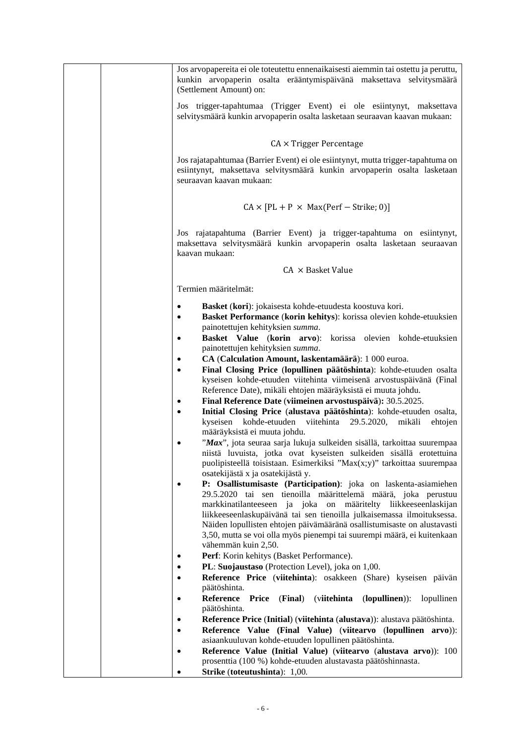Jos arvopapereita ei ole toteutettu ennenaikaisesti aiemmin tai ostettu ja peruttu, kunkin arvopaperin osalta erääntymispäivänä maksettava selvitysmäärä (Settlement Amount) on:

Jos trigger-tapahtumaa (Trigger Event) ei ole esiintynyt, maksettava selvitysmäärä kunkin arvopaperin osalta lasketaan seuraavan kaavan mukaan:

$$\text{CA} \times \text{Trigger Percentage}$$

Jos rajatapahtumaa (Barrier Event) ei ole esiintynyt, mutta trigger-tapahtuma on esiintynyt, maksettava selvitysmäärä kunkin arvopaperin osalta lasketaan seuraavan kaavan mukaan:

$$\text{CA} \times [\text{PL} + \text{P} \times \text{Max}(\text{Perf} - \text{Strike}; 0)]$$

Jos rajatapahtuma (Barrier Event) ja trigger-tapahtuma on esiintynyt, maksettava selvitysmäärä kunkin arvopaperin osalta lasketaan seuraavan kaavan mukaan:

$$\text{CA} \times \text{Basket Value}$$

Termien määritelmät:

- **Basket** (**kori**): jokaisesta kohde-etuudesta koostuva kori.
- **Basket Performance** (**korin kehitys**): korissa olevien kohde-etuuksien painotettujen kehityksien *summa*.
- **Basket Value** (**korin arvo**): korissa olevien kohde-etuuksien painotettujen kehityksien *summa*.
- **CA** (**Calculation Amount, laskentamäärä**): 1 000 euroa.
- **Final Closing Price** (**lopullinen päätöshinta**): kohde-etuuden osalta kyseisen kohde-etuuden viitehinta viimeisenä arvostuspäivänä (Final Reference Date), mikäli ehtojen määräyksistä ei muuta johdu.
- **Final Reference Date** (**viimeinen arvostuspäivä**)**:** 30.5.2025.
- **Initial Closing Price** (**alustava päätöshinta**): kohde-etuuden osalta, kyseisen kohde-etuuden viitehinta 29.5.2020, mikäli ehtojen määräyksistä ei muuta johdu.
- "***Max***", jota seuraa sarja lukuja sulkeiden sisällä, tarkoittaa suurempaa niistä luvuista, jotka ovat kyseisten sulkeiden sisällä erotettuina puolipisteellä toisistaan. Esimerkiksi "Max(x;y)" tarkoittaa suurempaa osatekijästä x ja osatekijästä y.
- **P: Osallistumisaste (Participation)**: joka on laskenta-asiamiehen 29.5.2020 tai sen tienoilla määrittelemä määrä, joka perustuu markkinatilanteeseen ja joka on määritelty liikkeeseenlaskijan liikkeeseenlaskupäivänä tai sen tienoilla julkaisemassa ilmoituksessa. Näiden lopullisten ehtojen päivämääränä osallistumisaste on alustavasti 3,50, mutta se voi olla myös pienempi tai suurempi määrä, ei kuitenkaan vähemmän kuin 2,50.
- **Perf**: Korin kehitys (Basket Performance).
- **PL**: **Suojaustaso** (Protection Level), joka on 1,00.
- **Reference Price** (**viitehinta**): osakkeen (Share) kyseisen päivän päätöshinta.
- **Reference Price** (**Final**) (**viitehinta** (**lopullinen**)): lopullinen päätöshinta.
- **Reference Price** (**Initial**) (**viitehinta** (**alustava**)): alustava päätöshinta.
- **Reference Value (Final Value)** (**viitearvo** (**lopullinen arvo**)): asiaankuuluvan kohde-etuuden lopullinen päätöshinta.
- **Reference Value (Initial Value)** (**viitearvo** (**alustava arvo**)): 100 prosenttia (100 %) kohde-etuuden alustavasta päätöshinnasta.
- **Strike** (**toteutushinta**): 1,00.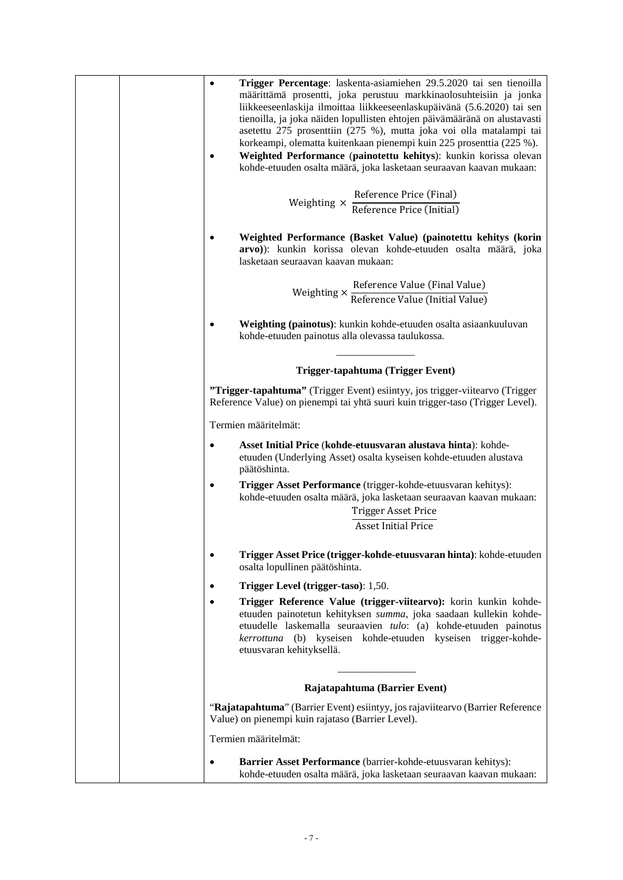- **Trigger Percentage**: laskenta-asiamiehen 29.5.2020 tai sen tienoilla määrittämä prosentti, joka perustuu markkinaolosuhteisiin ja jonka liikkeeseenlaskija ilmoittaa liikkeeseenlaskupäivänä (5.6.2020) tai sen tienoilla, ja joka näiden lopullisten ehtojen päivämääränä on alustavasti asetettu 275 prosenttiin (275 %), mutta joka voi olla matalampi tai korkeampi, olematta kuitenkaan pienempi kuin 225 prosenttia (225 %).
- **Weighted Performance** (**painotettu kehitys**): kunkin korissa olevan kohde-etuuden osalta määrä, joka lasketaan seuraavan kaavan mukaan:

$$\text{Weighting} \times \frac{\text{Reference Price (Final)}}{\text{Reference Price (Initial)}}$$

- **Weighted Performance (Basket Value) (painotettu kehitys (korin arvo))**: kunkin korissa olevan kohde-etuuden osalta määrä, joka lasketaan seuraavan kaavan mukaan:

$$\text{Weighting} \times \frac{\text{Reference Value (Final Value)}}{\text{Reference Value (Initial Value)}}$$

- **Weighting (painotus)**: kunkin kohde-etuuden osalta asiaankuuluvan kohde-etuuden painotus alla olevassa taulukossa.

---

**Trigger-tapahtuma (Trigger Event)**

**"Trigger-tapahtuma"** (Trigger Event) esiintyy, jos trigger-viitearvo (Trigger Reference Value) on pienempi tai yhtä suuri kuin trigger-taso (Trigger Level).

Termien määritelmät:

- **Asset Initial Price** (**kohde-etuusvaran alustava hinta**): kohde-etuuden (Underlying Asset) osalta kyseisen kohde-etuuden alustava päätöshinta.
- **Trigger Asset Performance** (trigger-kohde-etuusvaran kehitys): kohde-etuuden osalta määrä, joka lasketaan seuraavan kaavan mukaan:

$$\frac{\text{Trigger Asset Price}}{\text{Asset Initial Price}}$$

- **Trigger Asset Price (trigger-kohde-etuusvaran hinta)**: kohde-etuuden osalta lopullinen päätöshinta.
- **Trigger Level (trigger-taso)**: 1,50.
- **Trigger Reference Value (trigger-viitearvo):** korin kunkin kohde-etuuden painotetun kehityksen *summa*, joka saadaan kullekin kohde-etuudelle laskemalla seuraavien *tulo*: (a) kohde-etuuden painotus *kerrottuna* (b) kyseisen kohde-etuuden kyseisen trigger-kohde-etuusvaran kehityksellä.

---

**Rajatapahtuma (Barrier Event)**

"**Rajatapahtuma**" (Barrier Event) esiintyy, jos rajaviitearvo (Barrier Reference Value) on pienempi kuin rajataso (Barrier Level).

Termien määritelmät:

- **Barrier Asset Performance** (barrier-kohde-etuusvaran kehitys): kohde-etuuden osalta määrä, joka lasketaan seuraavan kaavan mukaan: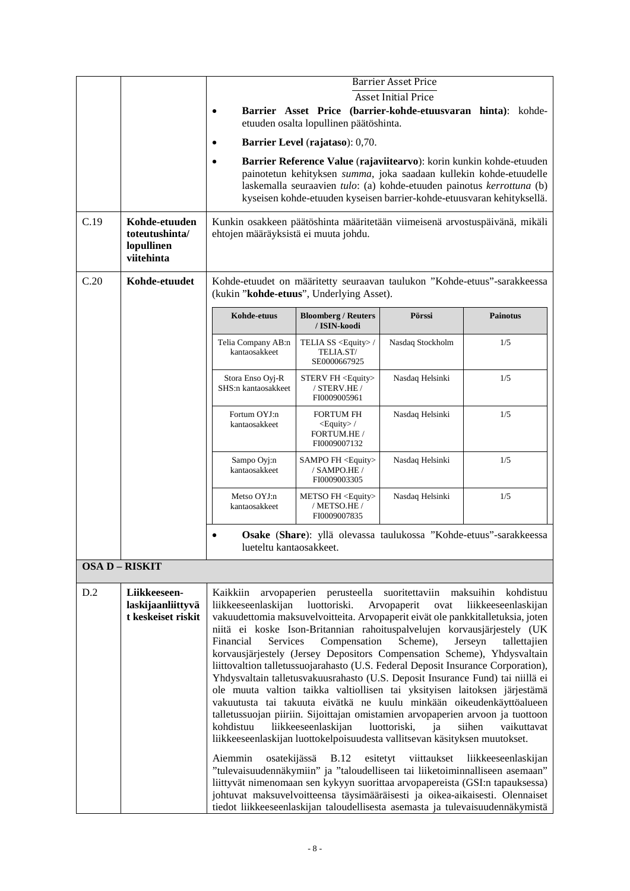| | | |
|---|---|---|
| | | $$\frac{\text{Barrier Asset Price}}{\text{Asset Initial Price}}$$ • **Barrier Asset Price (barrier-kohde-etuusvaran hinta)**: kohde-etuuden osalta lopullinen päätöshinta. • **Barrier Level** (**rajataso**): 0,70. • **Barrier Reference Value** (**rajaviitearvo**): korin kunkin kohde-etuuden painotetun kehityksen *summa*, joka saadaan kullekin kohde-etuudelle laskemalla seuraavien *tulo*: (a) kohde-etuuden painotus *kerrottuna* (b) kyseisen kohde-etuuden kyseisen barrier-kohde-etuusvaran kehityksellä. |
| C.19 | **Kohde-etuuden toteutushinta/ lopullinen viitehinta** | Kunkin osakkeen päätöshinta määritetään viimeisenä arvostuspäivänä, mikäli ehtojen määräyksistä ei muuta johdu. |
| C.20 | **Kohde-etuudet** | Kohde-etuudet on määritetty seuraavan taulukon "Kohde-etuus"-sarakkeessa (kukin "**kohde-etuus**", Underlying Asset). |

| Kohde-etuus | Bloomberg / Reuters / ISIN-koodi | Pörssi | Painotus |
|---|---|---|---|
| Telia Company AB:n kantaosakkeet | TELIA SS <Equity> / TELIA.ST/ SE0000667925 | Nasdaq Stockholm | 1/5 |
| Stora Enso Oyj-R SHS:n kantaosakkeet | STERV FH <Equity> / STERV.HE / FI0009005961 | Nasdaq Helsinki | 1/5 |
| Fortum OYJ:n kantaosakkeet | FORTUM FH <Equity> / FORTUM.HE / FI0009007132 | Nasdaq Helsinki | 1/5 |
| Sampo Oyj:n kantaosakkeet | SAMPO FH <Equity> / SAMPO.HE / FI0009003305 | Nasdaq Helsinki | 1/5 |
| Metso OYJ:n kantaosakkeet | METSO FH <Equity> / METSO.HE / FI0009007835 | Nasdaq Helsinki | 1/5 |

- **Osake** (**Share**): yllä olevassa taulukossa "Kohde-etuus"-sarakkeessa lueteltu kantaosakkeet.

**OSA D – RISKIT**

| | | |
|---|---|---|
| D.2 | **Liikkeeseen-laskijaanliittyvät keskeiset riskit** | Kaikkiin arvopaperien perusteella suoritettaviin maksuihin kohdistuu liikkeeseenlaskijan luottoriski. Arvopaperit ovat liikkeeseenlaskijan vakuudettomia maksuvelvoitteita. Arvopaperit eivät ole pankkitalletuksia, joten niitä ei koske Ison-Britannian rahoituspalvelujen korvausjärjestely (UK Financial Services Compensation Scheme), Jerseyn tallettajien korvausjärjestely (Jersey Depositors Compensation Scheme), Yhdysvaltain liittovaltion talletussuojarahasto (U.S. Federal Deposit Insurance Corporation), Yhdysvaltain talletusvakuusrahasto (U.S. Deposit Insurance Fund) tai niillä ei ole muuta valtion taikka valtiollisen tai yksityisen laitoksen järjestämä vakuutusta tai takuuta eivätkä ne kuulu minkään oikeudenkäyttöalueen talletussuojan piiriin. Sijoittajan omistamien arvopaperien arvoon ja tuottoon kohdistuu liikkeeseenlaskijan luottoriski, ja siihen vaikuttavat liikkeeseenlaskijan luottokelpoisuudesta vallitsevan käsityksen muutokset. Aiemmin osatekijässä B.12 esitetyt viittaukset liikkeeseenlaskijan "tulevaisuudennäkymiin" ja "taloudelliseen tai liiketoiminnalliseen asemaan" liittyvät nimenomaan sen kykyyn suorittaa arvopapereista (GSI:n tapauksessa) johtuvat maksuvelvoitteensa täysimääräisesti ja oikea-aikaisesti. Olennaiset tiedot liikkeeseenlaskijan taloudellisesta asemasta ja tulevaisuudennäkymistä |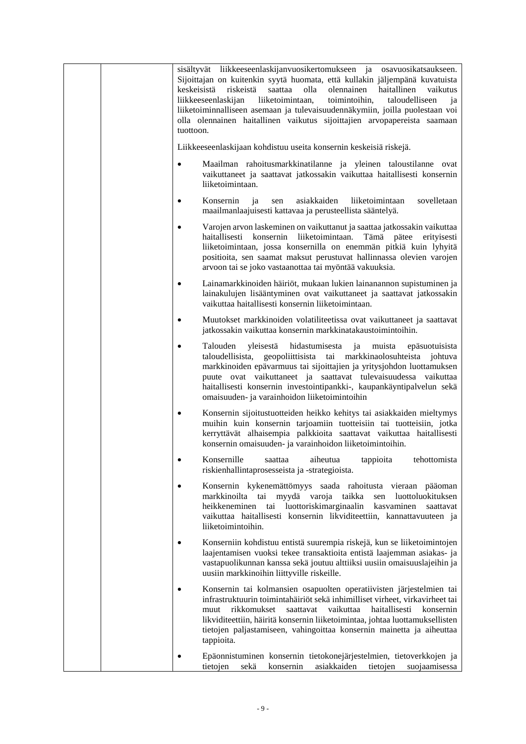| | | |
|---|---|---|
| | | sisältyvät liikkeeseenlaskijanvuosikertomukseen ja osavuosikatsaukseen. Sijoittajan on kuitenkin syytä huomata, että kullakin jäljempänä kuvatuista keskeisistä riskeistä saattaa olla olennainen haitallinen vaikutus liikkeeseenlaskijan liiketoimintaan, toimintoihin, taloudelliseen ja liiketoiminnalliseen asemaan ja tulevaisuudennäkymiin, joilla puolestaan voi olla olennainen haitallinen vaikutus sijoittajien arvopapereista saamaan tuottoon.<br><br>Liikkeeseenlaskijaan kohdistuu useita konsernin keskeisiä riskejä.<br><br>• Maailman rahoitusmarkkinatilanne ja yleinen taloustilanne ovat vaikuttaneet ja saattavat jatkossakin vaikuttaa haitallisesti konsernin liiketoimintaan.<br><br>• Konsernin ja sen asiakkaiden liiketoimintaan sovelletaan maailmanlaajuisesti kattavaa ja perusteellista sääntelyä.<br><br>• Varojen arvon laskeminen on vaikuttanut ja saattaa jatkossakin vaikuttaa haitallisesti konsernin liiketoimintaan. Tämä pätee erityisesti liiketoimintaan, jossa konsernilla on enemmän pitkiä kuin lyhyitä positioita, sen saamat maksut perustuvat hallinnassa olevien varojen arvoon tai se joko vastaanottaa tai myöntää vakuuksia.<br><br>• Lainamarkkinoiden häiriöt, mukaan lukien lainanannon supistuminen ja lainakulujen lisääntyminen ovat vaikuttaneet ja saattavat jatkossakin vaikuttaa haitallisesti konsernin liiketoimintaan.<br><br>• Muutokset markkinoiden volatiliteetissa ovat vaikuttaneet ja saattavat jatkossakin vaikuttaa konsernin markkinatakaustoimintoihin.<br><br>• Talouden yleisestä hidastumisesta ja muista epäsuotuisista taloudellisista, geopoliittisista tai markkinaolosuhteista johtuva markkinoiden epävarmuus tai sijoittajien ja yritysjohdon luottamuksen puute ovat vaikuttaneet ja saattavat tulevaisuudessa vaikuttaa haitallisesti konsernin investointipankki-, kaupankäyntipalvelun sekä omaisuuden- ja varainhoidon liiketoimintoihin<br><br>• Konsernin sijoitustuotteiden heikko kehitys tai asiakkaiden mieltymys muihin kuin konsernin tarjoamiin tuotteisiin tai tuotteisiin, jotka kerryttävät alhaisempia palkkioita saattavat vaikuttaa haitallisesti konsernin omaisuuden- ja varainhoidon liiketoimintoihin.<br><br>• Konsernille saattaa aiheutua tappioita tehottomista riskienhallintaprosesseista ja -strategioista.<br><br>• Konsernin kykenemättömyys saada rahoitusta vieraan pääoman markkinoilta tai myydä varoja taikka sen luottoluokituksen heikkeneminen tai luottoriskimarginaalin kasvaminen saattavat vaikuttaa haitallisesti konsernin likviditeettiin, kannattavuuteen ja liiketoimintoihin.<br><br>• Konserniin kohdistuu entistä suurempia riskejä, kun se liiketoimintojen laajentamisen vuoksi tekee transaktioita entistä laajemman asiakas- ja vastapuolikunnan kanssa sekä joutuu alttiiksi uusiin omaisuuslajeihin ja uusiin markkinoihin liittyville riskeille.<br><br>• Konsernin tai kolmansien osapuolten operatiivisten järjestelmien tai infrastruktuurin toimintahäiriöt sekä inhimilliset virheet, virkavirheet tai muut rikkomukset saattavat vaikuttaa haitallisesti konsernin likviditeettiin, häiritä konsernin liiketoimintaa, johtaa luottamuksellisten tietojen paljastamiseen, vahingoittaa konsernin mainetta ja aiheuttaa tappioita.<br><br>• Epäonnistuminen konsernin tietokonejärjestelmien, tietoverkkojen ja tietojen sekä konsernin asiakkaiden tietojen suojaamisessa |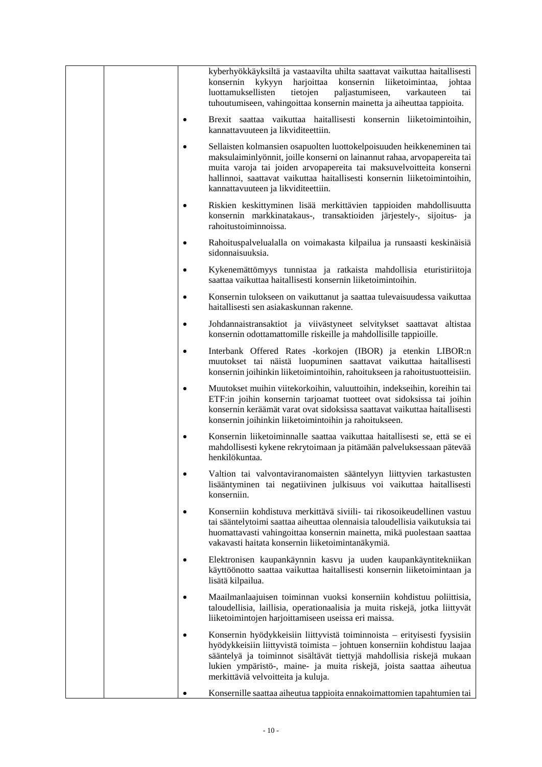| | | |
|---|---|---|
| | | kyberhyökkäyksiltä ja vastaavilta uhilta saattavat vaikuttaa haitallisesti konsernin kykyyn harjoittaa konsernin liiketoimintaa, johtaa luottamuksellisten tietojen paljastumiseen, varkauteen tai tuhoutumiseen, vahingoittaa konsernin mainetta ja aiheuttaa tappioita.<br><br>• Brexit saattaa vaikuttaa haitallisesti konsernin liiketoimintoihin, kannattavuuteen ja likviditeettiin.<br><br>• Sellaisten kolmansien osapuolten luottokelpoisuuden heikkeneminen tai maksulaiminlyönnit, joille konserni on lainannut rahaa, arvopapereita tai muita varoja tai joiden arvopapereita tai maksuvelvoitteita konserni hallinnoi, saattavat vaikuttaa haitallisesti konsernin liiketoimintoihin, kannattavuuteen ja likviditeettiin.<br><br>• Riskien keskittyminen lisää merkittävien tappioiden mahdollisuutta konsernin markkinatakaus-, transaktioiden järjestely-, sijoitus- ja rahoitustoiminnoissa.<br><br>• Rahoituspalvelualalla on voimakasta kilpailua ja runsaasti keskinäisiä sidonnaisuuksia.<br><br>• Kykenemättömyys tunnistaa ja ratkaista mahdollisia eturistiriitoja saattaa vaikuttaa haitallisesti konsernin liiketoimintoihin.<br><br>• Konsernin tulokseen on vaikuttanut ja saattaa tulevaisuudessa vaikuttaa haitallisesti sen asiakaskunnan rakenne.<br><br>• Johdannaistransaktiot ja viivästyneet selvitykset saattavat altistaa konsernin odottamattomille riskeille ja mahdollisille tappioille.<br><br>• Interbank Offered Rates -korkojen (IBOR) ja etenkin LIBOR:n muutokset tai näistä luopuminen saattavat vaikuttaa haitallisesti konsernin joihinkin liiketoimintoihin, rahoitukseen ja rahoitustuotteisiin.<br><br>• Muutokset muihin viitekorkoihin, valuuttoihin, indekseihin, koreihin tai ETF:in joihin konsernin tarjoamat tuotteet ovat sidoksissa tai joihin konsernin keräämät varat ovat sidoksissa saattavat vaikuttaa haitallisesti konsernin joihinkin liiketoimintoihin ja rahoitukseen.<br><br>• Konsernin liiketoiminnalle saattaa vaikuttaa haitallisesti se, että se ei mahdollisesti kykene rekrytoimaan ja pitämään palveluksessaan pätevää henkilökuntaa.<br><br>• Valtion tai valvontaviranomaisten sääntelyyn liittyvien tarkastusten lisääntyminen tai negatiivinen julkisuus voi vaikuttaa haitallisesti konserniin.<br><br>• Konserniin kohdistuva merkittävä siviili- tai rikosoikeudellinen vastuu tai sääntelytoimi saattaa aiheuttaa olennaisia taloudellisia vaikutuksia tai huomattavasti vahingoittaa konsernin mainetta, mikä puolestaan saattaa vakavasti haitata konsernin liiketoimintanäkymiä.<br><br>• Elektronisen kaupankäynnin kasvu ja uuden kaupankäyntitekniikan käyttöönotto saattaa vaikuttaa haitallisesti konsernin liiketoimintaan ja lisätä kilpailua.<br><br>• Maailmanlaajuisen toiminnan vuoksi konserniin kohdistuu poliittisia, taloudellisia, laillisia, operationaalisia ja muita riskejä, jotka liittyvät liiketoimintojen harjoittamiseen useissa eri maissa.<br><br>• Konsernin hyödykkeisiin liittyvistä toiminnoista – erityisesti fyysisiin hyödykkeisiin liittyvistä toimista – johtuen konserniin kohdistuu laajaa sääntelyä ja toiminnot sisältävät tiettyjä mahdollisia riskejä mukaan lukien ympäristö-, maine- ja muita riskejä, joista saattaa aiheutua merkittäviä velvoitteita ja kuluja.<br><br>• Konsernille saattaa aiheutua tappioita ennakoimattomien tapahtumien tai |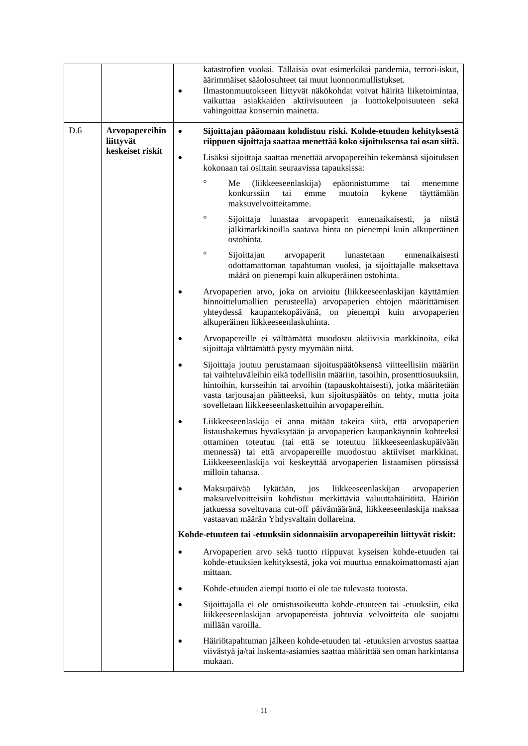| | | |
|---|---|---|
| | | katastrofien vuoksi. Tällaisia ovat esimerkiksi pandemia, terrori-iskut, äärimmäiset sääolosuhteet tai muut luonnonmullistukset.<br>• Ilmastonmuutokseen liittyvät näkökohdat voivat häiritä liiketoimintaa, vaikuttaa asiakkaiden aktiivisuuteen ja luottokelpoisuuteen sekä vahingoittaa konsernin mainetta. |
| D.6 | **Arvopapereihin liittyvät keskeiset riskit** | • **Sijoittajan pääomaan kohdistuu riski. Kohde-etuuden kehityksestä riippuen sijoittaja saattaa menettää koko sijoituksensa tai osan siitä.**<br>• Lisäksi sijoittaja saattaa menettää arvopapereihin tekemänsä sijoituksen kokonaan tai osittain seuraavissa tapauksissa:<br>° Me (liikkeeseenlaskija) epäonnistumme tai menemme konkurssiin tai emme muutoin kykene täyttämään maksuvelvoitteitamme.<br>° Sijoittaja lunastaa arvopaperit ennenaikaisesti, ja niistä jälkimarkkinoilla saatava hinta on pienempi kuin alkuperäinen ostohinta.<br>° Sijoittajan arvopaperit lunastetaan ennenaikaisesti odottamattoman tapahtuman vuoksi, ja sijoittajalle maksettava määrä on pienempi kuin alkuperäinen ostohinta.<br>• Arvopaperien arvo, joka on arvioitu (liikkeeseenlaskijan käyttämien hinnoittelumallien perusteella) arvopaperien ehtojen määrittämisen yhteydessä kaupantekopäivänä, on pienempi kuin arvopaperien alkuperäinen liikkeeseenlaskuhinta.<br>• Arvopapereille ei välttämättä muodostu aktiivisia markkinoita, eikä sijoittaja välttämättä pysty myymään niitä.<br>• Sijoittaja joutuu perustamaan sijoituspäätöksensä viitteellisiin määriin tai vaihteluväleihin eikä todellisiin määriin, tasoihin, prosenttiosuuksiin, hintoihin, kursseihin tai arvoihin (tapauskohtaisesti), jotka määritetään vasta tarjousajan päätteeksi, kun sijoituspäätös on tehty, mutta joita sovelletaan liikkeeseenlaskettuihin arvopapereihin.<br>• Liikkeeseenlaskija ei anna mitään takeita siitä, että arvopaperien listaushakemus hyväksytään ja arvopaperien kaupankäynnin kohteeksi ottaminen toteutuu (tai että se toteutuu liikkeeseenlaskupäivään mennessä) tai että arvopapereille muodostuu aktiiviset markkinat. Liikkeeseenlaskija voi keskeyttää arvopaperien listaamisen pörssissä milloin tahansa.<br>• Maksupäivää lykätään, jos liikkeeseenlaskijan arvopaperien maksuvelvoitteisiin kohdistuu merkittäviä valuuttahäiriöitä. Häiriön jatkuessa soveltuvana cut-off päivämääränä, liikkeeseenlaskija maksaa vastaavan määrän Yhdysvaltain dollareina.<br>**Kohde-etuuteen tai -etuuksiin sidonnaisiin arvopapereihin liittyvät riskit:**<br>• Arvopaperien arvo sekä tuotto riippuvat kyseisen kohde-etuuden tai kohde-etuuksien kehityksestä, joka voi muuttua ennakoimattomasti ajan mittaan.<br>• Kohde-etuuden aiempi tuotto ei ole tae tulevasta tuotosta.<br>• Sijoittajalla ei ole omistusoikeutta kohde-etuuteen tai -etuuksiin, eikä liikkeeseenlaskijan arvopapereista johtuvia velvoitteita ole suojattu millään varoilla.<br>• Häiriötapahtuman jälkeen kohde-etuuden tai -etuuksien arvostus saattaa viivästyä ja/tai laskenta-asiamies saattaa määrittää sen oman harkintansa mukaan. |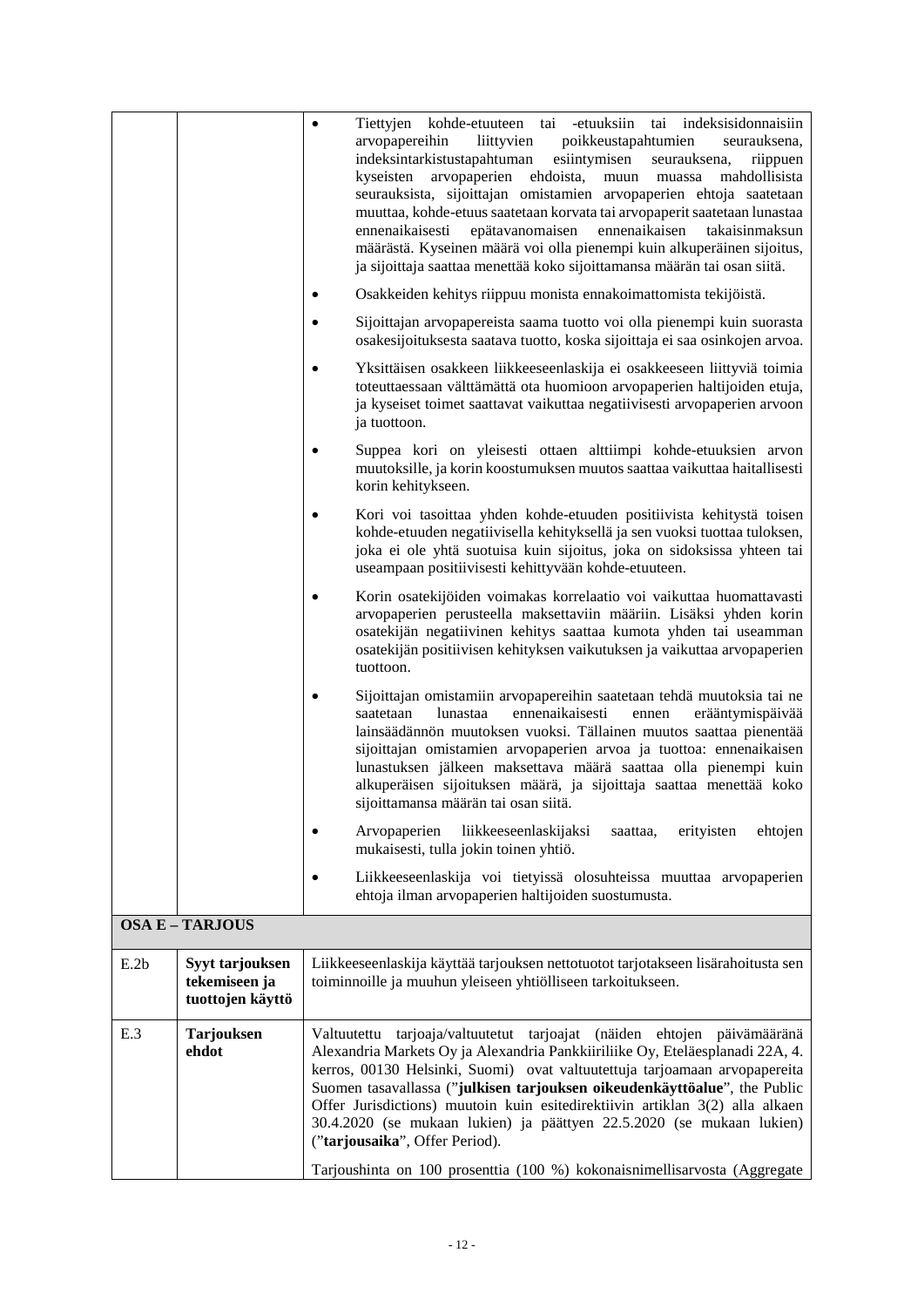| | | |
|---|---|---|
| | | • Tiettyjen kohde-etuuteen tai -etuuksiin tai indeksisidonnaisiin arvopapereihin liittyvien poikkeustapahtumien seurauksena, indeksintarkistustapahtuman esiintymisen seurauksena, riippuen kyseisten arvopaperien ehdoista, muun muassa mahdollisista seurauksista, sijoittajan omistamien arvopaperien ehtoja saatetaan muuttaa, kohde-etuus saatetaan korvata tai arvopaperit saatetaan lunastaa ennenaikaisesti epätavanomaisen ennenaikaisen takaisinmaksun määrästä. Kyseinen määrä voi olla pienempi kuin alkuperäinen sijoitus, ja sijoittaja saattaa menettää koko sijoittamansa määrän tai osan siitä.<br><br>• Osakkeiden kehitys riippuu monista ennakoimattomista tekijöistä.<br><br>• Sijoittajan arvopapereista saama tuotto voi olla pienempi kuin suorasta osakesijoituksesta saatava tuotto, koska sijoittaja ei saa osinkojen arvoa.<br><br>• Yksittäisen osakkeen liikkeeseenlaskija ei osakkeeseen liittyviä toimia toteuttaessaan välttämättä ota huomioon arvopaperien haltijoiden etuja, ja kyseiset toimet saattavat vaikuttaa negatiivisesti arvopaperien arvoon ja tuottoon.<br><br>• Suppea kori on yleisesti ottaen alttiimpi kohde-etuuksien arvon muutoksille, ja korin koostumuksen muutos saattaa vaikuttaa haitallisesti korin kehitykseen.<br><br>• Kori voi tasoittaa yhden kohde-etuuden positiivista kehitystä toisen kohde-etuuden negatiivisella kehityksellä ja sen vuoksi tuottaa tuloksen, joka ei ole yhtä suotuisa kuin sijoitus, joka on sidoksissa yhteen tai useampaan positiivisesti kehittyvään kohde-etuuteen.<br><br>• Korin osatekijöiden voimakas korrelaatio voi vaikuttaa huomattavasti arvopaperien perusteella maksettaviin määriin. Lisäksi yhden korin osatekijän negatiivinen kehitys saattaa kumota yhden tai useamman osatekijän positiivisen kehityksen vaikutuksen ja vaikuttaa arvopaperien tuottoon.<br><br>• Sijoittajan omistamiin arvopapereihin saatetaan tehdä muutoksia tai ne saatetaan lunastaa ennenaikaisesti ennen erääntymispäivää lainsäädännön muutoksen vuoksi. Tällainen muutos saattaa pienentää sijoittajan omistamien arvopaperien arvoa ja tuottoa: ennenaikaisen lunastuksen jälkeen maksettava määrä saattaa olla pienempi kuin alkuperäisen sijoituksen määrä, ja sijoittaja saattaa menettää koko sijoittamansa määrän tai osan siitä.<br><br>• Arvopaperien liikkeeseenlaskijaksi saattaa, erityisten ehtojen mukaisesti, tulla jokin toinen yhtiö.<br><br>• Liikkeeseenlaskija voi tietyissä olosuhteissa muuttaa arvopaperien ehtoja ilman arvopaperien haltijoiden suostumusta. |
| **OSA E – TARJOUS** | | |
| E.2b | **Syyt tarjouksen tekemiseen ja tuottojen käyttö** | Liikkeeseenlaskija käyttää tarjouksen nettotuotot tarjotakseen lisärahoitusta sen toiminnoille ja muuhun yleiseen yhtiölliseen tarkoitukseen. |
| E.3 | **Tarjouksen ehdot** | Valtuutettu tarjoaja/valtuutetut tarjoajat (näiden ehtojen päivämääränä Alexandria Markets Oy ja Alexandria Pankkiiriliike Oy, Eteläesplanadi 22A, 4. kerros, 00130 Helsinki, Suomi) ovat valtuutettuja tarjoamaan arvopapereita Suomen tasavallassa ("**julkisen tarjouksen oikeudenkäyttöalue**", the Public Offer Jurisdictions) muutoin kuin esitedirektiivin artiklan 3(2) alla alkaen 30.4.2020 (se mukaan lukien) ja päättyen 22.5.2020 (se mukaan lukien) ("**tarjousaika**", Offer Period).<br><br>Tarjoushinta on 100 prosenttia (100 %) kokonaisnimellisarvosta (Aggregate |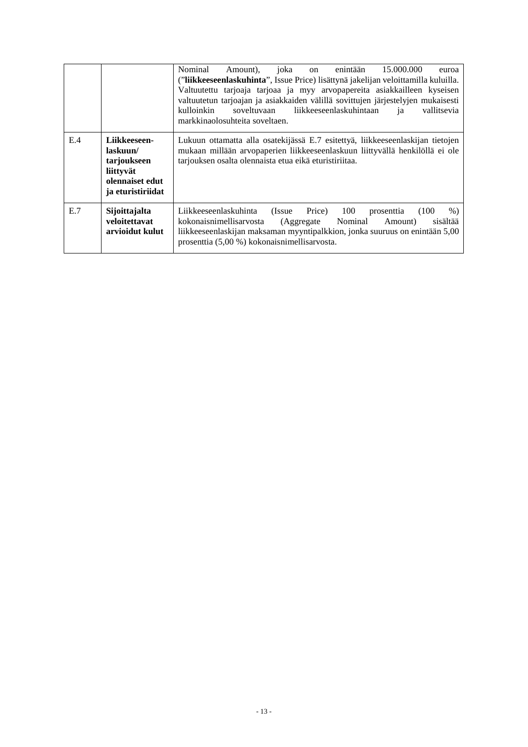| | | |
|---|---|---|
| | | Nominal Amount), joka on enintään 15.000.000 euroa (”**liikkeeseenlaskuhinta**”, Issue Price) lisättynä jakelijan veloittamilla kuluilla. Valtuutettu tarjoaja tarjoaa ja myy arvopapereita asiakkailleen kyseisen valtuutetun tarjoajan ja asiakkaiden välillä sovittujen järjestelyjen mukaisesti kulloinkin soveltuvaan liikkeeseenlaskuhintaan ja vallitsevia markkinaolosuhteita soveltaen. |
| E.4 | **Liikkeeseen-laskuun/ tarjoukseen liittyvät olennaiset edut ja eturistiriidat** | Lukuun ottamatta alla osatekijässä E.7 esitettyä, liikkeeseenlaskijan tietojen mukaan millään arvopaperien liikkeeseenlaskuun liittyvällä henkilöllä ei ole tarjouksen osalta olennaista etua eikä eturistiriitaa. |
| E.7 | **Sijoittajalta veloitettavat arvioidut kulut** | Liikkeeseenlaskuhinta (Issue Price) 100 prosenttia (100 %) kokonaisnimellisarvosta (Aggregate Nominal Amount) sisältää liikkeeseenlaskijan maksaman myyntipalkkion, jonka suuruus on enintään 5,00 prosenttia (5,00 %) kokonaisnimellisarvosta. |